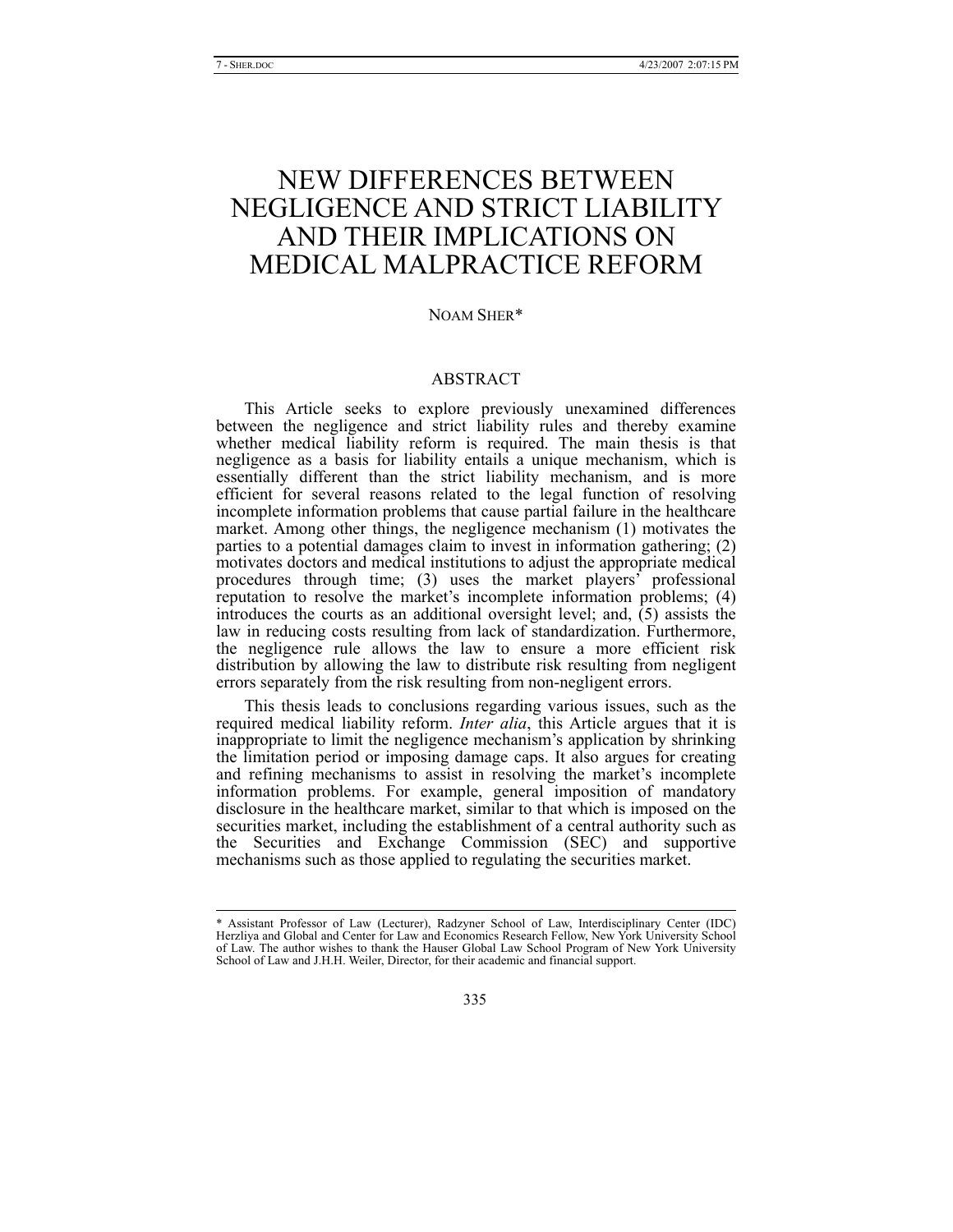# NEW DIFFERENCES BETWEEN NEGLIGENCE AND STRICT LIABILITY AND THEIR IMPLICATIONS ON MEDICAL MALPRACTICE REFORM

NOAM SHER*

## ABSTRACT

This Article seeks to explore previously unexamined differences between the negligence and strict liability rules and thereby examine whether medical liability reform is required. The main thesis is that negligence as a basis for liability entails a unique mechanism, which is essentially different than the strict liability mechanism, and is more efficient for several reasons related to the legal function of resolving incomplete information problems that cause partial failure in the healthcare market. Among other things, the negligence mechanism (1) motivates the parties to a potential damages claim to invest in information gathering; (2) motivates doctors and medical institutions to adjust the appropriate medical procedures through time; (3) uses the market players' professional reputation to resolve the market's incomplete information problems; (4) introduces the courts as an additional oversight level; and, (5) assists the law in reducing costs resulting from lack of standardization. Furthermore, the negligence rule allows the law to ensure a more efficient risk distribution by allowing the law to distribute risk resulting from negligent errors separately from the risk resulting from non-negligent errors.

This thesis leads to conclusions regarding various issues, such as the required medical liability reform. *Inter alia*, this Article argues that it is inappropriate to limit the negligence mechanism's application by shrinking the limitation period or imposing damage caps. It also argues for creating and refining mechanisms to assist in resolving the market's incomplete information problems. For example, general imposition of mandatory disclosure in the healthcare market, similar to that which is imposed on the securities market, including the establishment of a central authority such as the Securities and Exchange Commission (SEC) and supportive mechanisms such as those applied to regulating the securities market.

---

\* Assistant Professor of Law (Lecturer), Radzyner School of Law, Interdisciplinary Center (IDC) Herzliya and Global and Center for Law and Economics Research Fellow, New York University School of Law. The author wishes to thank the Hauser Global Law School Program of New York University School of Law and J.H.H. Weiler, Director, for their academic and financial support.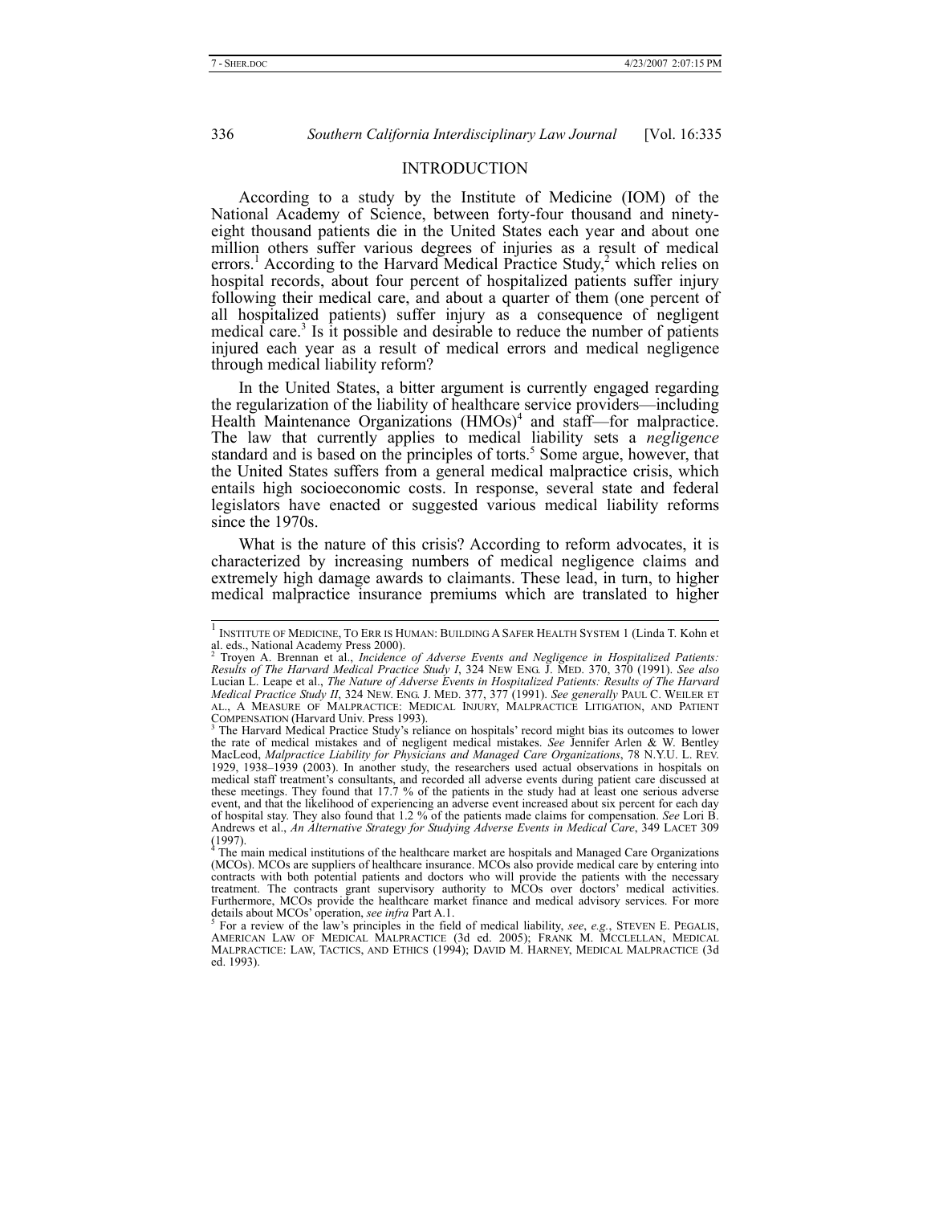## INTRODUCTION

According to a study by the Institute of Medicine (IOM) of the National Academy of Science, between forty-four thousand and ninety-eight thousand patients die in the United States each year and about one million others suffer various degrees of injuries as a result of medical errors.[1] According to the Harvard Medical Practice Study,[2] which relies on hospital records, about four percent of hospitalized patients suffer injury following their medical care, and about a quarter of them (one percent of all hospitalized patients) suffer injury as a consequence of negligent medical care.[3] Is it possible and desirable to reduce the number of patients injured each year as a result of medical errors and medical negligence through medical liability reform?

In the United States, a bitter argument is currently engaged regarding the regularization of the liability of healthcare service providers—including Health Maintenance Organizations (HMOs)[4] and staff—for malpractice. The law that currently applies to medical liability sets a *negligence* standard and is based on the principles of torts.[5] Some argue, however, that the United States suffers from a general medical malpractice crisis, which entails high socioeconomic costs. In response, several state and federal legislators have enacted or suggested various medical liability reforms since the 1970s.

What is the nature of this crisis? According to reform advocates, it is characterized by increasing numbers of medical negligence claims and extremely high damage awards to claimants. These lead, in turn, to higher medical malpractice insurance premiums which are translated to higher

---

[1] INSTITUTE OF MEDICINE, TO ERR IS HUMAN: BUILDING A SAFER HEALTH SYSTEM 1 (Linda T. Kohn et al. eds., National Academy Press 2000).

[2] Troyen A. Brennan et al., *Incidence of Adverse Events and Negligence in Hospitalized Patients: Results of The Harvard Medical Practice Study I*, 324 NEW ENG. J. MED. 370, 370 (1991). *See also* Lucian L. Leape et al., *The Nature of Adverse Events in Hospitalized Patients: Results of The Harvard Medical Practice Study II*, 324 NEW. ENG. J. MED. 377, 377 (1991). *See generally* PAUL C. WEILER ET AL., A MEASURE OF MALPRACTICE: MEDICAL INJURY, MALPRACTICE LITIGATION, AND PATIENT COMPENSATION (Harvard Univ. Press 1993).

[3] The Harvard Medical Practice Study's reliance on hospitals' record might bias its outcomes to lower the rate of medical mistakes and of negligent medical mistakes. *See* Jennifer Arlen & W. Bentley MacLeod, *Malpractice Liability for Physicians and Managed Care Organizations*, 78 N.Y.U. L. REV. 1929, 1938–1939 (2003). In another study, the researchers used actual observations in hospitals on medical staff treatment's consultants, and recorded all adverse events during patient care discussed at these meetings. They found that 17.7 % of the patients in the study had at least one serious adverse event, and that the likelihood of experiencing an adverse event increased about six percent for each day of hospital stay. They also found that 1.2 % of the patients made claims for compensation. *See* Lori B. Andrews et al., *An Alternative Strategy for Studying Adverse Events in Medical Care*, 349 LACET 309 (1997).

[4] The main medical institutions of the healthcare market are hospitals and Managed Care Organizations (MCOs). MCOs are suppliers of healthcare insurance. MCOs also provide medical care by entering into contracts with both potential patients and doctors who will provide the patients with the necessary treatment. The contracts grant supervisory authority to MCOs over doctors' medical activities. Furthermore, MCOs provide the healthcare market finance and medical advisory services. For more details about MCOs' operation, *see infra* Part A.1.

[5] For a review of the law's principles in the field of medical liability, *see*, *e.g.*, STEVEN E. PEGALIS, AMERICAN LAW OF MEDICAL MALPRACTICE (3d ed. 2005); FRANK M. MCCLELLAN, MEDICAL MALPRACTICE: LAW, TACTICS, AND ETHICS (1994); DAVID M. HARNEY, MEDICAL MALPRACTICE (3d ed. 1993).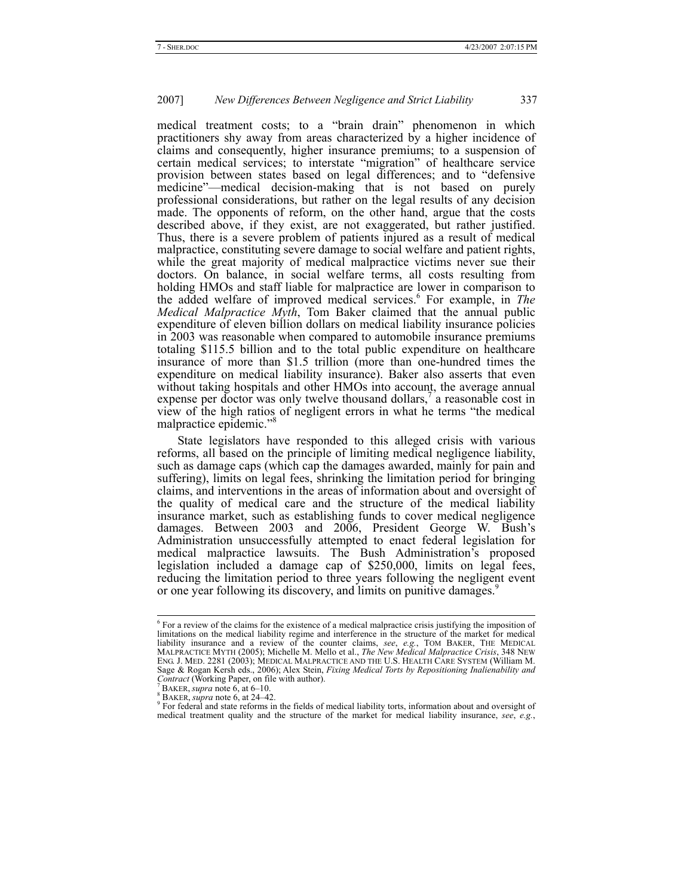medical treatment costs; to a "brain drain" phenomenon in which practitioners shy away from areas characterized by a higher incidence of claims and consequently, higher insurance premiums; to a suspension of certain medical services; to interstate "migration" of healthcare service provision between states based on legal differences; and to "defensive medicine"—medical decision-making that is not based on purely professional considerations, but rather on the legal results of any decision made. The opponents of reform, on the other hand, argue that the costs described above, if they exist, are not exaggerated, but rather justified. Thus, there is a severe problem of patients injured as a result of medical malpractice, constituting severe damage to social welfare and patient rights, while the great majority of medical malpractice victims never sue their doctors. On balance, in social welfare terms, all costs resulting from holding HMOs and staff liable for malpractice are lower in comparison to the added welfare of improved medical services.[6] For example, in *The Medical Malpractice Myth*, Tom Baker claimed that the annual public expenditure of eleven billion dollars on medical liability insurance policies in 2003 was reasonable when compared to automobile insurance premiums totaling \$115.5 billion and to the total public expenditure on healthcare insurance of more than \$1.5 trillion (more than one-hundred times the expenditure on medical liability insurance). Baker also asserts that even without taking hospitals and other HMOs into account, the average annual expense per doctor was only twelve thousand dollars,[7] a reasonable cost in view of the high ratios of negligent errors in what he terms "the medical malpractice epidemic."[8]

State legislators have responded to this alleged crisis with various reforms, all based on the principle of limiting medical negligence liability, such as damage caps (which cap the damages awarded, mainly for pain and suffering), limits on legal fees, shrinking the limitation period for bringing claims, and interventions in the areas of information about and oversight of the quality of medical care and the structure of the medical liability insurance market, such as establishing funds to cover medical negligence damages. Between 2003 and 2006, President George W. Bush's Administration unsuccessfully attempted to enact federal legislation for medical malpractice lawsuits. The Bush Administration's proposed legislation included a damage cap of \$250,000, limits on legal fees, reducing the limitation period to three years following the negligent event or one year following its discovery, and limits on punitive damages.[9]

---

[6] For a review of the claims for the existence of a medical malpractice crisis justifying the imposition of limitations on the medical liability regime and interference in the structure of the market for medical liability insurance and a review of the counter claims, *see*, *e.g.*, TOM BAKER, THE MEDICAL MALPRACTICE MYTH (2005); Michelle M. Mello et al., *The New Medical Malpractice Crisis*, 348 NEW ENG. J. MED. 2281 (2003); MEDICAL MALPRACTICE AND THE U.S. HEALTH CARE SYSTEM (William M. Sage & Rogan Kersh eds., 2006); Alex Stein, *Fixing Medical Torts by Repositioning Inalienability and Contract* (Working Paper, on file with author).

[7] BAKER, *supra* note 6, at 6–10.

[8] BAKER, *supra* note 6, at 24–42.

[9] For federal and state reforms in the fields of medical liability torts, information about and oversight of medical treatment quality and the structure of the market for medical liability insurance, *see*, *e.g.*,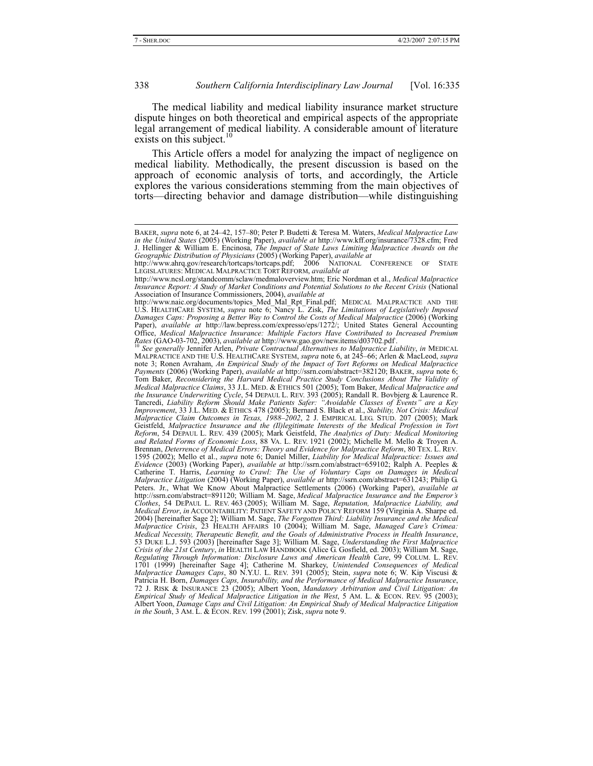The medical liability and medical liability insurance market structure dispute hinges on both theoretical and empirical aspects of the appropriate legal arrangement of medical liability. A considerable amount of literature exists on this subject.[10]

This Article offers a model for analyzing the impact of negligence on medical liability. Methodically, the present discussion is based on the approach of economic analysis of torts, and accordingly, the Article explores the various considerations stemming from the main objectives of torts—directing behavior and damage distribution—while distinguishing

---

BAKER, *supra* note 6, at 24–42, 157–80; Peter P. Budetti & Teresa M. Waters, *Medical Malpractice Law in the United States* (2005) (Working Paper), *available at* http://www.kff.org/insurance/7328.cfm; Fred J. Hellinger & William E. Encinosa, *The Impact of State Laws Limiting Malpractice Awards on the Geographic Distribution of Physicians* (2005) (Working Paper), *available at* http://www.ahrq.gov/research/tortcaps/tortcaps.pdf; 2006 NATIONAL CONFERENCE OF STATE LEGISLATURES: MEDICAL MALPRACTICE TORT REFORM, *available at* http://www.ncsl.org/standcomm/sclaw/medmaloverview.htm; Eric Nordman et al., *Medical Malpractice Insurance Report: A Study of Market Conditions and Potential Solutions to the Recent Crisis* (National Association of Insurance Commissioners, 2004), *available at* http://www.naic.org/documents/topics_Med_Mal_Rpt_Final.pdf; MEDICAL MALPRACTICE AND THE U.S. HEALTHCARE SYSTEM, *supra* note 6; Nancy L. Zisk, *The Limitations of Legislatively Imposed Damages Caps: Proposing a Better Way to Control the Costs of Medical Malpractice* (2006) (Working Paper), *available at* http://law.bepress.com/expresso/eps/1272/; United States General Accounting Office, *Medical Malpractice Insurance: Multiple Factors Have Contributed to Increased Premium Rates* (GAO-03-702, 2003), *available at* http://www.gao.gov/new.items/d03702.pdf.

[10] *See generally* Jennifer Arlen, *Private Contractual Alternatives to Malpractice Liability*, *in* MEDICAL MALPRACTICE AND THE U.S. HEALTHCARE SYSTEM, *supra* note 6, at 245–66; Arlen & MacLeod, *supra* note 3; Ronen Avraham, *An Empirical Study of the Impact of Tort Reforms on Medical Malpractice Payments* (2006) (Working Paper), *available at* http://ssrn.com/abstract=382120; BAKER, *supra* note 6; Tom Baker, *Reconsidering the Harvard Medical Practice Study Conclusions About The Validity of Medical Malpractice Claims*, 33 J.L. MED. & ETHICS 501 (2005); Tom Baker, *Medical Malpractice and the Insurance Underwriting Cycle*, 54 DEPAUL L. REV. 393 (2005); Randall R. Bovbjerg & Laurence R. Tancredi, *Liability Reform Should Make Patients Safer: "Avoidable Classes of Events" are a Key Improvement*, 33 J.L. MED. & ETHICS 478 (2005); Bernard S. Black et al., *Stability, Not Crisis: Medical Malpractice Claim Outcomes in Texas, 1988–2002*, 2 J. EMPIRICAL LEG. STUD. 207 (2005); Mark Geistfeld, *Malpractice Insurance and the (Il)legitimate Interests of the Medical Profession in Tort Reform*, 54 DEPAUL L. REV. 439 (2005); Mark Geistfeld, *The Analytics of Duty: Medical Monitoring and Related Forms of Economic Loss*, 88 VA. L. REV. 1921 (2002); Michelle M. Mello & Troyen A. Brennan, *Deterrence of Medical Errors: Theory and Evidence for Malpractice Reform*, 80 TEX. L. REV. 1595 (2002); Mello et al., *supra* note 6; Daniel Miller, *Liability for Medical Malpractice: Issues and Evidence* (2003) (Working Paper), *available at* http://ssrn.com/abstract=659102; Ralph A. Peeples & Catherine T. Harris, *Learning to Crawl: The Use of Voluntary Caps on Damages in Medical Malpractice Litigation* (2004) (Working Paper), *available at* http://ssrn.com/abstract=631243; Philip G. Peters. Jr., What We Know About Malpractice Settlements (2006) (Working Paper), *available at* http://ssrn.com/abstract=891120; William M. Sage, *Medical Malpractice Insurance and the Emperor's Clothes*, 54 DEPAUL L. REV. 463 (2005); William M. Sage, *Reputation, Malpractice Liability, and Medical Error*, *in* ACCOUNTABILITY: PATIENT SAFETY AND POLICY REFORM 159 (Virginia A. Sharpe ed. 2004) [hereinafter Sage 2]; William M. Sage, *The Forgotten Third: Liability Insurance and the Medical Malpractice Crisis*, 23 HEALTH AFFAIRS 10 (2004); William M. Sage, *Managed Care's Crimea: Medical Necessity, Therapeutic Benefit, and the Goals of Administrative Process in Health Insurance*, 53 DUKE L.J. 593 (2003) [hereinafter Sage 3]; William M. Sage, *Understanding the First Malpractice Crisis of the 21st Century*, *in* HEALTH LAW HANDBOOK (Alice G. Gosfield, ed. 2003); William M. Sage, *Regulating Through Information: Disclosure Laws and American Health Care*, 99 COLUM. L. REV. 1701 (1999) [hereinafter Sage 4]; Catherine M. Sharkey, *Unintended Consequences of Medical Malpractice Damages Caps*, 80 N.Y.U. L. REV. 391 (2005); Stein, *supra* note 6; W. Kip Viscusi & Patricia H. Born, *Damages Caps, Insurability, and the Performance of Medical Malpractice Insurance*, 72 J. RISK & INSURANCE 23 (2005); Albert Yoon, *Mandatory Arbitration and Civil Litigation: An Empirical Study of Medical Malpractice Litigation in the West*, 5 AM. L. & ECON. REV. 95 (2003); Albert Yoon, *Damage Caps and Civil Litigation: An Empirical Study of Medical Malpractice Litigation in the South*, 3 AM. L. & ECON. REV. 199 (2001); Zisk, *supra* note 9.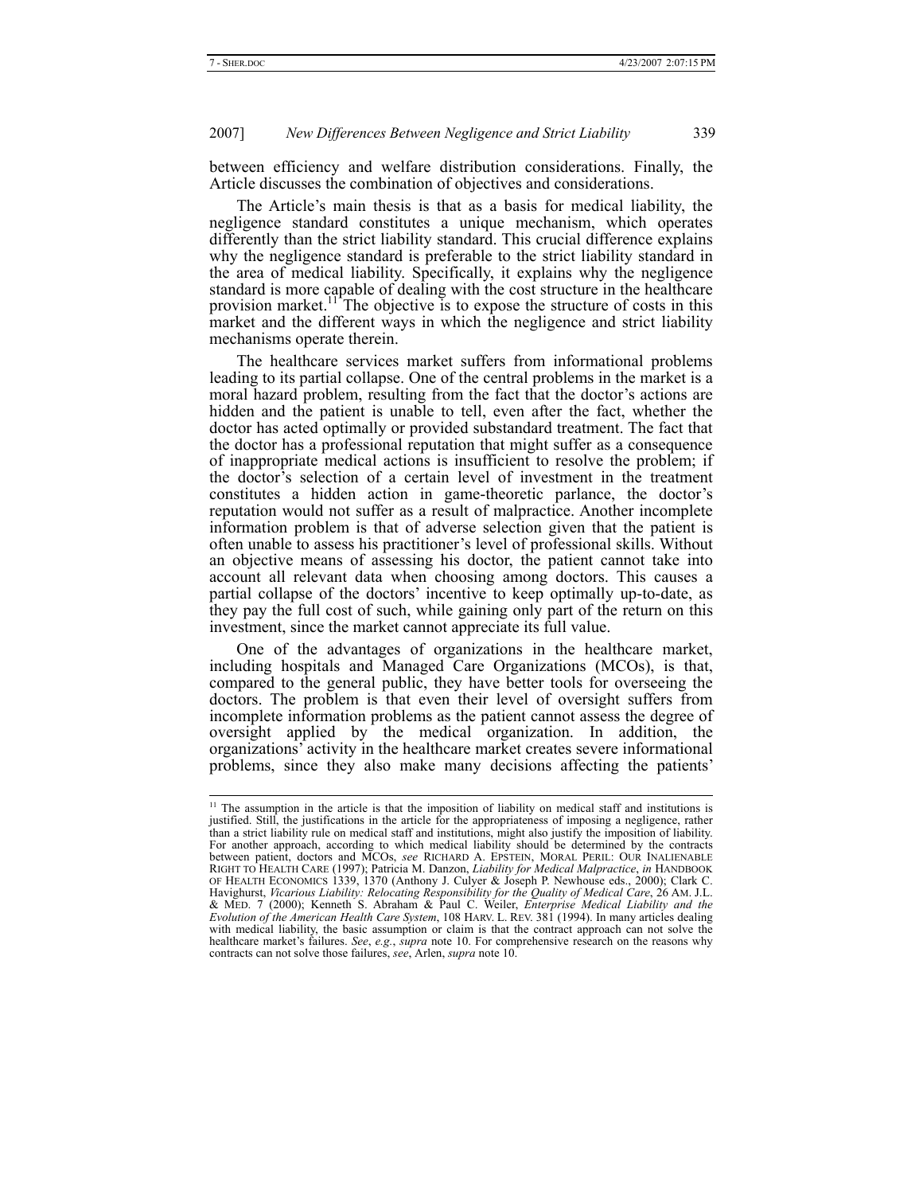between efficiency and welfare distribution considerations. Finally, the Article discusses the combination of objectives and considerations.

The Article's main thesis is that as a basis for medical liability, the negligence standard constitutes a unique mechanism, which operates differently than the strict liability standard. This crucial difference explains why the negligence standard is preferable to the strict liability standard in the area of medical liability. Specifically, it explains why the negligence standard is more capable of dealing with the cost structure in the healthcare provision market.[11] The objective is to expose the structure of costs in this market and the different ways in which the negligence and strict liability mechanisms operate therein.

The healthcare services market suffers from informational problems leading to its partial collapse. One of the central problems in the market is a moral hazard problem, resulting from the fact that the doctor's actions are hidden and the patient is unable to tell, even after the fact, whether the doctor has acted optimally or provided substandard treatment. The fact that the doctor has a professional reputation that might suffer as a consequence of inappropriate medical actions is insufficient to resolve the problem; if the doctor's selection of a certain level of investment in the treatment constitutes a hidden action in game-theoretic parlance, the doctor's reputation would not suffer as a result of malpractice. Another incomplete information problem is that of adverse selection given that the patient is often unable to assess his practitioner's level of professional skills. Without an objective means of assessing his doctor, the patient cannot take into account all relevant data when choosing among doctors. This causes a partial collapse of the doctors' incentive to keep optimally up-to-date, as they pay the full cost of such, while gaining only part of the return on this investment, since the market cannot appreciate its full value.

One of the advantages of organizations in the healthcare market, including hospitals and Managed Care Organizations (MCOs), is that, compared to the general public, they have better tools for overseeing the doctors. The problem is that even their level of oversight suffers from incomplete information problems as the patient cannot assess the degree of oversight applied by the medical organization. In addition, the organizations' activity in the healthcare market creates severe informational problems, since they also make many decisions affecting the patients'

---

[11] The assumption in the article is that the imposition of liability on medical staff and institutions is justified. Still, the justifications in the article for the appropriateness of imposing a negligence, rather than a strict liability rule on medical staff and institutions, might also justify the imposition of liability. For another approach, according to which medical liability should be determined by the contracts between patient, doctors and MCOs, *see* RICHARD A. EPSTEIN, MORAL PERIL: OUR INALIENABLE RIGHT TO HEALTH CARE (1997); Patricia M. Danzon, *Liability for Medical Malpractice*, *in* HANDBOOK OF HEALTH ECONOMICS 1339, 1370 (Anthony J. Culyer & Joseph P. Newhouse eds., 2000); Clark C. Havighurst, *Vicarious Liability: Relocating Responsibility for the Quality of Medical Care*, 26 AM. J.L. & MED. 7 (2000); Kenneth S. Abraham & Paul C. Weiler, *Enterprise Medical Liability and the Evolution of the American Health Care System*, 108 HARV. L. REV. 381 (1994). In many articles dealing with medical liability, the basic assumption or claim is that the contract approach can not solve the healthcare market's failures. *See*, *e.g.*, *supra* note 10. For comprehensive research on the reasons why contracts can not solve those failures, *see*, Arlen, *supra* note 10.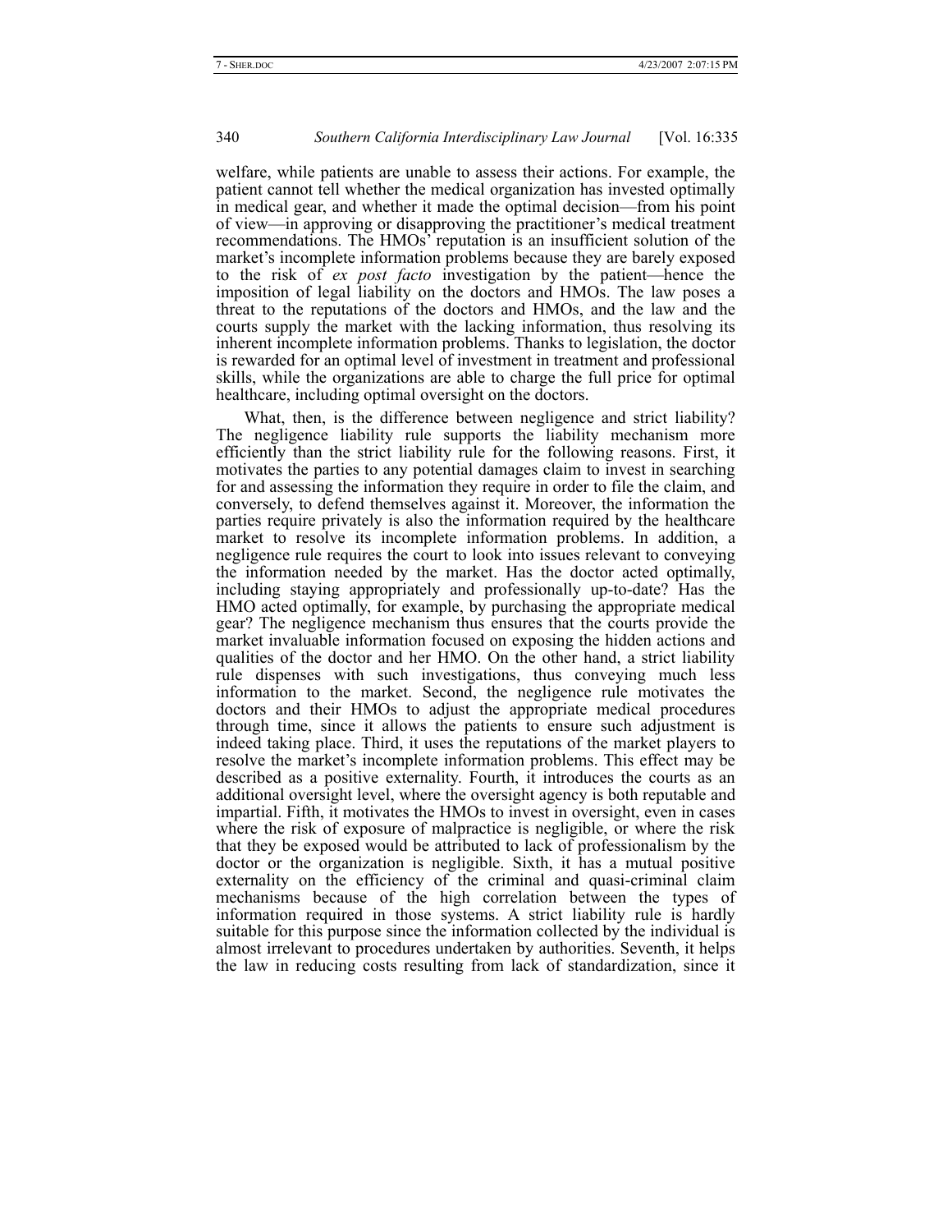welfare, while patients are unable to assess their actions. For example, the patient cannot tell whether the medical organization has invested optimally in medical gear, and whether it made the optimal decision—from his point of view—in approving or disapproving the practitioner's medical treatment recommendations. The HMOs' reputation is an insufficient solution of the market's incomplete information problems because they are barely exposed to the risk of *ex post facto* investigation by the patient—hence the imposition of legal liability on the doctors and HMOs. The law poses a threat to the reputations of the doctors and HMOs, and the law and the courts supply the market with the lacking information, thus resolving its inherent incomplete information problems. Thanks to legislation, the doctor is rewarded for an optimal level of investment in treatment and professional skills, while the organizations are able to charge the full price for optimal healthcare, including optimal oversight on the doctors.

What, then, is the difference between negligence and strict liability? The negligence liability rule supports the liability mechanism more efficiently than the strict liability rule for the following reasons. First, it motivates the parties to any potential damages claim to invest in searching for and assessing the information they require in order to file the claim, and conversely, to defend themselves against it. Moreover, the information the parties require privately is also the information required by the healthcare market to resolve its incomplete information problems. In addition, a negligence rule requires the court to look into issues relevant to conveying the information needed by the market. Has the doctor acted optimally, including staying appropriately and professionally up-to-date? Has the HMO acted optimally, for example, by purchasing the appropriate medical gear? The negligence mechanism thus ensures that the courts provide the market invaluable information focused on exposing the hidden actions and qualities of the doctor and her HMO. On the other hand, a strict liability rule dispenses with such investigations, thus conveying much less information to the market. Second, the negligence rule motivates the doctors and their HMOs to adjust the appropriate medical procedures through time, since it allows the patients to ensure such adjustment is indeed taking place. Third, it uses the reputations of the market players to resolve the market's incomplete information problems. This effect may be described as a positive externality. Fourth, it introduces the courts as an additional oversight level, where the oversight agency is both reputable and impartial. Fifth, it motivates the HMOs to invest in oversight, even in cases where the risk of exposure of malpractice is negligible, or where the risk that they be exposed would be attributed to lack of professionalism by the doctor or the organization is negligible. Sixth, it has a mutual positive externality on the efficiency of the criminal and quasi-criminal claim mechanisms because of the high correlation between the types of information required in those systems. A strict liability rule is hardly suitable for this purpose since the information collected by the individual is almost irrelevant to procedures undertaken by authorities. Seventh, it helps the law in reducing costs resulting from lack of standardization, since it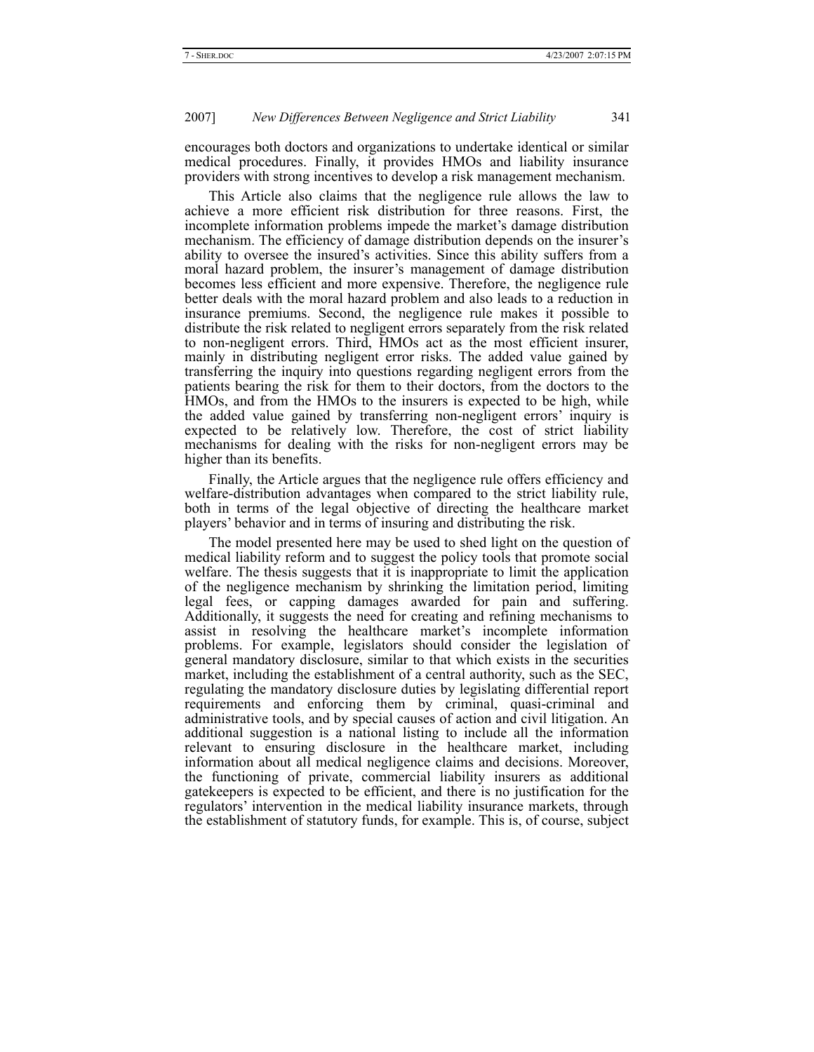encourages both doctors and organizations to undertake identical or similar medical procedures. Finally, it provides HMOs and liability insurance providers with strong incentives to develop a risk management mechanism.

This Article also claims that the negligence rule allows the law to achieve a more efficient risk distribution for three reasons. First, the incomplete information problems impede the market's damage distribution mechanism. The efficiency of damage distribution depends on the insurer's ability to oversee the insured's activities. Since this ability suffers from a moral hazard problem, the insurer's management of damage distribution becomes less efficient and more expensive. Therefore, the negligence rule better deals with the moral hazard problem and also leads to a reduction in insurance premiums. Second, the negligence rule makes it possible to distribute the risk related to negligent errors separately from the risk related to non-negligent errors. Third, HMOs act as the most efficient insurer, mainly in distributing negligent error risks. The added value gained by transferring the inquiry into questions regarding negligent errors from the patients bearing the risk for them to their doctors, from the doctors to the HMOs, and from the HMOs to the insurers is expected to be high, while the added value gained by transferring non-negligent errors' inquiry is expected to be relatively low. Therefore, the cost of strict liability mechanisms for dealing with the risks for non-negligent errors may be higher than its benefits.

Finally, the Article argues that the negligence rule offers efficiency and welfare-distribution advantages when compared to the strict liability rule, both in terms of the legal objective of directing the healthcare market players' behavior and in terms of insuring and distributing the risk.

The model presented here may be used to shed light on the question of medical liability reform and to suggest the policy tools that promote social welfare. The thesis suggests that it is inappropriate to limit the application of the negligence mechanism by shrinking the limitation period, limiting legal fees, or capping damages awarded for pain and suffering. Additionally, it suggests the need for creating and refining mechanisms to assist in resolving the healthcare market's incomplete information problems. For example, legislators should consider the legislation of general mandatory disclosure, similar to that which exists in the securities market, including the establishment of a central authority, such as the SEC, regulating the mandatory disclosure duties by legislating differential report requirements and enforcing them by criminal, quasi-criminal and administrative tools, and by special causes of action and civil litigation. An additional suggestion is a national listing to include all the information relevant to ensuring disclosure in the healthcare market, including information about all medical negligence claims and decisions. Moreover, the functioning of private, commercial liability insurers as additional gatekeepers is expected to be efficient, and there is no justification for the regulators' intervention in the medical liability insurance markets, through the establishment of statutory funds, for example. This is, of course, subject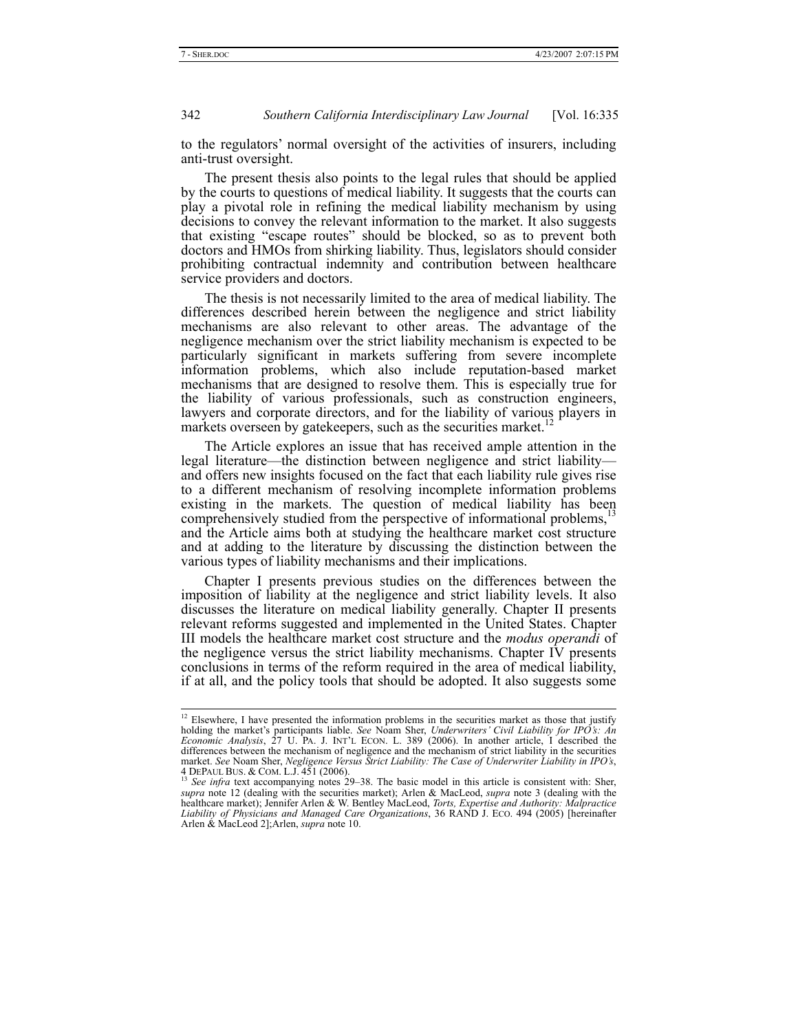to the regulators' normal oversight of the activities of insurers, including anti-trust oversight.

The present thesis also points to the legal rules that should be applied by the courts to questions of medical liability. It suggests that the courts can play a pivotal role in refining the medical liability mechanism by using decisions to convey the relevant information to the market. It also suggests that existing "escape routes" should be blocked, so as to prevent both doctors and HMOs from shirking liability. Thus, legislators should consider prohibiting contractual indemnity and contribution between healthcare service providers and doctors.

The thesis is not necessarily limited to the area of medical liability. The differences described herein between the negligence and strict liability mechanisms are also relevant to other areas. The advantage of the negligence mechanism over the strict liability mechanism is expected to be particularly significant in markets suffering from severe incomplete information problems, which also include reputation-based market mechanisms that are designed to resolve them. This is especially true for the liability of various professionals, such as construction engineers, lawyers and corporate directors, and for the liability of various players in markets overseen by gatekeepers, such as the securities market.[12]

The Article explores an issue that has received ample attention in the legal literature—the distinction between negligence and strict liability—and offers new insights focused on the fact that each liability rule gives rise to a different mechanism of resolving incomplete information problems existing in the markets. The question of medical liability has been comprehensively studied from the perspective of informational problems,[13] and the Article aims both at studying the healthcare market cost structure and at adding to the literature by discussing the distinction between the various types of liability mechanisms and their implications.

Chapter I presents previous studies on the differences between the imposition of liability at the negligence and strict liability levels. It also discusses the literature on medical liability generally. Chapter II presents relevant reforms suggested and implemented in the United States. Chapter III models the healthcare market cost structure and the *modus operandi* of the negligence versus the strict liability mechanisms. Chapter IV presents conclusions in terms of the reform required in the area of medical liability, if at all, and the policy tools that should be adopted. It also suggests some

---

[12] Elsewhere, I have presented the information problems in the securities market as those that justify holding the market's participants liable. *See* Noam Sher, *Underwriters' Civil Liability for IPO's: An Economic Analysis*, 27 U. PA. J. INT'L ECON. L. 389 (2006). In another article, I described the differences between the mechanism of negligence and the mechanism of strict liability in the securities market. *See* Noam Sher, *Negligence Versus Strict Liability: The Case of Underwriter Liability in IPO's*, 4 DEPAUL BUS. & COM. L.J. 451 (2006).

[13] *See infra* text accompanying notes 29–38. The basic model in this article is consistent with: Sher, *supra* note 12 (dealing with the securities market); Arlen & MacLeod, *supra* note 3 (dealing with the healthcare market); Jennifer Arlen & W. Bentley MacLeod, *Torts, Expertise and Authority: Malpractice Liability of Physicians and Managed Care Organizations*, 36 RAND J. ECO. 494 (2005) [hereinafter Arlen & MacLeod 2];Arlen, *supra* note 10.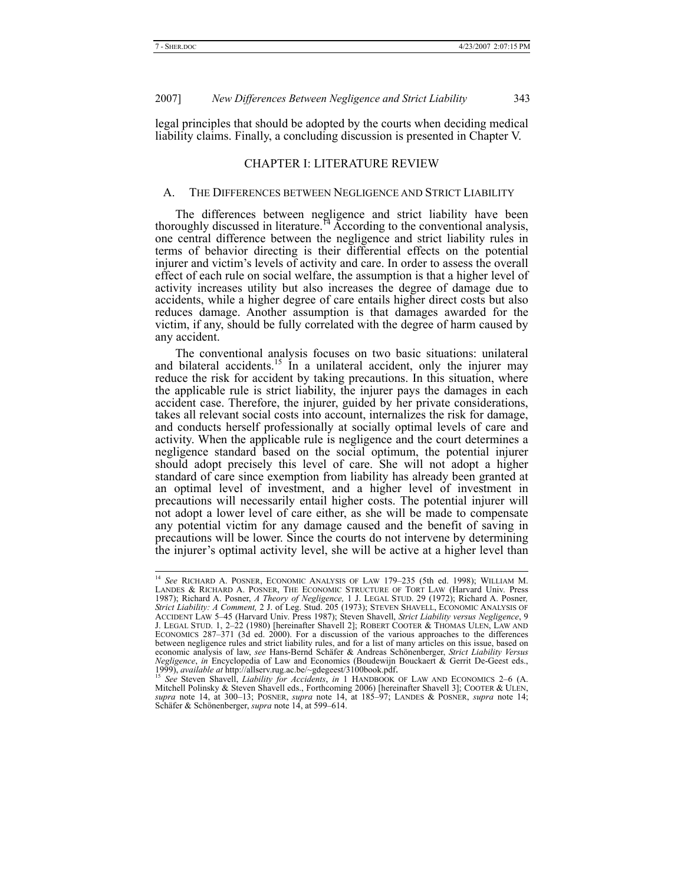legal principles that should be adopted by the courts when deciding medical liability claims. Finally, a concluding discussion is presented in Chapter V.

## CHAPTER I: LITERATURE REVIEW

### A. THE DIFFERENCES BETWEEN NEGLIGENCE AND STRICT LIABILITY

The differences between negligence and strict liability have been thoroughly discussed in literature.[14] According to the conventional analysis, one central difference between the negligence and strict liability rules in terms of behavior directing is their differential effects on the potential injurer and victim's levels of activity and care. In order to assess the overall effect of each rule on social welfare, the assumption is that a higher level of activity increases utility but also increases the degree of damage due to accidents, while a higher degree of care entails higher direct costs but also reduces damage. Another assumption is that damages awarded for the victim, if any, should be fully correlated with the degree of harm caused by any accident.

The conventional analysis focuses on two basic situations: unilateral and bilateral accidents.[15] In a unilateral accident, only the injurer may reduce the risk for accident by taking precautions. In this situation, where the applicable rule is strict liability, the injurer pays the damages in each accident case. Therefore, the injurer, guided by her private considerations, takes all relevant social costs into account, internalizes the risk for damage, and conducts herself professionally at socially optimal levels of care and activity. When the applicable rule is negligence and the court determines a negligence standard based on the social optimum, the potential injurer should adopt precisely this level of care. She will not adopt a higher standard of care since exemption from liability has already been granted at an optimal level of investment, and a higher level of investment in precautions will necessarily entail higher costs. The potential injurer will not adopt a lower level of care either, as she will be made to compensate any potential victim for any damage caused and the benefit of saving in precautions will be lower. Since the courts do not intervene by determining the injurer's optimal activity level, she will be active at a higher level than

---

[14] *See* RICHARD A. POSNER, ECONOMIC ANALYSIS OF LAW 179–235 (5th ed. 1998); WILLIAM M. LANDES & RICHARD A. POSNER, THE ECONOMIC STRUCTURE OF TORT LAW (Harvard Univ. Press 1987); Richard A. Posner, *A Theory of Negligence,* 1 J. LEGAL STUD. 29 (1972); Richard A. Posner*, Strict Liability: A Comment,* 2 J. of Leg. Stud. 205 (1973); STEVEN SHAVELL, ECONOMIC ANALYSIS OF ACCIDENT LAW 5–45 (Harvard Univ. Press 1987); Steven Shavell, *Strict Liability versus Negligence*, 9 J. LEGAL STUD. 1, 2–22 (1980) [hereinafter Shavell 2]; ROBERT COOTER & THOMAS ULEN, LAW AND ECONOMICS 287–371 (3d ed. 2000). For a discussion of the various approaches to the differences between negligence rules and strict liability rules, and for a list of many articles on this issue, based on economic analysis of law, *see* Hans-Bernd Schäfer & Andreas Schönenberger, *Strict Liability Versus Negligence*, *in* Encyclopedia of Law and Economics (Boudewijn Bouckaert & Gerrit De-Geest eds., 1999), *available at* http://allserv.rug.ac.be/~gdegeest/3100book.pdf.

[15] *See* Steven Shavell, *Liability for Accidents*, *in* 1 HANDBOOK OF LAW AND ECONOMICS 2–6 (A. Mitchell Polinsky & Steven Shavell eds., Forthcoming 2006) [hereinafter Shavell 3]; COOTER & ULEN, *supra* note 14, at 300–13; POSNER, *supra* note 14, at 185–97; LANDES & POSNER, *supra* note 14; Schäfer & Schönenberger, *supra* note 14, at 599–614.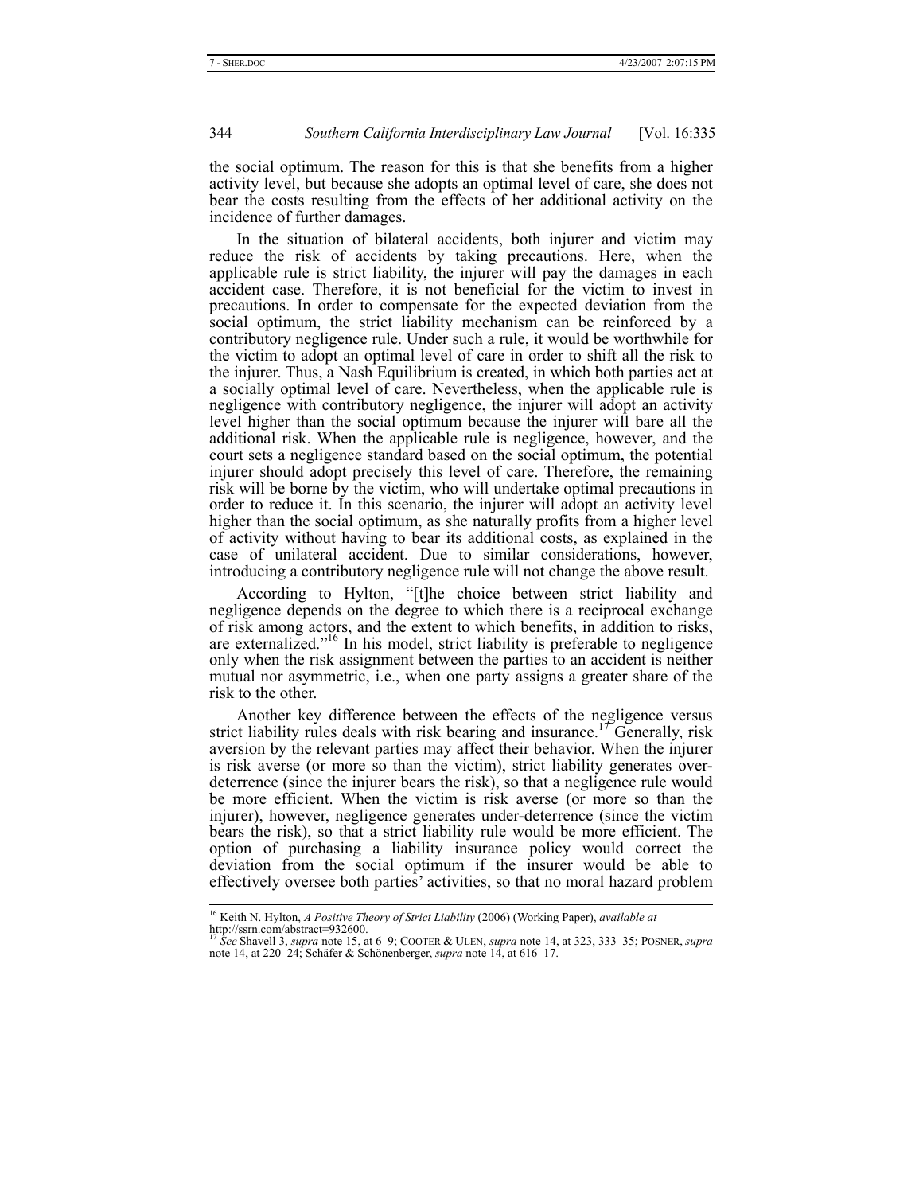the social optimum. The reason for this is that she benefits from a higher activity level, but because she adopts an optimal level of care, she does not bear the costs resulting from the effects of her additional activity on the incidence of further damages.

In the situation of bilateral accidents, both injurer and victim may reduce the risk of accidents by taking precautions. Here, when the applicable rule is strict liability, the injurer will pay the damages in each accident case. Therefore, it is not beneficial for the victim to invest in precautions. In order to compensate for the expected deviation from the social optimum, the strict liability mechanism can be reinforced by a contributory negligence rule. Under such a rule, it would be worthwhile for the victim to adopt an optimal level of care in order to shift all the risk to the injurer. Thus, a Nash Equilibrium is created, in which both parties act at a socially optimal level of care. Nevertheless, when the applicable rule is negligence with contributory negligence, the injurer will adopt an activity level higher than the social optimum because the injurer will bare all the additional risk. When the applicable rule is negligence, however, and the court sets a negligence standard based on the social optimum, the potential injurer should adopt precisely this level of care. Therefore, the remaining risk will be borne by the victim, who will undertake optimal precautions in order to reduce it. In this scenario, the injurer will adopt an activity level higher than the social optimum, as she naturally profits from a higher level of activity without having to bear its additional costs, as explained in the case of unilateral accident. Due to similar considerations, however, introducing a contributory negligence rule will not change the above result.

According to Hylton, "[t]he choice between strict liability and negligence depends on the degree to which there is a reciprocal exchange of risk among actors, and the extent to which benefits, in addition to risks, are externalized."[16] In his model, strict liability is preferable to negligence only when the risk assignment between the parties to an accident is neither mutual nor asymmetric, i.e., when one party assigns a greater share of the risk to the other.

Another key difference between the effects of the negligence versus strict liability rules deals with risk bearing and insurance.[17] Generally, risk aversion by the relevant parties may affect their behavior. When the injurer is risk averse (or more so than the victim), strict liability generates over-deterrence (since the injurer bears the risk), so that a negligence rule would be more efficient. When the victim is risk averse (or more so than the injurer), however, negligence generates under-deterrence (since the victim bears the risk), so that a strict liability rule would be more efficient. The option of purchasing a liability insurance policy would correct the deviation from the social optimum if the insurer would be able to effectively oversee both parties' activities, so that no moral hazard problem

---

[16] Keith N. Hylton, *A Positive Theory of Strict Liability* (2006) (Working Paper), *available at* http://ssrn.com/abstract=932600.

[17] *See* Shavell 3, *supra* note 15, at 6–9; COOTER & ULEN, *supra* note 14, at 323, 333–35; POSNER, *supra* note 14, at 220–24; Schäfer & Schönenberger, *supra* note 14, at 616–17.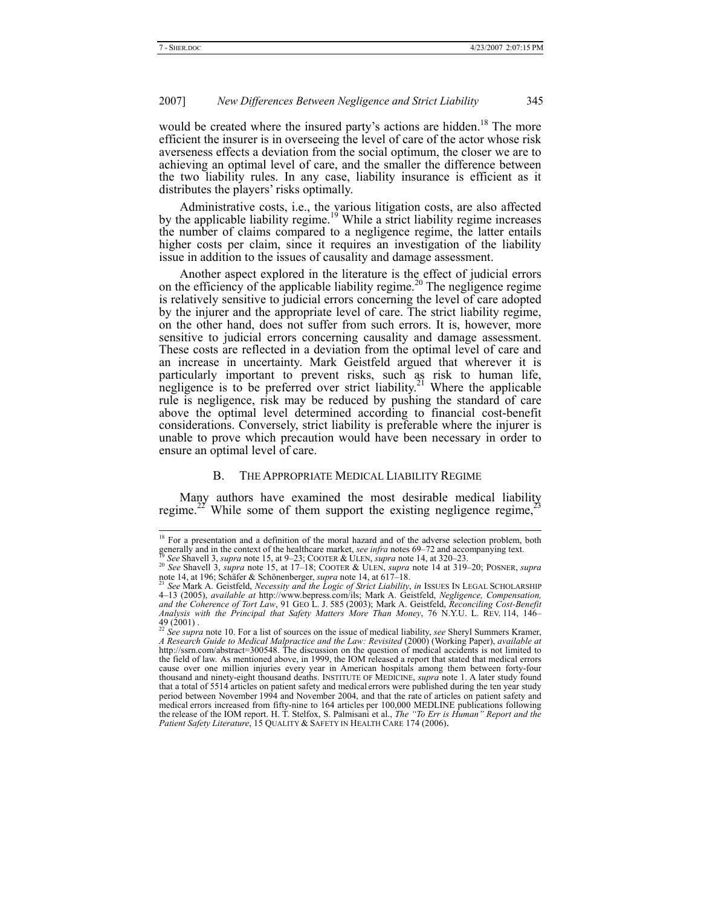would be created where the insured party's actions are hidden.[18] The more efficient the insurer is in overseeing the level of care of the actor whose risk averseness effects a deviation from the social optimum, the closer we are to achieving an optimal level of care, and the smaller the difference between the two liability rules. In any case, liability insurance is efficient as it distributes the players' risks optimally.

Administrative costs, i.e., the various litigation costs, are also affected by the applicable liability regime.[19] While a strict liability regime increases the number of claims compared to a negligence regime, the latter entails higher costs per claim, since it requires an investigation of the liability issue in addition to the issues of causality and damage assessment.

Another aspect explored in the literature is the effect of judicial errors on the efficiency of the applicable liability regime.[20] The negligence regime is relatively sensitive to judicial errors concerning the level of care adopted by the injurer and the appropriate level of care. The strict liability regime, on the other hand, does not suffer from such errors. It is, however, more sensitive to judicial errors concerning causality and damage assessment. These costs are reflected in a deviation from the optimal level of care and an increase in uncertainty. Mark Geistfeld argued that wherever it is particularly important to prevent risks, such as risk to human life, negligence is to be preferred over strict liability.[21] Where the applicable rule is negligence, risk may be reduced by pushing the standard of care above the optimal level determined according to financial cost-benefit considerations. Conversely, strict liability is preferable where the injurer is unable to prove which precaution would have been necessary in order to ensure an optimal level of care.

### B. The Appropriate Medical Liability Regime

Many authors have examined the most desirable medical liability regime.[22] While some of them support the existing negligence regime,[23]

---

[18] For a presentation and a definition of the moral hazard and of the adverse selection problem, both generally and in the context of the healthcare market, *see infra* notes 69–72 and accompanying text.

[19] *See* Shavell 3, *supra* note 15, at 9–23; Cooter & Ulen, *supra* note 14, at 320–23.

[20] *See* Shavell 3, *supra* note 15, at 17–18; Cooter & Ulen, *supra* note 14 at 319–20; Posner, *supra* note 14, at 196; Schäfer & Schönenberger, *supra* note 14, at 617–18.

[21] *See* Mark A. Geistfeld, *Necessity and the Logic of Strict Liability*, *in* Issues in Legal Scholarship 4–13 (2005), *available at* http://www.bepress.com/ils; Mark A. Geistfeld, *Negligence, Compensation, and the Coherence of Tort Law*, 91 Geo L. J. 585 (2003); Mark A. Geistfeld, *Reconciling Cost-Benefit Analysis with the Principal that Safety Matters More Than Money*, 76 N.Y.U. L. Rev. 114, 146–49 (2001) .

[22] *See supra* note 10. For a list of sources on the issue of medical liability, *see* Sheryl Summers Kramer, *A Research Guide to Medical Malpractice and the Law: Revisited* (2000) (Working Paper), *available at* http://ssrn.com/abstract=300548. The discussion on the question of medical accidents is not limited to the field of law. As mentioned above, in 1999, the IOM released a report that stated that medical errors cause over one million injuries every year in American hospitals among them between forty-four thousand and ninety-eight thousand deaths. Institute of Medicine, *supra* note 1. A later study found that a total of 5514 articles on patient safety and medical errors were published during the ten year study period between November 1994 and November 2004, and that the rate of articles on patient safety and medical errors increased from fifty-nine to 164 articles per 100,000 MEDLINE publications following the release of the IOM report. H. T. Stelfox, S. Palmisani et al., *The "To Err is Human" Report and the Patient Safety Literature*, 15 Quality & Safety in Health Care 174 (2006).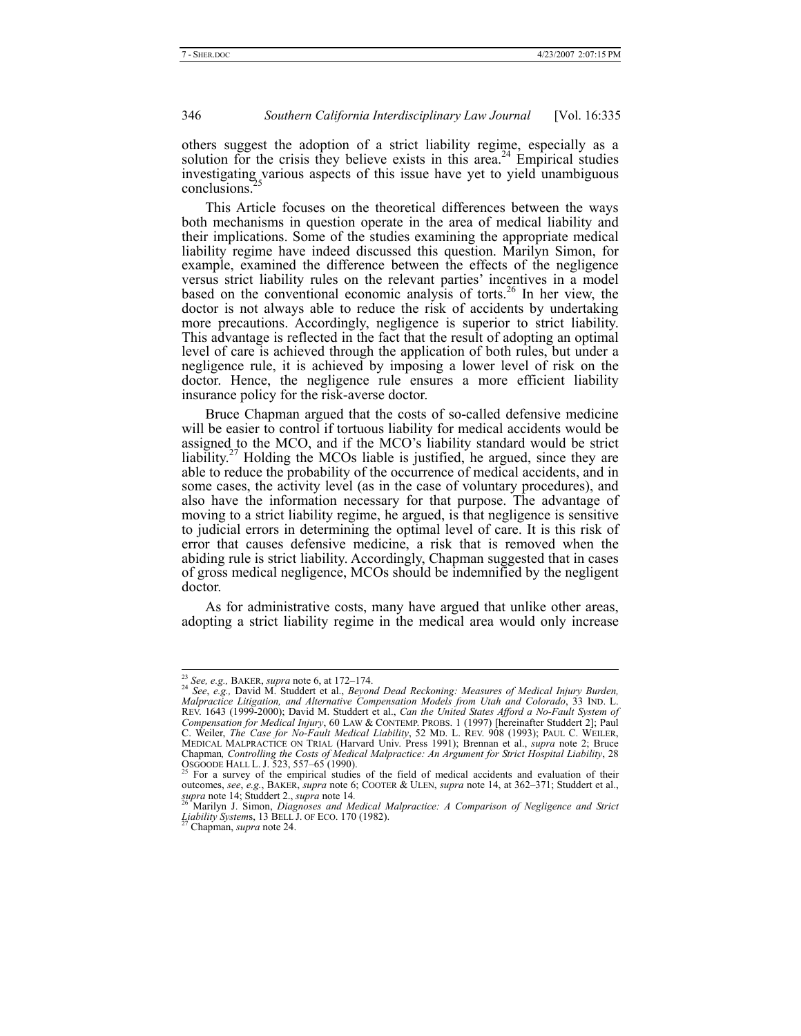others suggest the adoption of a strict liability regime, especially as a solution for the crisis they believe exists in this area.[24] Empirical studies investigating various aspects of this issue have yet to yield unambiguous conclusions.[25]

This Article focuses on the theoretical differences between the ways both mechanisms in question operate in the area of medical liability and their implications. Some of the studies examining the appropriate medical liability regime have indeed discussed this question. Marilyn Simon, for example, examined the difference between the effects of the negligence versus strict liability rules on the relevant parties' incentives in a model based on the conventional economic analysis of torts.[26] In her view, the doctor is not always able to reduce the risk of accidents by undertaking more precautions. Accordingly, negligence is superior to strict liability. This advantage is reflected in the fact that the result of adopting an optimal level of care is achieved through the application of both rules, but under a negligence rule, it is achieved by imposing a lower level of risk on the doctor. Hence, the negligence rule ensures a more efficient liability insurance policy for the risk-averse doctor.

Bruce Chapman argued that the costs of so-called defensive medicine will be easier to control if tortuous liability for medical accidents would be assigned to the MCO, and if the MCO's liability standard would be strict liability.[27] Holding the MCOs liable is justified, he argued, since they are able to reduce the probability of the occurrence of medical accidents, and in some cases, the activity level (as in the case of voluntary procedures), and also have the information necessary for that purpose. The advantage of moving to a strict liability regime, he argued, is that negligence is sensitive to judicial errors in determining the optimal level of care. It is this risk of error that causes defensive medicine, a risk that is removed when the abiding rule is strict liability. Accordingly, Chapman suggested that in cases of gross medical negligence, MCOs should be indemnified by the negligent doctor.

As for administrative costs, many have argued that unlike other areas, adopting a strict liability regime in the medical area would only increase

---

[23] *See, e.g.,* BAKER, *supra* note 6, at 172–174.

[24] *See*, *e.g.,* David M. Studdert et al., *Beyond Dead Reckoning: Measures of Medical Injury Burden, Malpractice Litigation, and Alternative Compensation Models from Utah and Colorado*, 33 IND. L. REV. 1643 (1999-2000); David M. Studdert et al., *Can the United States Afford a No-Fault System of Compensation for Medical Injury*, 60 LAW & CONTEMP. PROBS. 1 (1997) [hereinafter Studdert 2]; Paul C. Weiler, *The Case for No-Fault Medical Liability*, 52 MD. L. REV. 908 (1993); PAUL C. WEILER, MEDICAL MALPRACTICE ON TRIAL (Harvard Univ. Press 1991); Brennan et al., *supra* note 2; Bruce Chapman*, Controlling the Costs of Medical Malpractice: An Argument for Strict Hospital Liability*, 28 OSGOODE HALL L. J. 523, 557–65 (1990).

[25] For a survey of the empirical studies of the field of medical accidents and evaluation of their outcomes, *see*, *e.g.*, BAKER, *supra* note 6; COOTER & ULEN, *supra* note 14, at 362–371; Studdert et al., *supra* note 14; Studdert 2., *supra* note 14.

[26] Marilyn J. Simon, *Diagnoses and Medical Malpractice: A Comparison of Negligence and Strict Liability Systems*, 13 BELL J. OF ECO. 170 (1982).

[27] Chapman, *supra* note 24.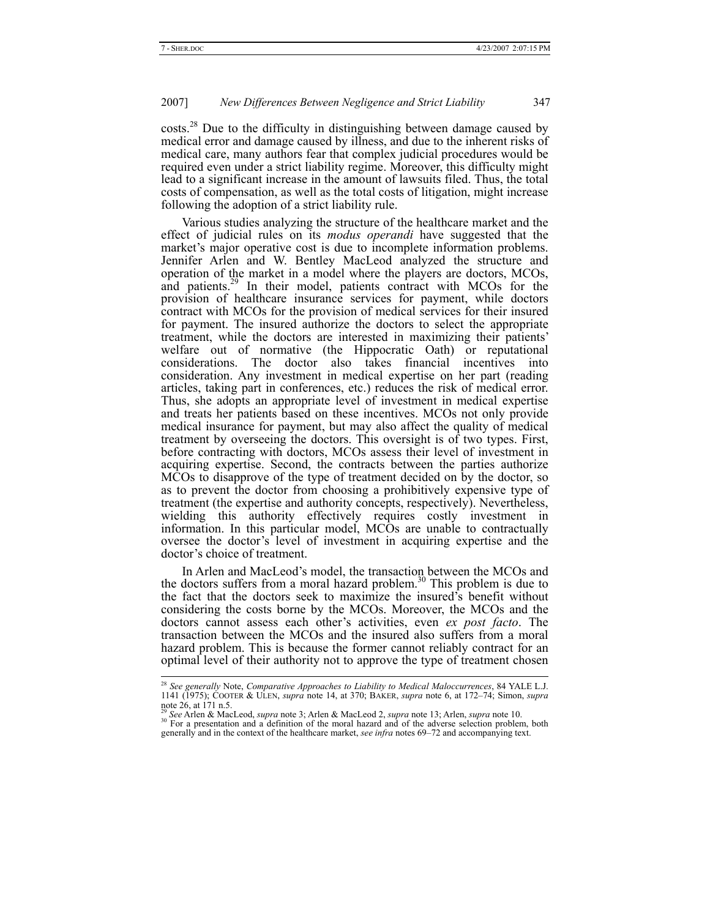costs.[28] Due to the difficulty in distinguishing between damage caused by medical error and damage caused by illness, and due to the inherent risks of medical care, many authors fear that complex judicial procedures would be required even under a strict liability regime. Moreover, this difficulty might lead to a significant increase in the amount of lawsuits filed. Thus, the total costs of compensation, as well as the total costs of litigation, might increase following the adoption of a strict liability rule.

Various studies analyzing the structure of the healthcare market and the effect of judicial rules on its *modus operandi* have suggested that the market's major operative cost is due to incomplete information problems. Jennifer Arlen and W. Bentley MacLeod analyzed the structure and operation of the market in a model where the players are doctors, MCOs, and patients.[29] In their model, patients contract with MCOs for the provision of healthcare insurance services for payment, while doctors contract with MCOs for the provision of medical services for their insured for payment. The insured authorize the doctors to select the appropriate treatment, while the doctors are interested in maximizing their patients' welfare out of normative (the Hippocratic Oath) or reputational considerations. The doctor also takes financial incentives into consideration. Any investment in medical expertise on her part (reading articles, taking part in conferences, etc.) reduces the risk of medical error. Thus, she adopts an appropriate level of investment in medical expertise and treats her patients based on these incentives. MCOs not only provide medical insurance for payment, but may also affect the quality of medical treatment by overseeing the doctors. This oversight is of two types. First, before contracting with doctors, MCOs assess their level of investment in acquiring expertise. Second, the contracts between the parties authorize MCOs to disapprove of the type of treatment decided on by the doctor, so as to prevent the doctor from choosing a prohibitively expensive type of treatment (the expertise and authority concepts, respectively). Nevertheless, wielding this authority effectively requires costly investment in information. In this particular model, MCOs are unable to contractually oversee the doctor's level of investment in acquiring expertise and the doctor's choice of treatment.

In Arlen and MacLeod's model, the transaction between the MCOs and the doctors suffers from a moral hazard problem.[30] This problem is due to the fact that the doctors seek to maximize the insured's benefit without considering the costs borne by the MCOs. Moreover, the MCOs and the doctors cannot assess each other's activities, even *ex post facto*. The transaction between the MCOs and the insured also suffers from a moral hazard problem. This is because the former cannot reliably contract for an optimal level of their authority not to approve the type of treatment chosen

---

[28] *See generally* Note, *Comparative Approaches to Liability to Medical Maloccurrences*, 84 YALE L.J. 1141 (1975); COOTER & ULEN, *supra* note 14, at 370; BAKER, *supra* note 6, at 172–74; Simon, *supra* note 26, at 171 n.5.

[29] *See* Arlen & MacLeod, *supra* note 3; Arlen & MacLeod 2, *supra* note 13; Arlen, *supra* note 10.

[30] For a presentation and a definition of the moral hazard and of the adverse selection problem, both generally and in the context of the healthcare market, *see infra* notes 69–72 and accompanying text.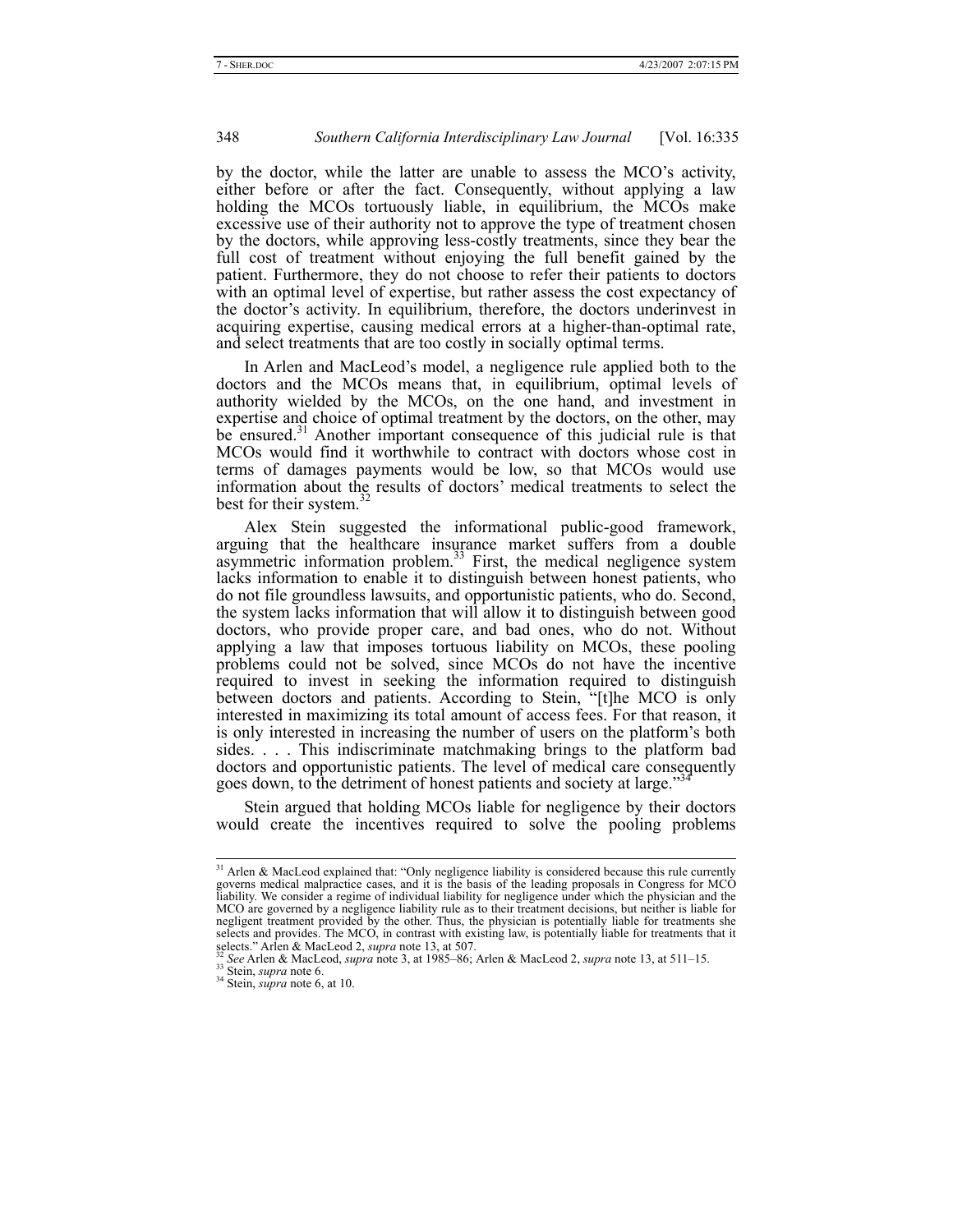by the doctor, while the latter are unable to assess the MCO's activity, either before or after the fact. Consequently, without applying a law holding the MCOs tortuously liable, in equilibrium, the MCOs make excessive use of their authority not to approve the type of treatment chosen by the doctors, while approving less-costly treatments, since they bear the full cost of treatment without enjoying the full benefit gained by the patient. Furthermore, they do not choose to refer their patients to doctors with an optimal level of expertise, but rather assess the cost expectancy of the doctor's activity. In equilibrium, therefore, the doctors underinvest in acquiring expertise, causing medical errors at a higher-than-optimal rate, and select treatments that are too costly in socially optimal terms.

In Arlen and MacLeod's model, a negligence rule applied both to the doctors and the MCOs means that, in equilibrium, optimal levels of authority wielded by the MCOs, on the one hand, and investment in expertise and choice of optimal treatment by the doctors, on the other, may be ensured.[31] Another important consequence of this judicial rule is that MCOs would find it worthwhile to contract with doctors whose cost in terms of damages payments would be low, so that MCOs would use information about the results of doctors' medical treatments to select the best for their system.[32]

Alex Stein suggested the informational public-good framework, arguing that the healthcare insurance market suffers from a double asymmetric information problem.[33] First, the medical negligence system lacks information to enable it to distinguish between honest patients, who do not file groundless lawsuits, and opportunistic patients, who do. Second, the system lacks information that will allow it to distinguish between good doctors, who provide proper care, and bad ones, who do not. Without applying a law that imposes tortuous liability on MCOs, these pooling problems could not be solved, since MCOs do not have the incentive required to invest in seeking the information required to distinguish between doctors and patients. According to Stein, "[t]he MCO is only interested in maximizing its total amount of access fees. For that reason, it is only interested in increasing the number of users on the platform's both sides. . . . This indiscriminate matchmaking brings to the platform bad doctors and opportunistic patients. The level of medical care consequently goes down, to the detriment of honest patients and society at large."[34]

Stein argued that holding MCOs liable for negligence by their doctors would create the incentives required to solve the pooling problems

---

[31] Arlen & MacLeod explained that: "Only negligence liability is considered because this rule currently governs medical malpractice cases, and it is the basis of the leading proposals in Congress for MCO liability. We consider a regime of individual liability for negligence under which the physician and the MCO are governed by a negligence liability rule as to their treatment decisions, but neither is liable for negligent treatment provided by the other. Thus, the physician is potentially liable for treatments she selects and provides. The MCO, in contrast with existing law, is potentially liable for treatments that it selects." Arlen & MacLeod 2, *supra* note 13, at 507.

[32] *See* Arlen & MacLeod, *supra* note 3, at 1985–86; Arlen & MacLeod 2, *supra* note 13, at 511–15.

[33] Stein, *supra* note 6.

[34] Stein, *supra* note 6, at 10.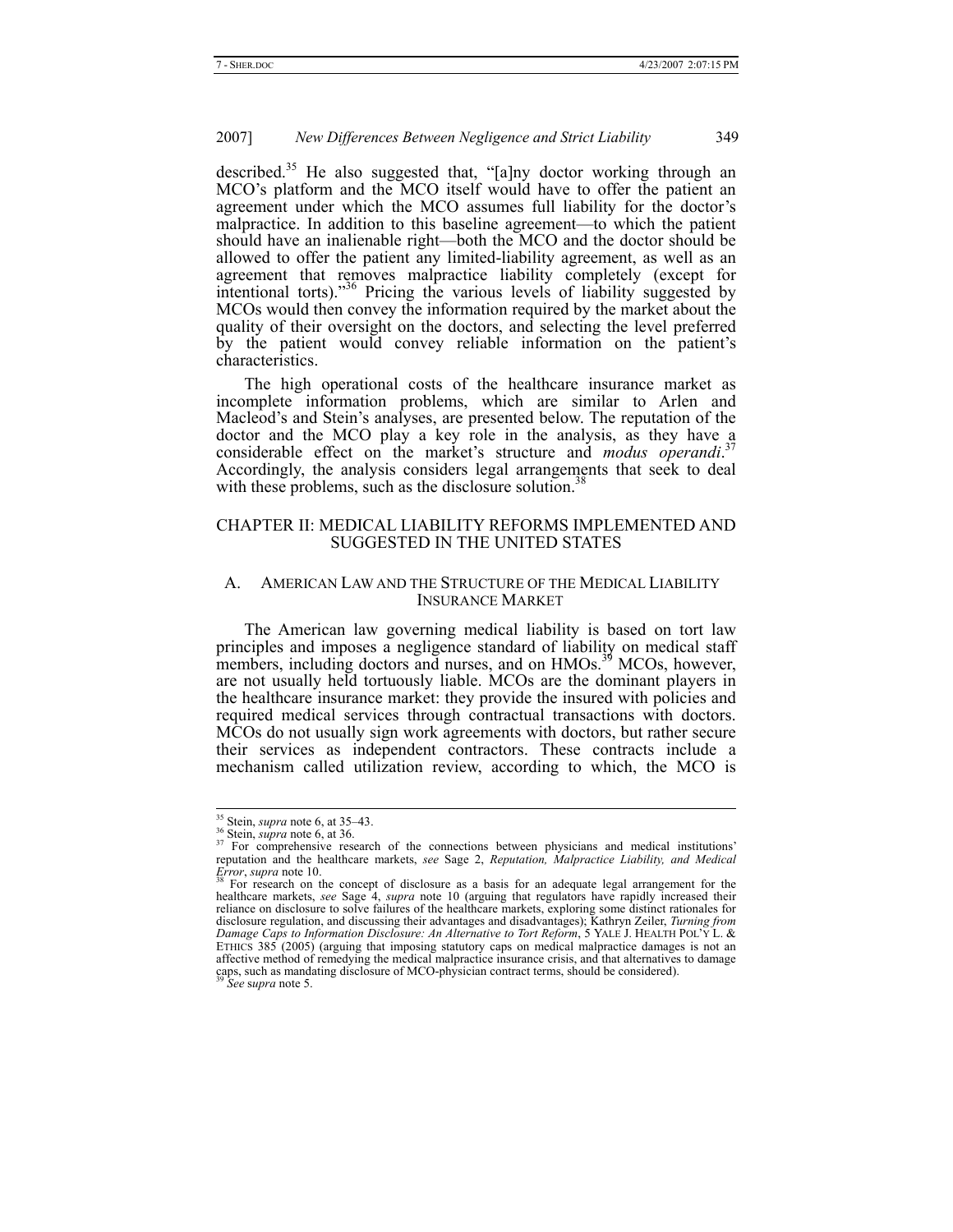described.[35] He also suggested that, "[a]ny doctor working through an MCO's platform and the MCO itself would have to offer the patient an agreement under which the MCO assumes full liability for the doctor's malpractice. In addition to this baseline agreement—to which the patient should have an inalienable right—both the MCO and the doctor should be allowed to offer the patient any limited-liability agreement, as well as an agreement that removes malpractice liability completely (except for intentional torts)."[36] Pricing the various levels of liability suggested by MCOs would then convey the information required by the market about the quality of their oversight on the doctors, and selecting the level preferred by the patient would convey reliable information on the patient's characteristics.

The high operational costs of the healthcare insurance market as incomplete information problems, which are similar to Arlen and Macleod's and Stein's analyses, are presented below. The reputation of the doctor and the MCO play a key role in the analysis, as they have a considerable effect on the market's structure and *modus operandi*.[37] Accordingly, the analysis considers legal arrangements that seek to deal with these problems, such as the disclosure solution.[38]

## CHAPTER II: MEDICAL LIABILITY REFORMS IMPLEMENTED AND SUGGESTED IN THE UNITED STATES

### A. AMERICAN LAW AND THE STRUCTURE OF THE MEDICAL LIABILITY INSURANCE MARKET

The American law governing medical liability is based on tort law principles and imposes a negligence standard of liability on medical staff members, including doctors and nurses, and on HMOs.[39] MCOs, however, are not usually held tortuously liable. MCOs are the dominant players in the healthcare insurance market: they provide the insured with policies and required medical services through contractual transactions with doctors. MCOs do not usually sign work agreements with doctors, but rather secure their services as independent contractors. These contracts include a mechanism called utilization review, according to which, the MCO is

---

[35] Stein, *supra* note 6, at 35–43.

[36] Stein, *supra* note 6, at 36.

[37] For comprehensive research of the connections between physicians and medical institutions' reputation and the healthcare markets, *see* Sage 2, *Reputation, Malpractice Liability, and Medical Error*, *supra* note 10.

[38] For research on the concept of disclosure as a basis for an adequate legal arrangement for the healthcare markets, *see* Sage 4, *supra* note 10 (arguing that regulators have rapidly increased their reliance on disclosure to solve failures of the healthcare markets, exploring some distinct rationales for disclosure regulation, and discussing their advantages and disadvantages); Kathryn Zeiler, *Turning from Damage Caps to Information Disclosure: An Alternative to Tort Reform*, 5 YALE J. HEALTH POL'Y L. & ETHICS 385 (2005) (arguing that imposing statutory caps on medical malpractice damages is not an affective method of remedying the medical malpractice insurance crisis, and that alternatives to damage caps, such as mandating disclosure of MCO-physician contract terms, should be considered).

[39] *See* s*upra* note 5.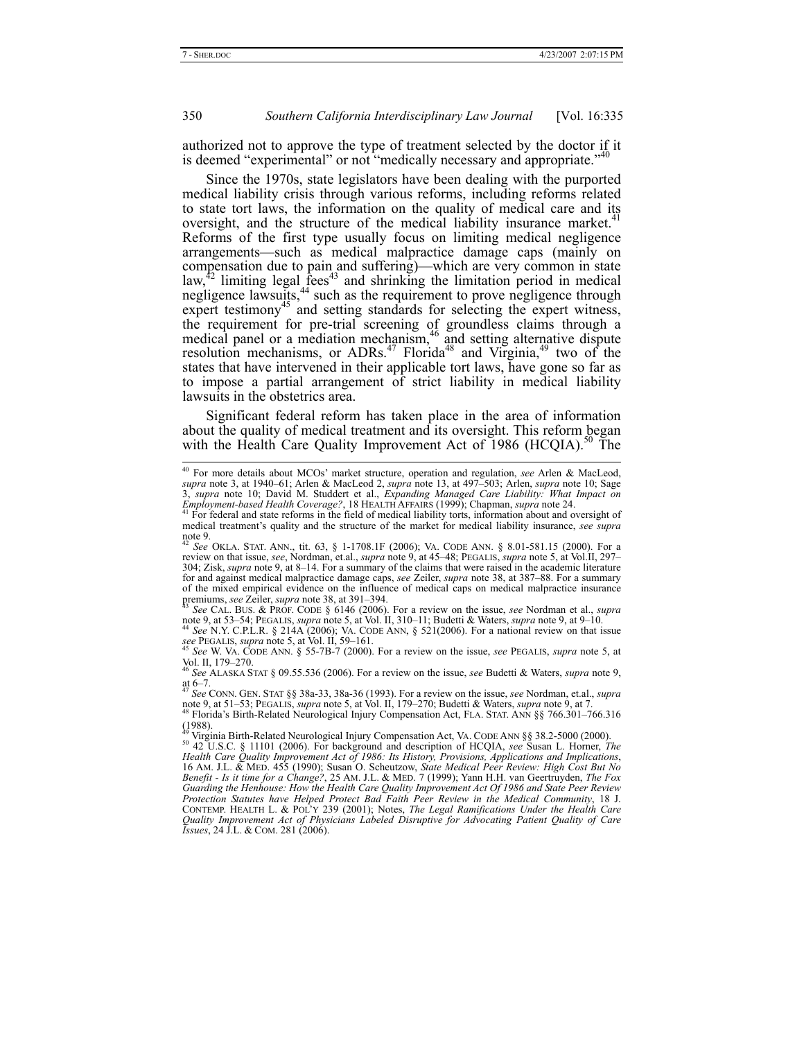authorized not to approve the type of treatment selected by the doctor if it is deemed "experimental" or not "medically necessary and appropriate."[40]

Since the 1970s, state legislators have been dealing with the purported medical liability crisis through various reforms, including reforms related to state tort laws, the information on the quality of medical care and its oversight, and the structure of the medical liability insurance market.[41] Reforms of the first type usually focus on limiting medical negligence arrangements—such as medical malpractice damage caps (mainly on compensation due to pain and suffering)—which are very common in state law,[42] limiting legal fees[43] and shrinking the limitation period in medical negligence lawsuits,[44] such as the requirement to prove negligence through expert testimony[45] and setting standards for selecting the expert witness, the requirement for pre-trial screening of groundless claims through a medical panel or a mediation mechanism,[46] and setting alternative dispute resolution mechanisms, or ADRs.[47] Florida[48] and Virginia,[49] two of the states that have intervened in their applicable tort laws, have gone so far as to impose a partial arrangement of strict liability in medical liability lawsuits in the obstetrics area.

Significant federal reform has taken place in the area of information about the quality of medical treatment and its oversight. This reform began with the Health Care Quality Improvement Act of 1986 (HCQIA).[50] The

---

[40] For more details about MCOs' market structure, operation and regulation, *see* Arlen & MacLeod, *supra* note 3, at 1940–61; Arlen & MacLeod 2, *supra* note 13, at 497–503; Arlen, *supra* note 10; Sage 3, *supra* note 10; David M. Studdert et al., *Expanding Managed Care Liability: What Impact on Employment-based Health Coverage?*, 18 HEALTH AFFAIRS (1999); Chapman, *supra* note 24.

[41] For federal and state reforms in the field of medical liability torts, information about and oversight of medical treatment's quality and the structure of the market for medical liability insurance, *see supra* note 9.

[42] *See* OKLA. STAT. ANN., tit. 63, § 1-1708.1F (2006); VA. CODE ANN. § 8.01-581.15 (2000). For a review on that issue, *see*, Nordman, et.al., *supra* note 9, at 45–48; PEGALIS, *supra* note 5, at Vol.II, 297–304; Zisk, *supra* note 9, at 8–14. For a summary of the claims that were raised in the academic literature for and against medical malpractice damage caps, *see* Zeiler, *supra* note 38, at 387–88. For a summary of the mixed empirical evidence on the influence of medical caps on medical malpractice insurance premiums, *see* Zeiler, *supra* note 38, at 391–394.

[43] *See* CAL. BUS. & PROF. CODE § 6146 (2006). For a review on the issue, *see* Nordman et al., *supra* note 9, at 53–54; PEGALIS, *supra* note 5, at Vol. II, 310–11; Budetti & Waters, *supra* note 9, at 9–10.

[44] *See* N.Y. C.P.L.R. § 214A (2006); VA. CODE ANN, § 521(2006). For a national review on that issue *see* PEGALIS, *supra* note 5, at Vol. II, 59–161.

[45] *See* W. VA. CODE ANN. § 55-7B-7 (2000). For a review on the issue, *see* PEGALIS, *supra* note 5, at Vol. II, 179–270.

[46] *See* ALASKA STAT § 09.55.536 (2006). For a review on the issue, *see* Budetti & Waters, *supra* note 9, at 6–7.

[47] *See* CONN. GEN. STAT §§ 38a-33, 38a-36 (1993). For a review on the issue, *see* Nordman, et.al., *supra* note 9, at 51–53; PEGALIS, *supra* note 5, at Vol. II, 179–270; Budetti & Waters, *supra* note 9, at 7.

[48] Florida's Birth-Related Neurological Injury Compensation Act, FLA. STAT. ANN §§ 766.301–766.316 (1988).

[49] Virginia Birth-Related Neurological Injury Compensation Act, VA. CODE ANN §§ 38.2-5000 (2000).

[50] 42 U.S.C. § 11101 (2006). For background and description of HCQIA, *see* Susan L. Horner, *The Health Care Quality Improvement Act of 1986: Its History, Provisions, Applications and Implications*, 16 AM. J.L. & MED. 455 (1990); Susan O. Scheutzow, *State Medical Peer Review: High Cost But No Benefit - Is it time for a Change?*, 25 AM. J.L. & MED. 7 (1999); Yann H.H. van Geertruyden, *The Fox Guarding the Henhouse: How the Health Care Quality Improvement Act Of 1986 and State Peer Review Protection Statutes have Helped Protect Bad Faith Peer Review in the Medical Community*, 18 J. CONTEMP. HEALTH L. & POL'Y 239 (2001); Notes, *The Legal Ramifications Under the Health Care Quality Improvement Act of Physicians Labeled Disruptive for Advocating Patient Quality of Care Issues*, 24 J.L. & COM. 281 (2006).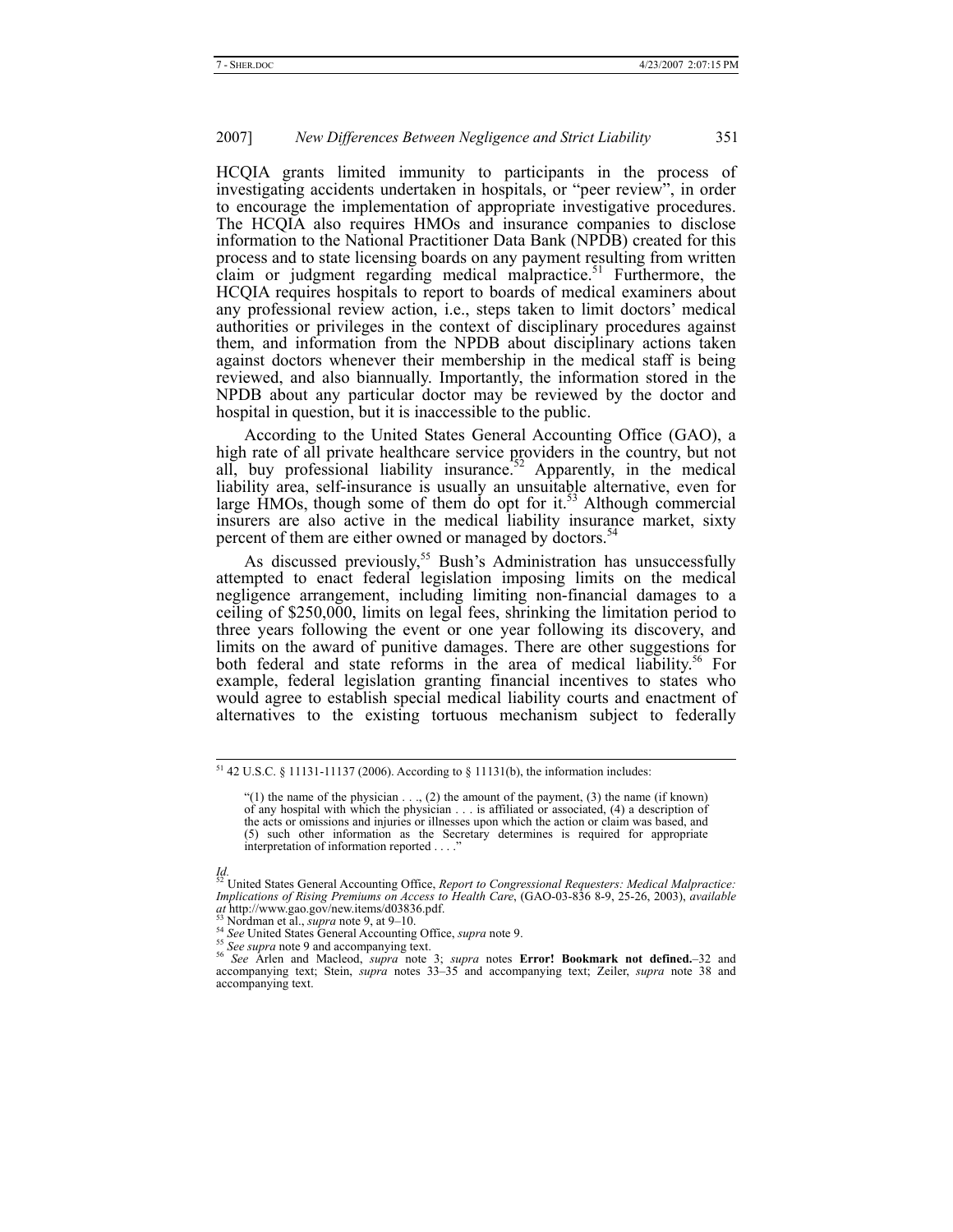HCQIA grants limited immunity to participants in the process of investigating accidents undertaken in hospitals, or "peer review", in order to encourage the implementation of appropriate investigative procedures. The HCQIA also requires HMOs and insurance companies to disclose information to the National Practitioner Data Bank (NPDB) created for this process and to state licensing boards on any payment resulting from written claim or judgment regarding medical malpractice.[51] Furthermore, the HCQIA requires hospitals to report to boards of medical examiners about any professional review action, i.e., steps taken to limit doctors' medical authorities or privileges in the context of disciplinary procedures against them, and information from the NPDB about disciplinary actions taken against doctors whenever their membership in the medical staff is being reviewed, and also biannually. Importantly, the information stored in the NPDB about any particular doctor may be reviewed by the doctor and hospital in question, but it is inaccessible to the public.

According to the United States General Accounting Office (GAO), a high rate of all private healthcare service providers in the country, but not all, buy professional liability insurance.[52] Apparently, in the medical liability area, self-insurance is usually an unsuitable alternative, even for large HMOs, though some of them do opt for it.[53] Although commercial insurers are also active in the medical liability insurance market, sixty percent of them are either owned or managed by doctors.[54]

As discussed previously,[55] Bush's Administration has unsuccessfully attempted to enact federal legislation imposing limits on the medical negligence arrangement, including limiting non-financial damages to a ceiling of $250,000, limits on legal fees, shrinking the limitation period to three years following the event or one year following its discovery, and limits on the award of punitive damages. There are other suggestions for both federal and state reforms in the area of medical liability.[56] For example, federal legislation granting financial incentives to states who would agree to establish special medical liability courts and enactment of alternatives to the existing tortuous mechanism subject to federally

---

[51] 42 U.S.C. § 11131-11137 (2006). According to § 11131(b), the information includes:

> "(1) the name of the physician . . ., (2) the amount of the payment, (3) the name (if known) of any hospital with which the physician . . . is affiliated or associated, (4) a description of the acts or omissions and injuries or illnesses upon which the action or claim was based, and (5) such other information as the Secretary determines is required for appropriate interpretation of information reported . . . ."

*Id.*

[52] United States General Accounting Office, *Report to Congressional Requesters: Medical Malpractice: Implications of Rising Premiums on Access to Health Care*, (GAO-03-836 8-9, 25-26, 2003), *available at* http://www.gao.gov/new.items/d03836.pdf.

[53] Nordman et al., *supra* note 9, at 9–10.

[54] *See* United States General Accounting Office, *supra* note 9.

[55] *See supra* note 9 and accompanying text.

[56] *See* Arlen and Macleod, *supra* note 3; *supra* notes **Error! Bookmark not defined.**–32 and accompanying text; Stein, *supra* notes 33–35 and accompanying text; Zeiler, *supra* note 38 and accompanying text.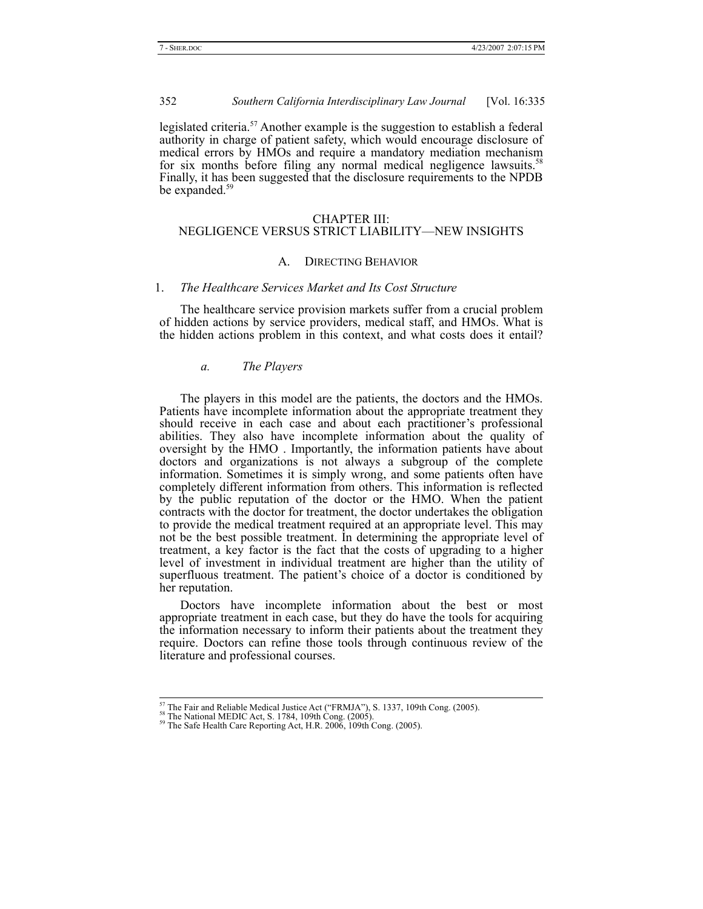legislated criteria.[57] Another example is the suggestion to establish a federal authority in charge of patient safety, which would encourage disclosure of medical errors by HMOs and require a mandatory mediation mechanism for six months before filing any normal medical negligence lawsuits.[58] Finally, it has been suggested that the disclosure requirements to the NPDB be expanded.[59]

## CHAPTER III: NEGLIGENCE VERSUS STRICT LIABILITY—NEW INSIGHTS

### A. DIRECTING BEHAVIOR

#### 1. *The Healthcare Services Market and Its Cost Structure*

The healthcare service provision markets suffer from a crucial problem of hidden actions by service providers, medical staff, and HMOs. What is the hidden actions problem in this context, and what costs does it entail?

##### *a. The Players*

The players in this model are the patients, the doctors and the HMOs. Patients have incomplete information about the appropriate treatment they should receive in each case and about each practitioner's professional abilities. They also have incomplete information about the quality of oversight by the HMO . Importantly, the information patients have about doctors and organizations is not always a subgroup of the complete information. Sometimes it is simply wrong, and some patients often have completely different information from others. This information is reflected by the public reputation of the doctor or the HMO. When the patient contracts with the doctor for treatment, the doctor undertakes the obligation to provide the medical treatment required at an appropriate level. This may not be the best possible treatment. In determining the appropriate level of treatment, a key factor is the fact that the costs of upgrading to a higher level of investment in individual treatment are higher than the utility of superfluous treatment. The patient's choice of a doctor is conditioned by her reputation.

Doctors have incomplete information about the best or most appropriate treatment in each case, but they do have the tools for acquiring the information necessary to inform their patients about the treatment they require. Doctors can refine those tools through continuous review of the literature and professional courses.

---

[57] The Fair and Reliable Medical Justice Act ("FRMJA"), S. 1337, 109th Cong. (2005).

[58] The National MEDIC Act, S. 1784, 109th Cong. (2005).

[59] The Safe Health Care Reporting Act, H.R. 2006, 109th Cong. (2005).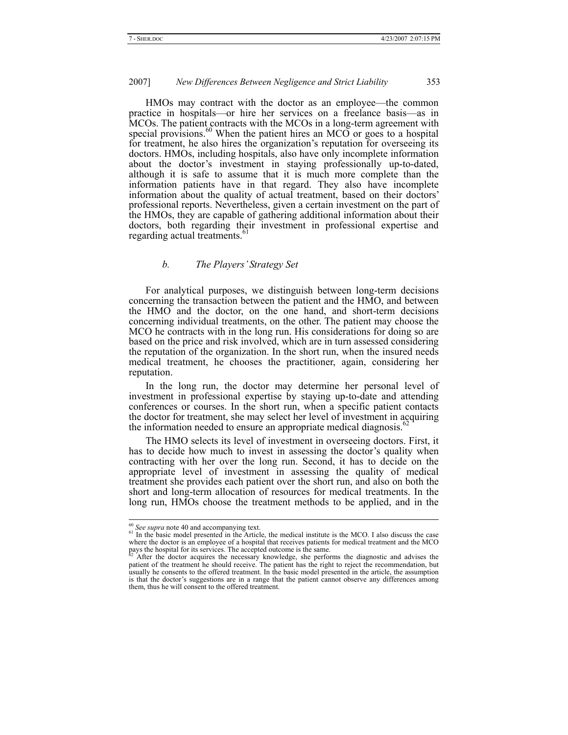HMOs may contract with the doctor as an employee—the common practice in hospitals—or hire her services on a freelance basis—as in MCOs. The patient contracts with the MCOs in a long-term agreement with special provisions.[60] When the patient hires an MCO or goes to a hospital for treatment, he also hires the organization's reputation for overseeing its doctors. HMOs, including hospitals, also have only incomplete information about the doctor's investment in staying professionally up-to-dated, although it is safe to assume that it is much more complete than the information patients have in that regard. They also have incomplete information about the quality of actual treatment, based on their doctors' professional reports. Nevertheless, given a certain investment on the part of the HMOs, they are capable of gathering additional information about their doctors, both regarding their investment in professional expertise and regarding actual treatments.[61]

### *b. The Players' Strategy Set*

For analytical purposes, we distinguish between long-term decisions concerning the transaction between the patient and the HMO, and between the HMO and the doctor, on the one hand, and short-term decisions concerning individual treatments, on the other. The patient may choose the MCO he contracts with in the long run. His considerations for doing so are based on the price and risk involved, which are in turn assessed considering the reputation of the organization. In the short run, when the insured needs medical treatment, he chooses the practitioner, again, considering her reputation.

In the long run, the doctor may determine her personal level of investment in professional expertise by staying up-to-date and attending conferences or courses. In the short run, when a specific patient contacts the doctor for treatment, she may select her level of investment in acquiring the information needed to ensure an appropriate medical diagnosis.[62]

The HMO selects its level of investment in overseeing doctors. First, it has to decide how much to invest in assessing the doctor's quality when contracting with her over the long run. Second, it has to decide on the appropriate level of investment in assessing the quality of medical treatment she provides each patient over the short run, and also on both the short and long-term allocation of resources for medical treatments. In the long run, HMOs choose the treatment methods to be applied, and in the

---

[60] *See supra* note 40 and accompanying text.

[61] In the basic model presented in the Article, the medical institute is the MCO. I also discuss the case where the doctor is an employee of a hospital that receives patients for medical treatment and the MCO pays the hospital for its services. The accepted outcome is the same.

[62] After the doctor acquires the necessary knowledge, she performs the diagnostic and advises the patient of the treatment he should receive. The patient has the right to reject the recommendation, but usually he consents to the offered treatment. In the basic model presented in the article, the assumption is that the doctor's suggestions are in a range that the patient cannot observe any differences among them, thus he will consent to the offered treatment.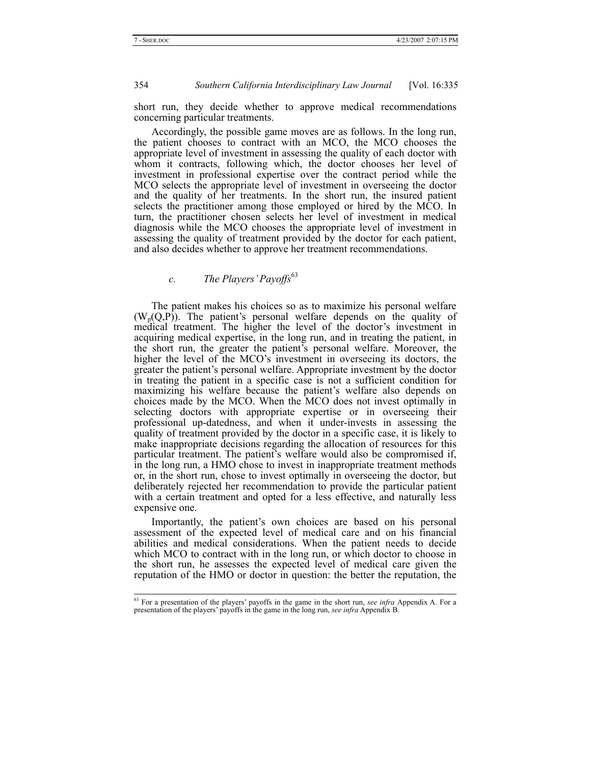short run, they decide whether to approve medical recommendations concerning particular treatments.

Accordingly, the possible game moves are as follows. In the long run, the patient chooses to contract with an MCO, the MCO chooses the appropriate level of investment in assessing the quality of each doctor with whom it contracts, following which, the doctor chooses her level of investment in professional expertise over the contract period while the MCO selects the appropriate level of investment in overseeing the doctor and the quality of her treatments. In the short run, the insured patient selects the practitioner among those employed or hired by the MCO. In turn, the practitioner chosen selects her level of investment in medical diagnosis while the MCO chooses the appropriate level of investment in assessing the quality of treatment provided by the doctor for each patient, and also decides whether to approve her treatment recommendations.

### *c. The Players' Payoffs*[63]

The patient makes his choices so as to maximize his personal welfare ($W_p(Q,P)$). The patient's personal welfare depends on the quality of medical treatment. The higher the level of the doctor's investment in acquiring medical expertise, in the long run, and in treating the patient, in the short run, the greater the patient's personal welfare. Moreover, the higher the level of the MCO's investment in overseeing its doctors, the greater the patient's personal welfare. Appropriate investment by the doctor in treating the patient in a specific case is not a sufficient condition for maximizing his welfare because the patient's welfare also depends on choices made by the MCO. When the MCO does not invest optimally in selecting doctors with appropriate expertise or in overseeing their professional up-datedness, and when it under-invests in assessing the quality of treatment provided by the doctor in a specific case, it is likely to make inappropriate decisions regarding the allocation of resources for this particular treatment. The patient's welfare would also be compromised if, in the long run, a HMO chose to invest in inappropriate treatment methods or, in the short run, chose to invest optimally in overseeing the doctor, but deliberately rejected her recommendation to provide the particular patient with a certain treatment and opted for a less effective, and naturally less expensive one.

Importantly, the patient's own choices are based on his personal assessment of the expected level of medical care and on his financial abilities and medical considerations. When the patient needs to decide which MCO to contract with in the long run, or which doctor to choose in the short run, he assesses the expected level of medical care given the reputation of the HMO or doctor in question: the better the reputation, the

---

[63] For a presentation of the players' payoffs in the game in the short run, *see infra* Appendix A. For a presentation of the players' payoffs in the game in the long run, *see infra* Appendix B.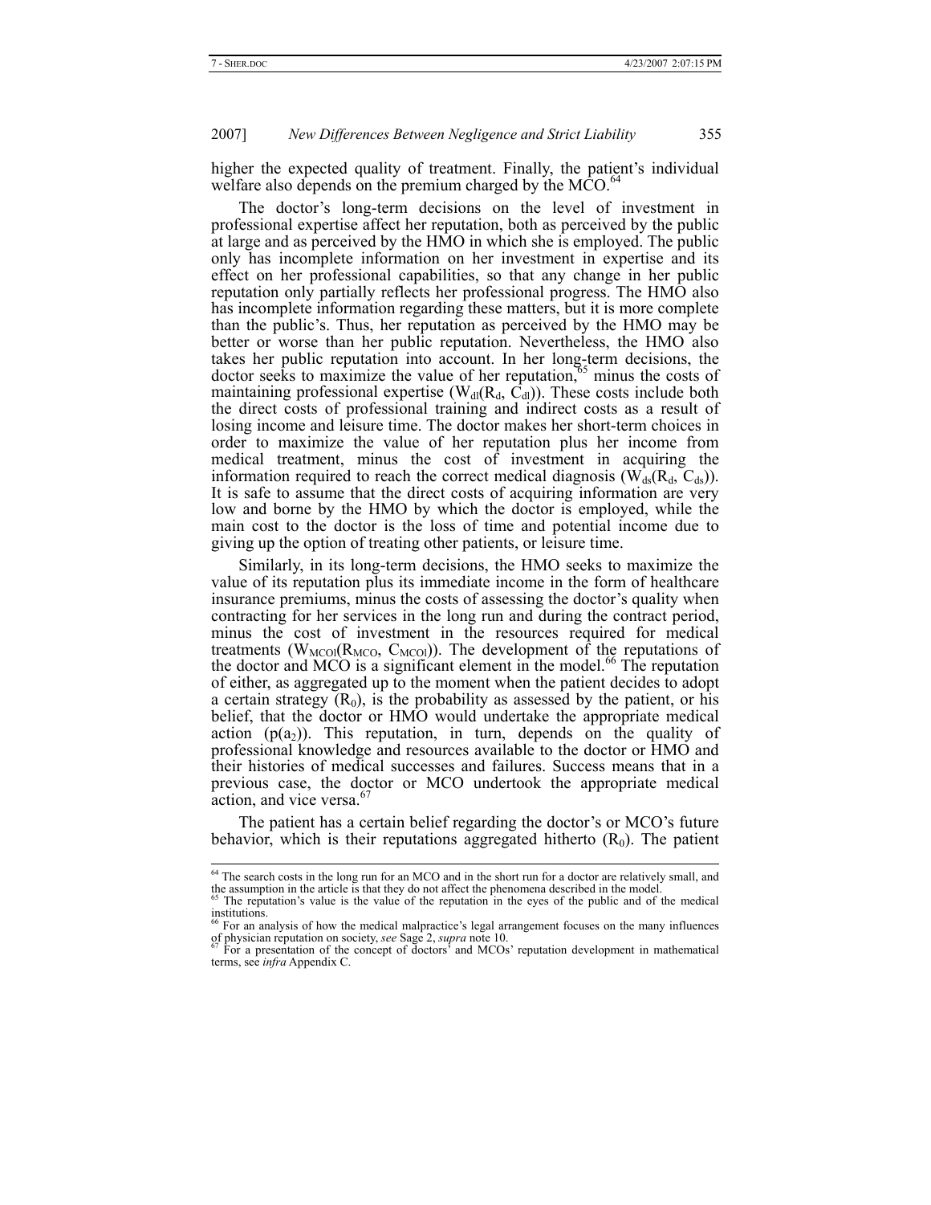higher the expected quality of treatment. Finally, the patient's individual welfare also depends on the premium charged by the MCO.[64]

The doctor's long-term decisions on the level of investment in professional expertise affect her reputation, both as perceived by the public at large and as perceived by the HMO in which she is employed. The public only has incomplete information on her investment in expertise and its effect on her professional capabilities, so that any change in her public reputation only partially reflects her professional progress. The HMO also has incomplete information regarding these matters, but it is more complete than the public's. Thus, her reputation as perceived by the HMO may be better or worse than her public reputation. Nevertheless, the HMO also takes her public reputation into account. In her long-term decisions, the doctor seeks to maximize the value of her reputation,[65] minus the costs of maintaining professional expertise ($W_{dl}(R_d, C_{dl})$). These costs include both the direct costs of professional training and indirect costs as a result of losing income and leisure time. The doctor makes her short-term choices in order to maximize the value of her reputation plus her income from medical treatment, minus the cost of investment in acquiring the information required to reach the correct medical diagnosis ($W_{ds}(R_d, C_{ds})$). It is safe to assume that the direct costs of acquiring information are very low and borne by the HMO by which the doctor is employed, while the main cost to the doctor is the loss of time and potential income due to giving up the option of treating other patients, or leisure time.

Similarly, in its long-term decisions, the HMO seeks to maximize the value of its reputation plus its immediate income in the form of healthcare insurance premiums, minus the costs of assessing the doctor's quality when contracting for her services in the long run and during the contract period, minus the cost of investment in the resources required for medical treatments ($W_{MCOl}(R_{MCO}, C_{MCOl})$). The development of the reputations of the doctor and MCO is a significant element in the model.[66] The reputation of either, as aggregated up to the moment when the patient decides to adopt a certain strategy ($R_0$), is the probability as assessed by the patient, or his belief, that the doctor or HMO would undertake the appropriate medical action ($p(a_2)$). This reputation, in turn, depends on the quality of professional knowledge and resources available to the doctor or HMO and their histories of medical successes and failures. Success means that in a previous case, the doctor or MCO undertook the appropriate medical action, and vice versa.[67]

The patient has a certain belief regarding the doctor's or MCO's future behavior, which is their reputations aggregated hitherto ($R_0$). The patient

---

[64] The search costs in the long run for an MCO and in the short run for a doctor are relatively small, and the assumption in the article is that they do not affect the phenomena described in the model.

[65] The reputation's value is the value of the reputation in the eyes of the public and of the medical institutions.

[66] For an analysis of how the medical malpractice's legal arrangement focuses on the many influences of physician reputation on society, *see* Sage 2, *supra* note 10.

[67] For a presentation of the concept of doctors' and MCOs' reputation development in mathematical terms, see *infra* Appendix C.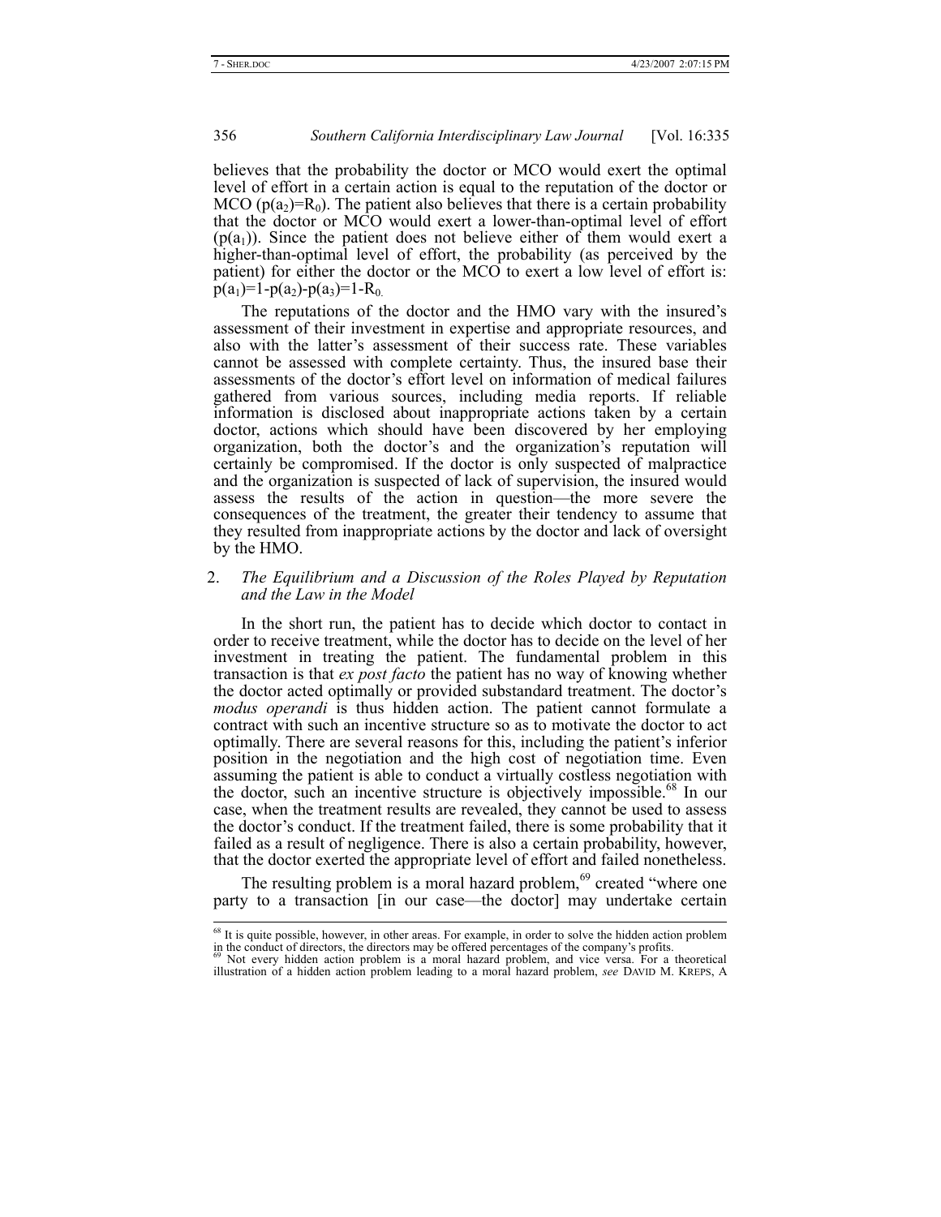believes that the probability the doctor or MCO would exert the optimal level of effort in a certain action is equal to the reputation of the doctor or MCO ($p(a_2)=R_0$). The patient also believes that there is a certain probability that the doctor or MCO would exert a lower-than-optimal level of effort ($p(a_1)$). Since the patient does not believe either of them would exert a higher-than-optimal level of effort, the probability (as perceived by the patient) for either the doctor or the MCO to exert a low level of effort is: $p(a_1)=1-p(a_2)-p(a_3)=1-R_0$.

The reputations of the doctor and the HMO vary with the insured's assessment of their investment in expertise and appropriate resources, and also with the latter's assessment of their success rate. These variables cannot be assessed with complete certainty. Thus, the insured base their assessments of the doctor's effort level on information of medical failures gathered from various sources, including media reports. If reliable information is disclosed about inappropriate actions taken by a certain doctor, actions which should have been discovered by her employing organization, both the doctor's and the organization's reputation will certainly be compromised. If the doctor is only suspected of malpractice and the organization is suspected of lack of supervision, the insured would assess the results of the action in question—the more severe the consequences of the treatment, the greater their tendency to assume that they resulted from inappropriate actions by the doctor and lack of oversight by the HMO.

### 2. *The Equilibrium and a Discussion of the Roles Played by Reputation and the Law in the Model*

In the short run, the patient has to decide which doctor to contact in order to receive treatment, while the doctor has to decide on the level of her investment in treating the patient. The fundamental problem in this transaction is that *ex post facto* the patient has no way of knowing whether the doctor acted optimally or provided substandard treatment. The doctor's *modus operandi* is thus hidden action. The patient cannot formulate a contract with such an incentive structure so as to motivate the doctor to act optimally. There are several reasons for this, including the patient's inferior position in the negotiation and the high cost of negotiation time. Even assuming the patient is able to conduct a virtually costless negotiation with the doctor, such an incentive structure is objectively impossible.[68] In our case, when the treatment results are revealed, they cannot be used to assess the doctor's conduct. If the treatment failed, there is some probability that it failed as a result of negligence. There is also a certain probability, however, that the doctor exerted the appropriate level of effort and failed nonetheless.

The resulting problem is a moral hazard problem,[69] created "where one party to a transaction [in our case—the doctor] may undertake certain

---

[68] It is quite possible, however, in other areas. For example, in order to solve the hidden action problem in the conduct of directors, the directors may be offered percentages of the company's profits.

[69] Not every hidden action problem is a moral hazard problem, and vice versa. For a theoretical illustration of a hidden action problem leading to a moral hazard problem, *see* DAVID M. KREPS, A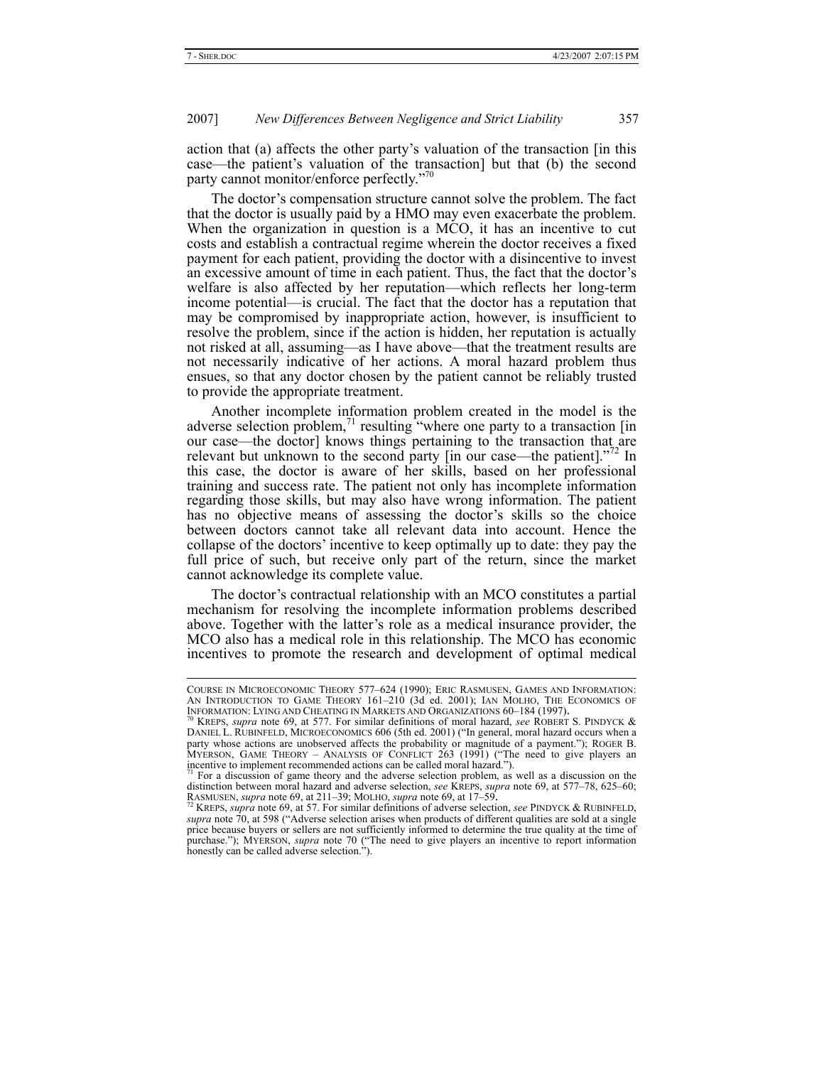action that (a) affects the other party's valuation of the transaction [in this case—the patient's valuation of the transaction] but that (b) the second party cannot monitor/enforce perfectly."[70]

The doctor's compensation structure cannot solve the problem. The fact that the doctor is usually paid by a HMO may even exacerbate the problem. When the organization in question is a MCO, it has an incentive to cut costs and establish a contractual regime wherein the doctor receives a fixed payment for each patient, providing the doctor with a disincentive to invest an excessive amount of time in each patient. Thus, the fact that the doctor's welfare is also affected by her reputation—which reflects her long-term income potential—is crucial. The fact that the doctor has a reputation that may be compromised by inappropriate action, however, is insufficient to resolve the problem, since if the action is hidden, her reputation is actually not risked at all, assuming—as I have above—that the treatment results are not necessarily indicative of her actions. A moral hazard problem thus ensues, so that any doctor chosen by the patient cannot be reliably trusted to provide the appropriate treatment.

Another incomplete information problem created in the model is the adverse selection problem,[71] resulting "where one party to a transaction [in our case—the doctor] knows things pertaining to the transaction that are relevant but unknown to the second party [in our case—the patient]."[72] In this case, the doctor is aware of her skills, based on her professional training and success rate. The patient not only has incomplete information regarding those skills, but may also have wrong information. The patient has no objective means of assessing the doctor's skills so the choice between doctors cannot take all relevant data into account. Hence the collapse of the doctors' incentive to keep optimally up to date: they pay the full price of such, but receive only part of the return, since the market cannot acknowledge its complete value.

The doctor's contractual relationship with an MCO constitutes a partial mechanism for resolving the incomplete information problems described above. Together with the latter's role as a medical insurance provider, the MCO also has a medical role in this relationship. The MCO has economic incentives to promote the research and development of optimal medical

---

COURSE IN MICROECONOMIC THEORY 577–624 (1990); ERIC RASMUSEN, GAMES AND INFORMATION: AN INTRODUCTION TO GAME THEORY 161–210 (3d ed. 2001); IAN MOLHO, THE ECONOMICS OF INFORMATION: LYING AND CHEATING IN MARKETS AND ORGANIZATIONS 60–184 (1997).

[70] KREPS, *supra* note 69, at 577. For similar definitions of moral hazard, *see* ROBERT S. PINDYCK & DANIEL L. RUBINFELD, MICROECONOMICS 606 (5th ed. 2001) ("In general, moral hazard occurs when a party whose actions are unobserved affects the probability or magnitude of a payment."); ROGER B. MYERSON, GAME THEORY – ANALYSIS OF CONFLICT 263 (1991) ("The need to give players an incentive to implement recommended actions can be called moral hazard.").

[71] For a discussion of game theory and the adverse selection problem, as well as a discussion on the distinction between moral hazard and adverse selection, *see* KREPS, *supra* note 69, at 577–78, 625–60; RASMUSEN, *supra* note 69, at 211–39; MOLHO, *supra* note 69, at 17–59.

[72] KREPS, *supra* note 69, at 57. For similar definitions of adverse selection, *see* PINDYCK & RUBINFELD, *supra* note 70, at 598 ("Adverse selection arises when products of different qualities are sold at a single price because buyers or sellers are not sufficiently informed to determine the true quality at the time of purchase."); MYERSON, *supra* note 70 ("The need to give players an incentive to report information honestly can be called adverse selection.").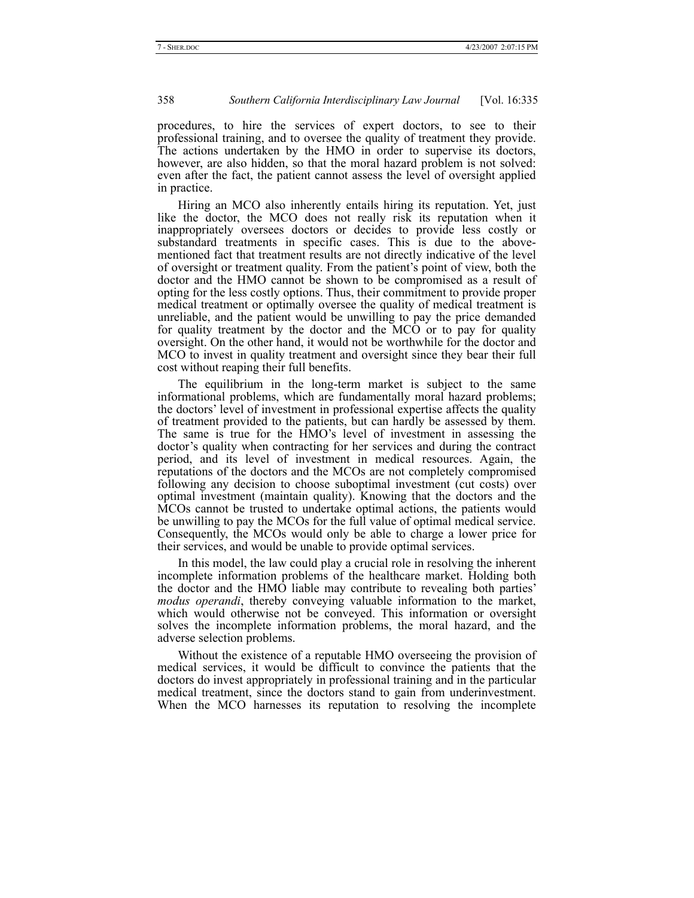procedures, to hire the services of expert doctors, to see to their professional training, and to oversee the quality of treatment they provide. The actions undertaken by the HMO in order to supervise its doctors, however, are also hidden, so that the moral hazard problem is not solved: even after the fact, the patient cannot assess the level of oversight applied in practice.

Hiring an MCO also inherently entails hiring its reputation. Yet, just like the doctor, the MCO does not really risk its reputation when it inappropriately oversees doctors or decides to provide less costly or substandard treatments in specific cases. This is due to the above-mentioned fact that treatment results are not directly indicative of the level of oversight or treatment quality. From the patient's point of view, both the doctor and the HMO cannot be shown to be compromised as a result of opting for the less costly options. Thus, their commitment to provide proper medical treatment or optimally oversee the quality of medical treatment is unreliable, and the patient would be unwilling to pay the price demanded for quality treatment by the doctor and the MCO or to pay for quality oversight. On the other hand, it would not be worthwhile for the doctor and MCO to invest in quality treatment and oversight since they bear their full cost without reaping their full benefits.

The equilibrium in the long-term market is subject to the same informational problems, which are fundamentally moral hazard problems; the doctors' level of investment in professional expertise affects the quality of treatment provided to the patients, but can hardly be assessed by them. The same is true for the HMO's level of investment in assessing the doctor's quality when contracting for her services and during the contract period, and its level of investment in medical resources. Again, the reputations of the doctors and the MCOs are not completely compromised following any decision to choose suboptimal investment (cut costs) over optimal investment (maintain quality). Knowing that the doctors and the MCOs cannot be trusted to undertake optimal actions, the patients would be unwilling to pay the MCOs for the full value of optimal medical service. Consequently, the MCOs would only be able to charge a lower price for their services, and would be unable to provide optimal services.

In this model, the law could play a crucial role in resolving the inherent incomplete information problems of the healthcare market. Holding both the doctor and the HMO liable may contribute to revealing both parties' *modus operandi*, thereby conveying valuable information to the market, which would otherwise not be conveyed. This information or oversight solves the incomplete information problems, the moral hazard, and the adverse selection problems.

Without the existence of a reputable HMO overseeing the provision of medical services, it would be difficult to convince the patients that the doctors do invest appropriately in professional training and in the particular medical treatment, since the doctors stand to gain from underinvestment. When the MCO harnesses its reputation to resolving the incomplete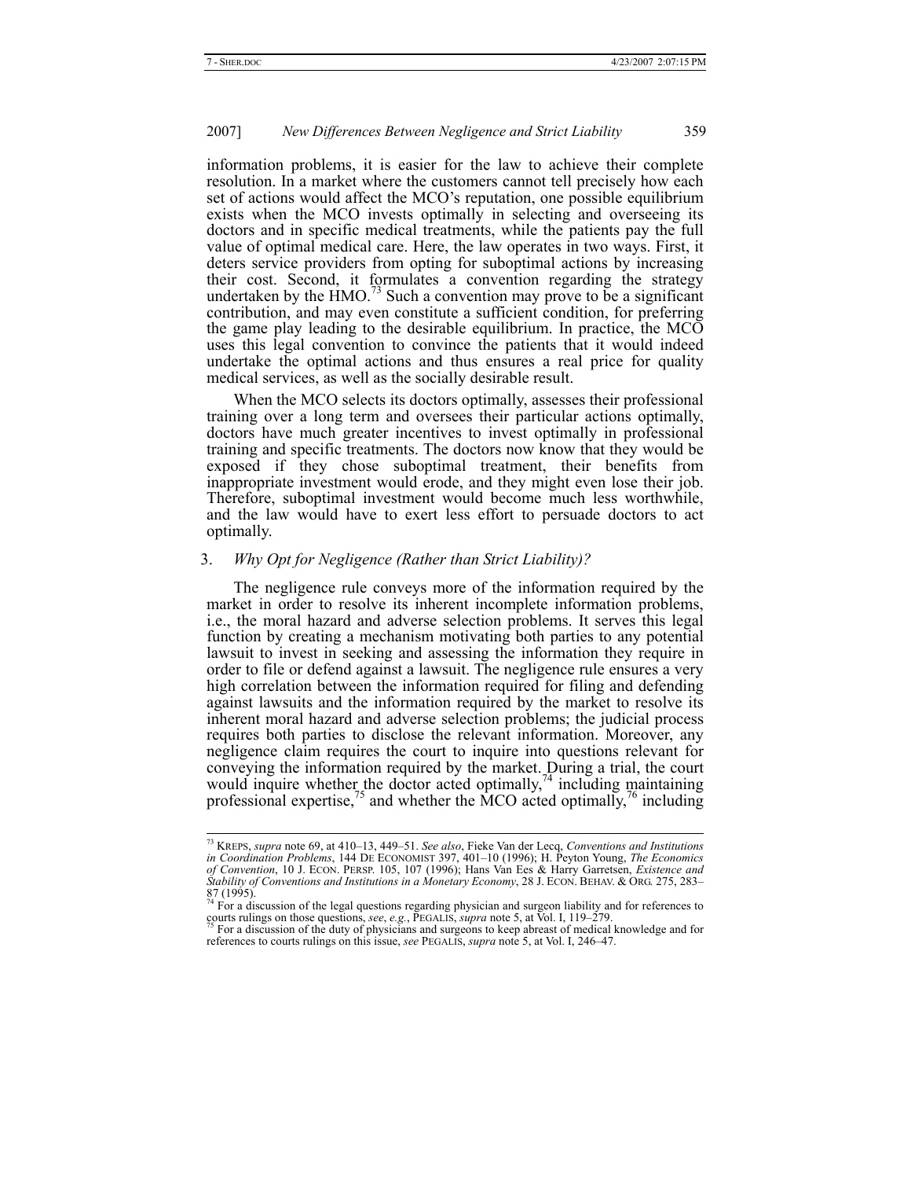information problems, it is easier for the law to achieve their complete resolution. In a market where the customers cannot tell precisely how each set of actions would affect the MCO's reputation, one possible equilibrium exists when the MCO invests optimally in selecting and overseeing its doctors and in specific medical treatments, while the patients pay the full value of optimal medical care. Here, the law operates in two ways. First, it deters service providers from opting for suboptimal actions by increasing their cost. Second, it formulates a convention regarding the strategy undertaken by the HMO.[73] Such a convention may prove to be a significant contribution, and may even constitute a sufficient condition, for preferring the game play leading to the desirable equilibrium. In practice, the MCO uses this legal convention to convince the patients that it would indeed undertake the optimal actions and thus ensures a real price for quality medical services, as well as the socially desirable result.

When the MCO selects its doctors optimally, assesses their professional training over a long term and oversees their particular actions optimally, doctors have much greater incentives to invest optimally in professional training and specific treatments. The doctors now know that they would be exposed if they chose suboptimal treatment, their benefits from inappropriate investment would erode, and they might even lose their job. Therefore, suboptimal investment would become much less worthwhile, and the law would have to exert less effort to persuade doctors to act optimally.

### 3. *Why Opt for Negligence (Rather than Strict Liability)?*

The negligence rule conveys more of the information required by the market in order to resolve its inherent incomplete information problems, i.e., the moral hazard and adverse selection problems. It serves this legal function by creating a mechanism motivating both parties to any potential lawsuit to invest in seeking and assessing the information they require in order to file or defend against a lawsuit. The negligence rule ensures a very high correlation between the information required for filing and defending against lawsuits and the information required by the market to resolve its inherent moral hazard and adverse selection problems; the judicial process requires both parties to disclose the relevant information. Moreover, any negligence claim requires the court to inquire into questions relevant for conveying the information required by the market. During a trial, the court would inquire whether the doctor acted optimally,[74] including maintaining professional expertise,[75] and whether the MCO acted optimally,[76] including

---

[73] KREPS, *supra* note 69, at 410–13, 449–51. *See also*, Fieke Van der Lecq, *Conventions and Institutions in Coordination Problems*, 144 DE ECONOMIST 397, 401–10 (1996); H. Peyton Young, *The Economics of Convention*, 10 J. ECON. PERSP. 105, 107 (1996); Hans Van Ees & Harry Garretsen, *Existence and Stability of Conventions and Institutions in a Monetary Economy*, 28 J. ECON. BEHAV. & ORG. 275, 283–87 (1995).

[74] For a discussion of the legal questions regarding physician and surgeon liability and for references to courts rulings on those questions, *see*, *e.g.*, PEGALIS, *supra* note 5, at Vol. I, 119–279.

[75] For a discussion of the duty of physicians and surgeons to keep abreast of medical knowledge and for references to courts rulings on this issue, *see* PEGALIS, *supra* note 5, at Vol. I, 246–47.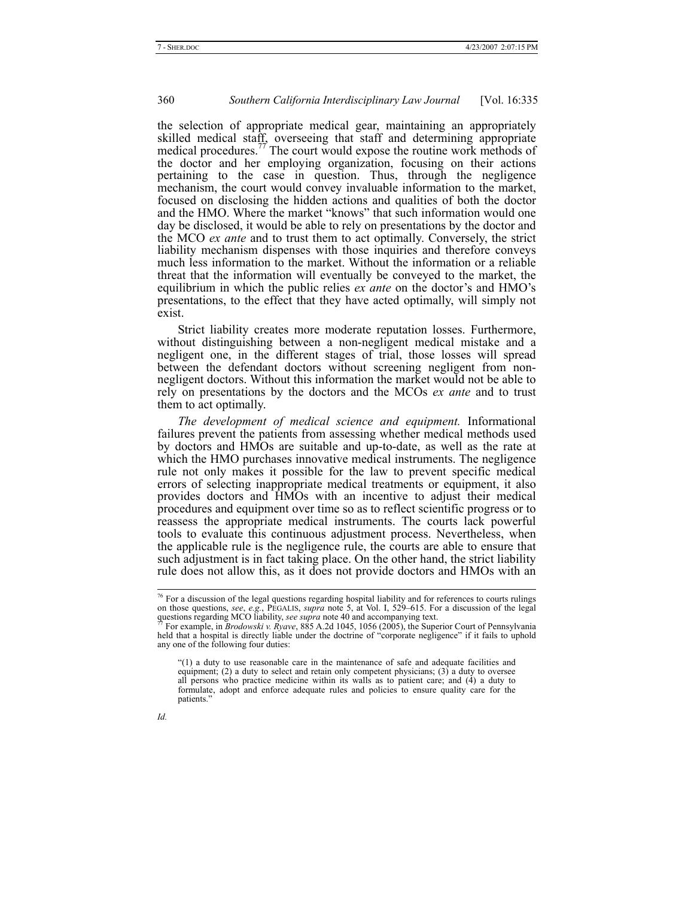the selection of appropriate medical gear, maintaining an appropriately skilled medical staff, overseeing that staff and determining appropriate medical procedures.[77] The court would expose the routine work methods of the doctor and her employing organization, focusing on their actions pertaining to the case in question. Thus, through the negligence mechanism, the court would convey invaluable information to the market, focused on disclosing the hidden actions and qualities of both the doctor and the HMO. Where the market "knows" that such information would one day be disclosed, it would be able to rely on presentations by the doctor and the MCO *ex ante* and to trust them to act optimally. Conversely, the strict liability mechanism dispenses with those inquiries and therefore conveys much less information to the market. Without the information or a reliable threat that the information will eventually be conveyed to the market, the equilibrium in which the public relies *ex ante* on the doctor's and HMO's presentations, to the effect that they have acted optimally, will simply not exist.

Strict liability creates more moderate reputation losses. Furthermore, without distinguishing between a non-negligent medical mistake and a negligent one, in the different stages of trial, those losses will spread between the defendant doctors without screening negligent from non-negligent doctors. Without this information the market would not be able to rely on presentations by the doctors and the MCOs *ex ante* and to trust them to act optimally.

*The development of medical science and equipment.* Informational failures prevent the patients from assessing whether medical methods used by doctors and HMOs are suitable and up-to-date, as well as the rate at which the HMO purchases innovative medical instruments. The negligence rule not only makes it possible for the law to prevent specific medical errors of selecting inappropriate medical treatments or equipment, it also provides doctors and HMOs with an incentive to adjust their medical procedures and equipment over time so as to reflect scientific progress or to reassess the appropriate medical instruments. The courts lack powerful tools to evaluate this continuous adjustment process. Nevertheless, when the applicable rule is the negligence rule, the courts are able to ensure that such adjustment is in fact taking place. On the other hand, the strict liability rule does not allow this, as it does not provide doctors and HMOs with an

---

[76] For a discussion of the legal questions regarding hospital liability and for references to courts rulings on those questions, *see*, *e.g.*, PEGALIS, *supra* note 5, at Vol. I, 529–615. For a discussion of the legal questions regarding MCO liability, *see supra* note 40 and accompanying text.

[77] For example, in *Brodowski v. Ryave*, 885 A.2d 1045, 1056 (2005), the Superior Court of Pennsylvania held that a hospital is directly liable under the doctrine of "corporate negligence" if it fails to uphold any one of the following four duties:

> "(1) a duty to use reasonable care in the maintenance of safe and adequate facilities and equipment; (2) a duty to select and retain only competent physicians; (3) a duty to oversee all persons who practice medicine within its walls as to patient care; and (4) a duty to formulate, adopt and enforce adequate rules and policies to ensure quality care for the patients."

*Id.*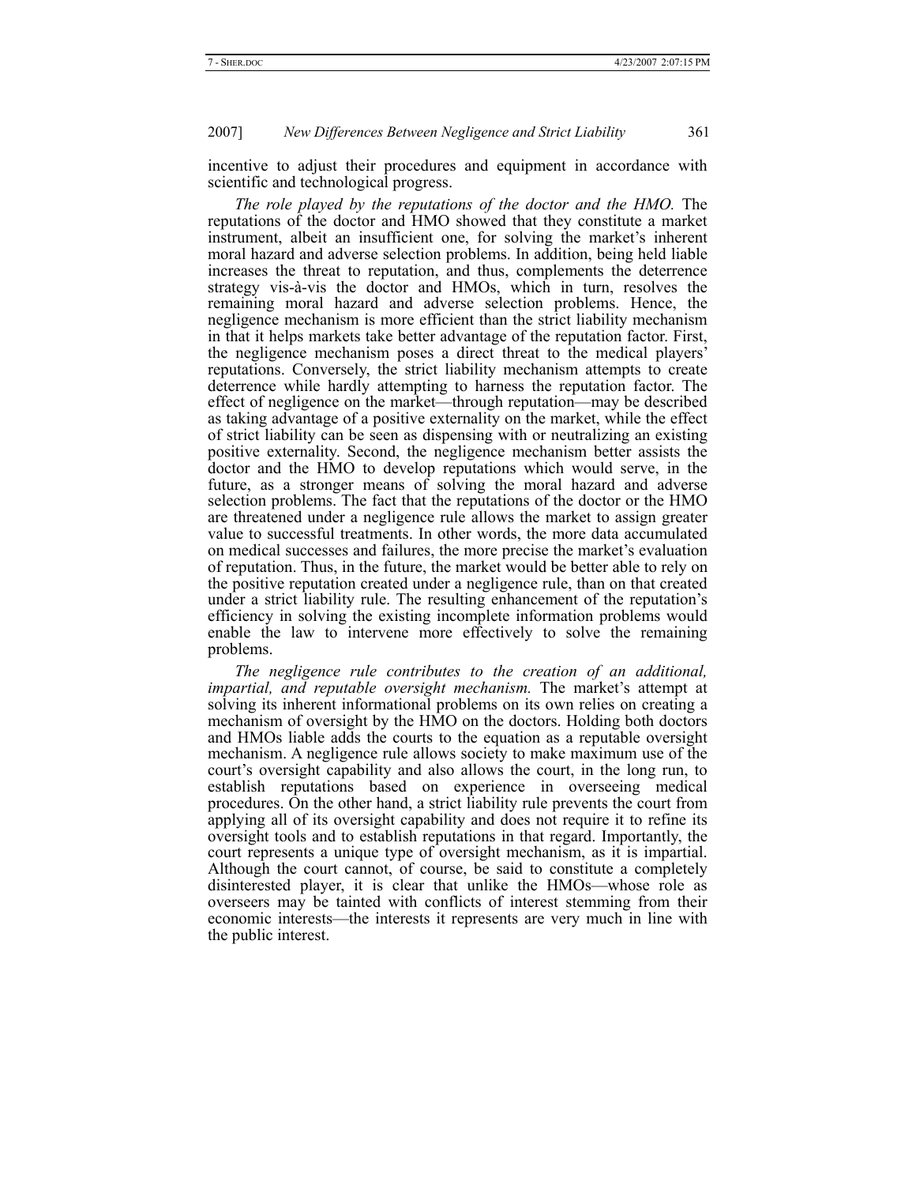incentive to adjust their procedures and equipment in accordance with scientific and technological progress.

*The role played by the reputations of the doctor and the HMO.* The reputations of the doctor and HMO showed that they constitute a market instrument, albeit an insufficient one, for solving the market's inherent moral hazard and adverse selection problems. In addition, being held liable increases the threat to reputation, and thus, complements the deterrence strategy vis-à-vis the doctor and HMOs, which in turn, resolves the remaining moral hazard and adverse selection problems. Hence, the negligence mechanism is more efficient than the strict liability mechanism in that it helps markets take better advantage of the reputation factor. First, the negligence mechanism poses a direct threat to the medical players' reputations. Conversely, the strict liability mechanism attempts to create deterrence while hardly attempting to harness the reputation factor. The effect of negligence on the market—through reputation—may be described as taking advantage of a positive externality on the market, while the effect of strict liability can be seen as dispensing with or neutralizing an existing positive externality. Second, the negligence mechanism better assists the doctor and the HMO to develop reputations which would serve, in the future, as a stronger means of solving the moral hazard and adverse selection problems. The fact that the reputations of the doctor or the HMO are threatened under a negligence rule allows the market to assign greater value to successful treatments. In other words, the more data accumulated on medical successes and failures, the more precise the market's evaluation of reputation. Thus, in the future, the market would be better able to rely on the positive reputation created under a negligence rule, than on that created under a strict liability rule. The resulting enhancement of the reputation's efficiency in solving the existing incomplete information problems would enable the law to intervene more effectively to solve the remaining problems.

*The negligence rule contributes to the creation of an additional, impartial, and reputable oversight mechanism.* The market's attempt at solving its inherent informational problems on its own relies on creating a mechanism of oversight by the HMO on the doctors. Holding both doctors and HMOs liable adds the courts to the equation as a reputable oversight mechanism. A negligence rule allows society to make maximum use of the court's oversight capability and also allows the court, in the long run, to establish reputations based on experience in overseeing medical procedures. On the other hand, a strict liability rule prevents the court from applying all of its oversight capability and does not require it to refine its oversight tools and to establish reputations in that regard. Importantly, the court represents a unique type of oversight mechanism, as it is impartial. Although the court cannot, of course, be said to constitute a completely disinterested player, it is clear that unlike the HMOs—whose role as overseers may be tainted with conflicts of interest stemming from their economic interests—the interests it represents are very much in line with the public interest.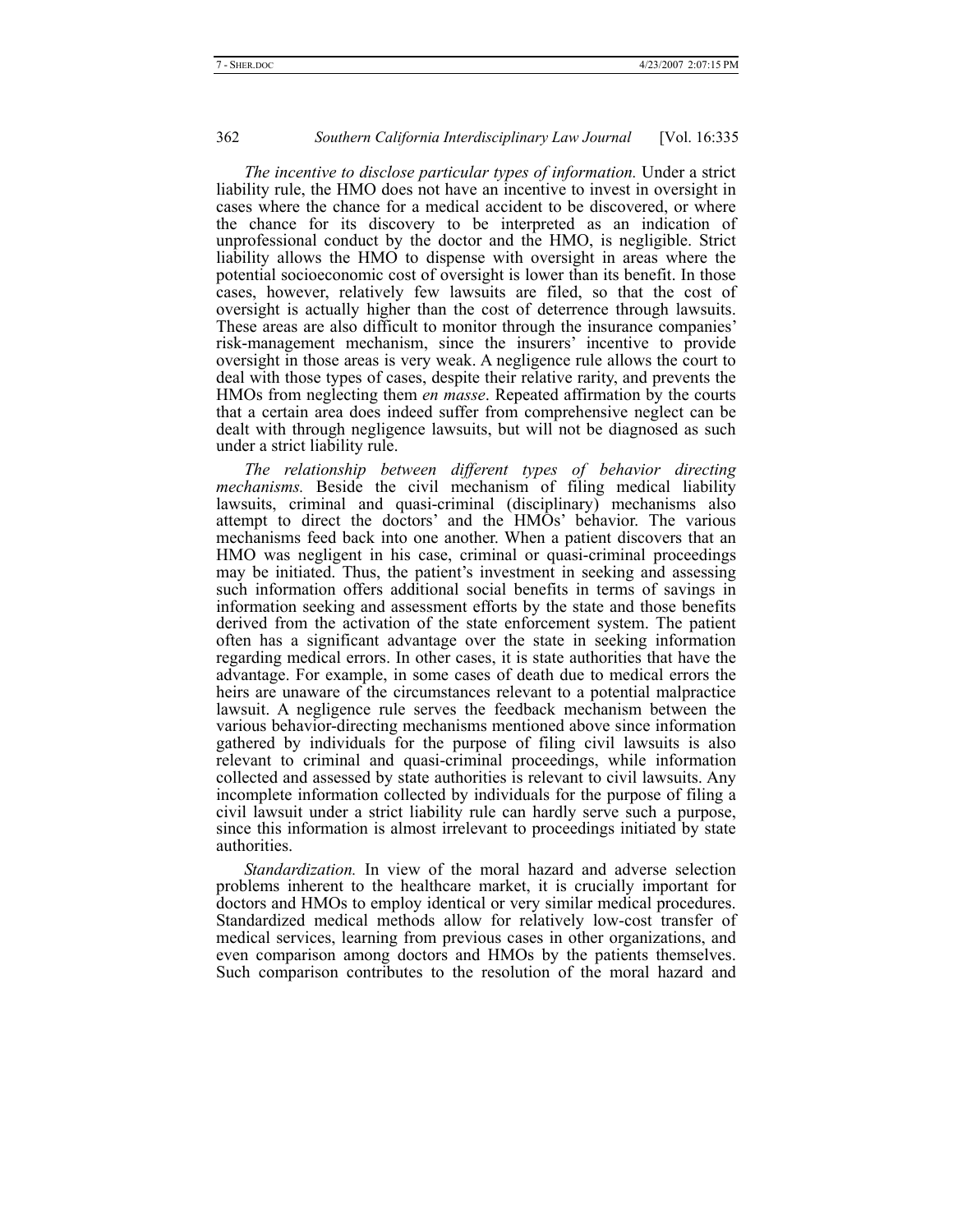*The incentive to disclose particular types of information.* Under a strict liability rule, the HMO does not have an incentive to invest in oversight in cases where the chance for a medical accident to be discovered, or where the chance for its discovery to be interpreted as an indication of unprofessional conduct by the doctor and the HMO, is negligible. Strict liability allows the HMO to dispense with oversight in areas where the potential socioeconomic cost of oversight is lower than its benefit. In those cases, however, relatively few lawsuits are filed, so that the cost of oversight is actually higher than the cost of deterrence through lawsuits. These areas are also difficult to monitor through the insurance companies' risk-management mechanism, since the insurers' incentive to provide oversight in those areas is very weak. A negligence rule allows the court to deal with those types of cases, despite their relative rarity, and prevents the HMOs from neglecting them *en masse*. Repeated affirmation by the courts that a certain area does indeed suffer from comprehensive neglect can be dealt with through negligence lawsuits, but will not be diagnosed as such under a strict liability rule.

*The relationship between different types of behavior directing mechanisms.* Beside the civil mechanism of filing medical liability lawsuits, criminal and quasi-criminal (disciplinary) mechanisms also attempt to direct the doctors' and the HMOs' behavior. The various mechanisms feed back into one another. When a patient discovers that an HMO was negligent in his case, criminal or quasi-criminal proceedings may be initiated. Thus, the patient's investment in seeking and assessing such information offers additional social benefits in terms of savings in information seeking and assessment efforts by the state and those benefits derived from the activation of the state enforcement system. The patient often has a significant advantage over the state in seeking information regarding medical errors. In other cases, it is state authorities that have the advantage. For example, in some cases of death due to medical errors the heirs are unaware of the circumstances relevant to a potential malpractice lawsuit. A negligence rule serves the feedback mechanism between the various behavior-directing mechanisms mentioned above since information gathered by individuals for the purpose of filing civil lawsuits is also relevant to criminal and quasi-criminal proceedings, while information collected and assessed by state authorities is relevant to civil lawsuits. Any incomplete information collected by individuals for the purpose of filing a civil lawsuit under a strict liability rule can hardly serve such a purpose, since this information is almost irrelevant to proceedings initiated by state authorities.

*Standardization.* In view of the moral hazard and adverse selection problems inherent to the healthcare market, it is crucially important for doctors and HMOs to employ identical or very similar medical procedures. Standardized medical methods allow for relatively low-cost transfer of medical services, learning from previous cases in other organizations, and even comparison among doctors and HMOs by the patients themselves. Such comparison contributes to the resolution of the moral hazard and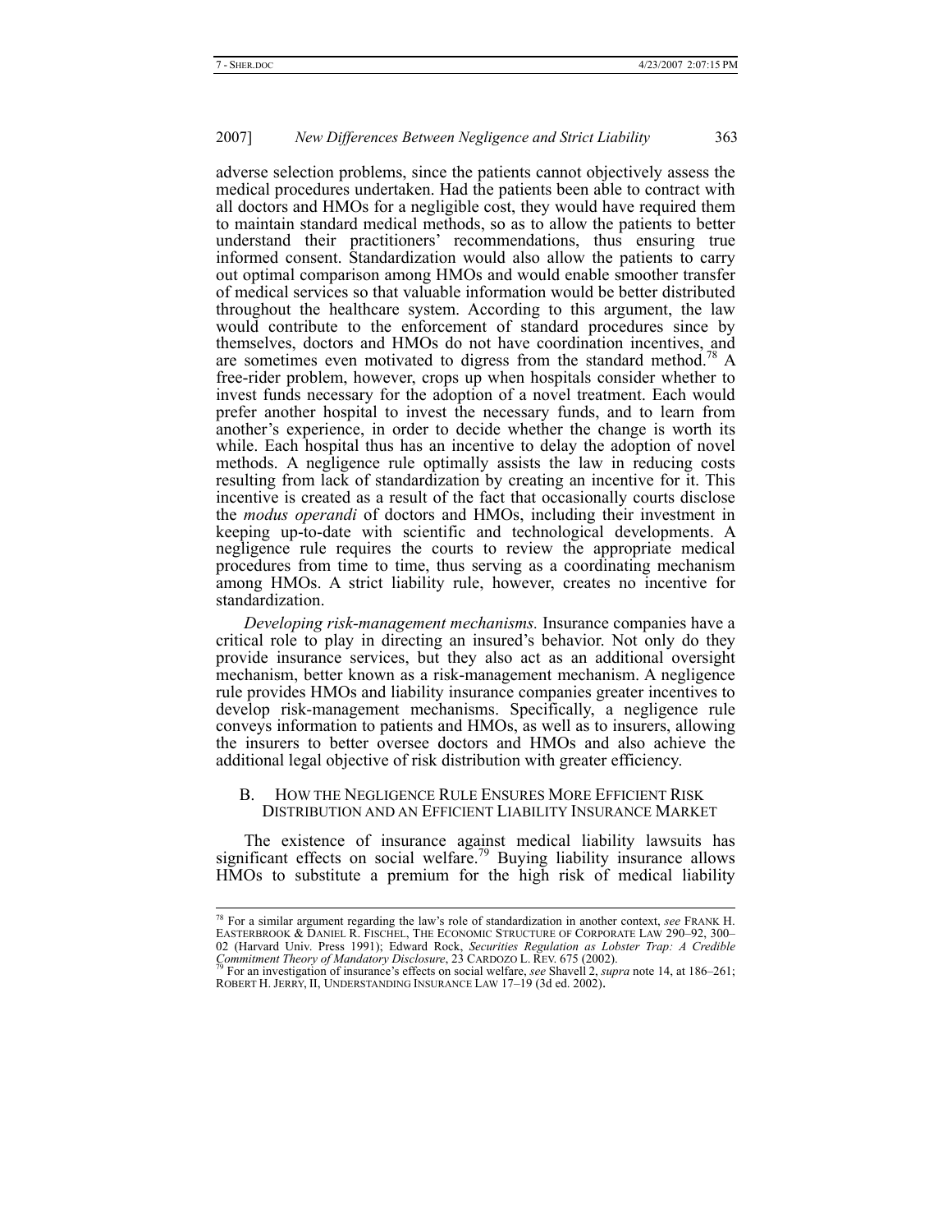adverse selection problems, since the patients cannot objectively assess the medical procedures undertaken. Had the patients been able to contract with all doctors and HMOs for a negligible cost, they would have required them to maintain standard medical methods, so as to allow the patients to better understand their practitioners' recommendations, thus ensuring true informed consent. Standardization would also allow the patients to carry out optimal comparison among HMOs and would enable smoother transfer of medical services so that valuable information would be better distributed throughout the healthcare system. According to this argument, the law would contribute to the enforcement of standard procedures since by themselves, doctors and HMOs do not have coordination incentives, and are sometimes even motivated to digress from the standard method.[78] A free-rider problem, however, crops up when hospitals consider whether to invest funds necessary for the adoption of a novel treatment. Each would prefer another hospital to invest the necessary funds, and to learn from another's experience, in order to decide whether the change is worth its while. Each hospital thus has an incentive to delay the adoption of novel methods. A negligence rule optimally assists the law in reducing costs resulting from lack of standardization by creating an incentive for it. This incentive is created as a result of the fact that occasionally courts disclose the *modus operandi* of doctors and HMOs, including their investment in keeping up-to-date with scientific and technological developments. A negligence rule requires the courts to review the appropriate medical procedures from time to time, thus serving as a coordinating mechanism among HMOs. A strict liability rule, however, creates no incentive for standardization.

*Developing risk-management mechanisms.* Insurance companies have a critical role to play in directing an insured's behavior. Not only do they provide insurance services, but they also act as an additional oversight mechanism, better known as a risk-management mechanism. A negligence rule provides HMOs and liability insurance companies greater incentives to develop risk-management mechanisms. Specifically, a negligence rule conveys information to patients and HMOs, as well as to insurers, allowing the insurers to better oversee doctors and HMOs and also achieve the additional legal objective of risk distribution with greater efficiency.

### B. How the Negligence Rule Ensures More Efficient Risk Distribution and an Efficient Liability Insurance Market

The existence of insurance against medical liability lawsuits has significant effects on social welfare.[79] Buying liability insurance allows HMOs to substitute a premium for the high risk of medical liability

---

[78] For a similar argument regarding the law's role of standardization in another context, *see* FRANK H. EASTERBROOK & DANIEL R. FISCHEL, THE ECONOMIC STRUCTURE OF CORPORATE LAW 290–92, 300–02 (Harvard Univ. Press 1991); Edward Rock, *Securities Regulation as Lobster Trap: A Credible Commitment Theory of Mandatory Disclosure*, 23 CARDOZO L. REV. 675 (2002).

[79] For an investigation of insurance's effects on social welfare, *see* Shavell 2, *supra* note 14, at 186–261; ROBERT H. JERRY, II, UNDERSTANDING INSURANCE LAW 17–19 (3d ed. 2002).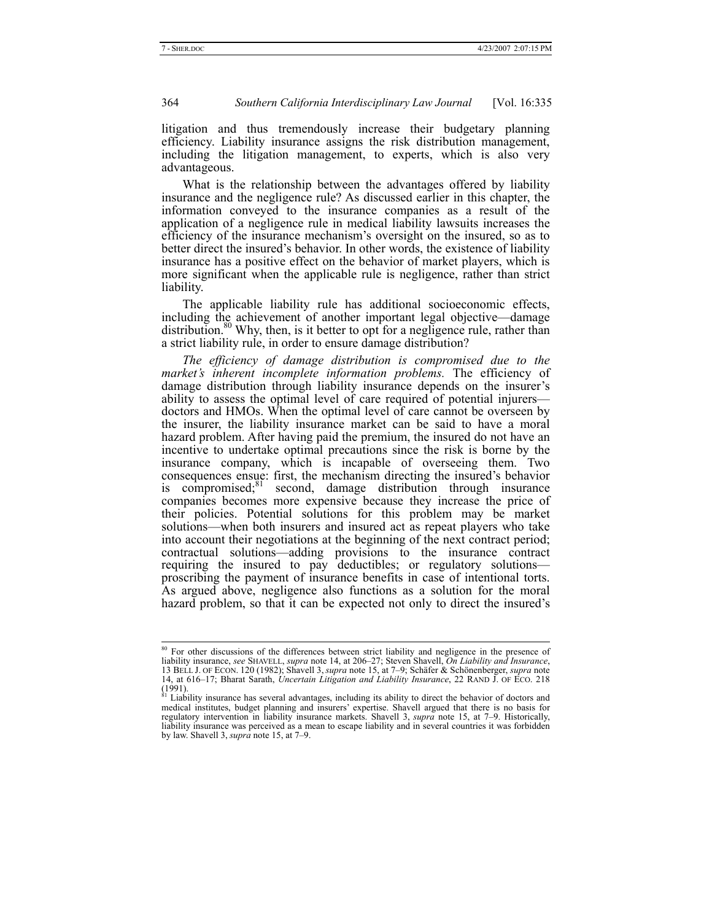litigation and thus tremendously increase their budgetary planning efficiency. Liability insurance assigns the risk distribution management, including the litigation management, to experts, which is also very advantageous.

What is the relationship between the advantages offered by liability insurance and the negligence rule? As discussed earlier in this chapter, the information conveyed to the insurance companies as a result of the application of a negligence rule in medical liability lawsuits increases the efficiency of the insurance mechanism's oversight on the insured, so as to better direct the insured's behavior. In other words, the existence of liability insurance has a positive effect on the behavior of market players, which is more significant when the applicable rule is negligence, rather than strict liability.

The applicable liability rule has additional socioeconomic effects, including the achievement of another important legal objective—damage distribution.[80] Why, then, is it better to opt for a negligence rule, rather than a strict liability rule, in order to ensure damage distribution?

*The efficiency of damage distribution is compromised due to the market's inherent incomplete information problems.* The efficiency of damage distribution through liability insurance depends on the insurer's ability to assess the optimal level of care required of potential injurers—doctors and HMOs. When the optimal level of care cannot be overseen by the insurer, the liability insurance market can be said to have a moral hazard problem. After having paid the premium, the insured do not have an incentive to undertake optimal precautions since the risk is borne by the insurance company, which is incapable of overseeing them. Two consequences ensue: first, the mechanism directing the insured's behavior is compromised;[81] second, damage distribution through insurance companies becomes more expensive because they increase the price of their policies. Potential solutions for this problem may be market solutions—when both insurers and insured act as repeat players who take into account their negotiations at the beginning of the next contract period; contractual solutions—adding provisions to the insurance contract requiring the insured to pay deductibles; or regulatory solutions—proscribing the payment of insurance benefits in case of intentional torts. As argued above, negligence also functions as a solution for the moral hazard problem, so that it can be expected not only to direct the insured's

---

[80] For other discussions of the differences between strict liability and negligence in the presence of liability insurance, *see* SHAVELL, *supra* note 14, at 206–27; Steven Shavell, *On Liability and Insurance*, 13 BELL J. OF ECON. 120 (1982); Shavell 3, *supra* note 15, at 7–9; Schäfer & Schönenberger, *supra* note 14, at 616–17; Bharat Sarath, *Uncertain Litigation and Liability Insurance*, 22 RAND J. OF ECO. 218 (1991).

[81] Liability insurance has several advantages, including its ability to direct the behavior of doctors and medical institutes, budget planning and insurers' expertise. Shavell argued that there is no basis for regulatory intervention in liability insurance markets. Shavell 3, *supra* note 15, at 7–9. Historically, liability insurance was perceived as a mean to escape liability and in several countries it was forbidden by law. Shavell 3, *supra* note 15, at 7–9.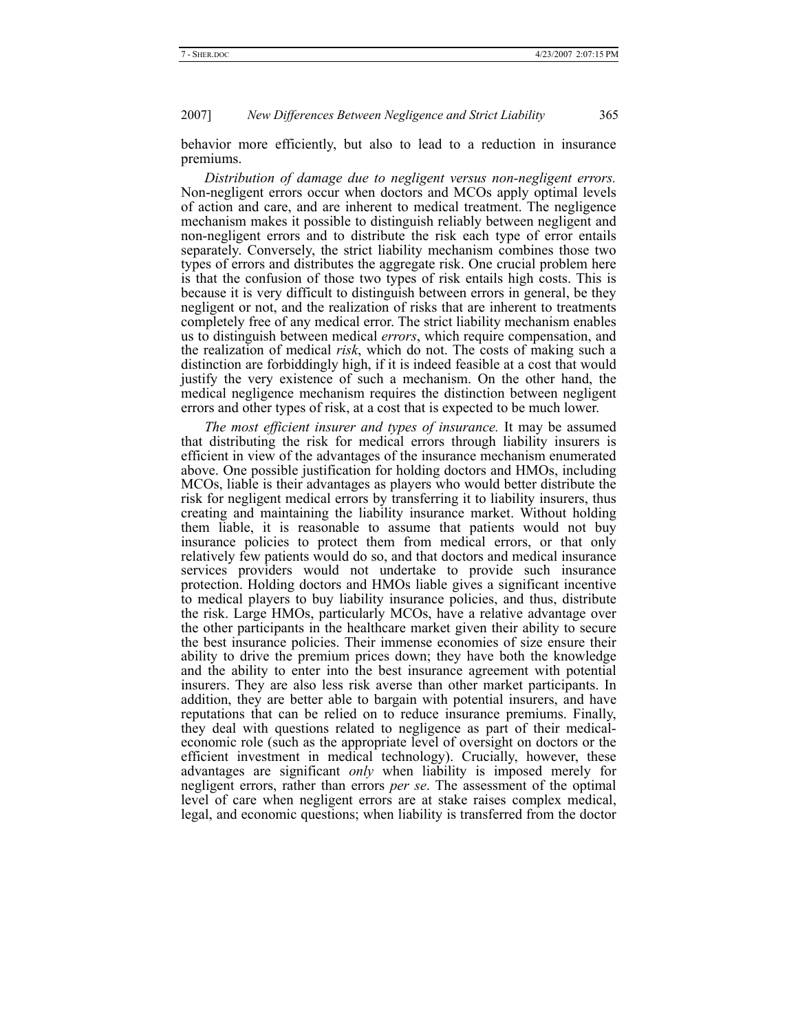behavior more efficiently, but also to lead to a reduction in insurance premiums.

*Distribution of damage due to negligent versus non-negligent errors.* Non-negligent errors occur when doctors and MCOs apply optimal levels of action and care, and are inherent to medical treatment. The negligence mechanism makes it possible to distinguish reliably between negligent and non-negligent errors and to distribute the risk each type of error entails separately. Conversely, the strict liability mechanism combines those two types of errors and distributes the aggregate risk. One crucial problem here is that the confusion of those two types of risk entails high costs. This is because it is very difficult to distinguish between errors in general, be they negligent or not, and the realization of risks that are inherent to treatments completely free of any medical error. The strict liability mechanism enables us to distinguish between medical *errors*, which require compensation, and the realization of medical *risk*, which do not. The costs of making such a distinction are forbiddingly high, if it is indeed feasible at a cost that would justify the very existence of such a mechanism. On the other hand, the medical negligence mechanism requires the distinction between negligent errors and other types of risk, at a cost that is expected to be much lower.

*The most efficient insurer and types of insurance.* It may be assumed that distributing the risk for medical errors through liability insurers is efficient in view of the advantages of the insurance mechanism enumerated above. One possible justification for holding doctors and HMOs, including MCOs, liable is their advantages as players who would better distribute the risk for negligent medical errors by transferring it to liability insurers, thus creating and maintaining the liability insurance market. Without holding them liable, it is reasonable to assume that patients would not buy insurance policies to protect them from medical errors, or that only relatively few patients would do so, and that doctors and medical insurance services providers would not undertake to provide such insurance protection. Holding doctors and HMOs liable gives a significant incentive to medical players to buy liability insurance policies, and thus, distribute the risk. Large HMOs, particularly MCOs, have a relative advantage over the other participants in the healthcare market given their ability to secure the best insurance policies. Their immense economies of size ensure their ability to drive the premium prices down; they have both the knowledge and the ability to enter into the best insurance agreement with potential insurers. They are also less risk averse than other market participants. In addition, they are better able to bargain with potential insurers, and have reputations that can be relied on to reduce insurance premiums. Finally, they deal with questions related to negligence as part of their medical-economic role (such as the appropriate level of oversight on doctors or the efficient investment in medical technology). Crucially, however, these advantages are significant *only* when liability is imposed merely for negligent errors, rather than errors *per se*. The assessment of the optimal level of care when negligent errors are at stake raises complex medical, legal, and economic questions; when liability is transferred from the doctor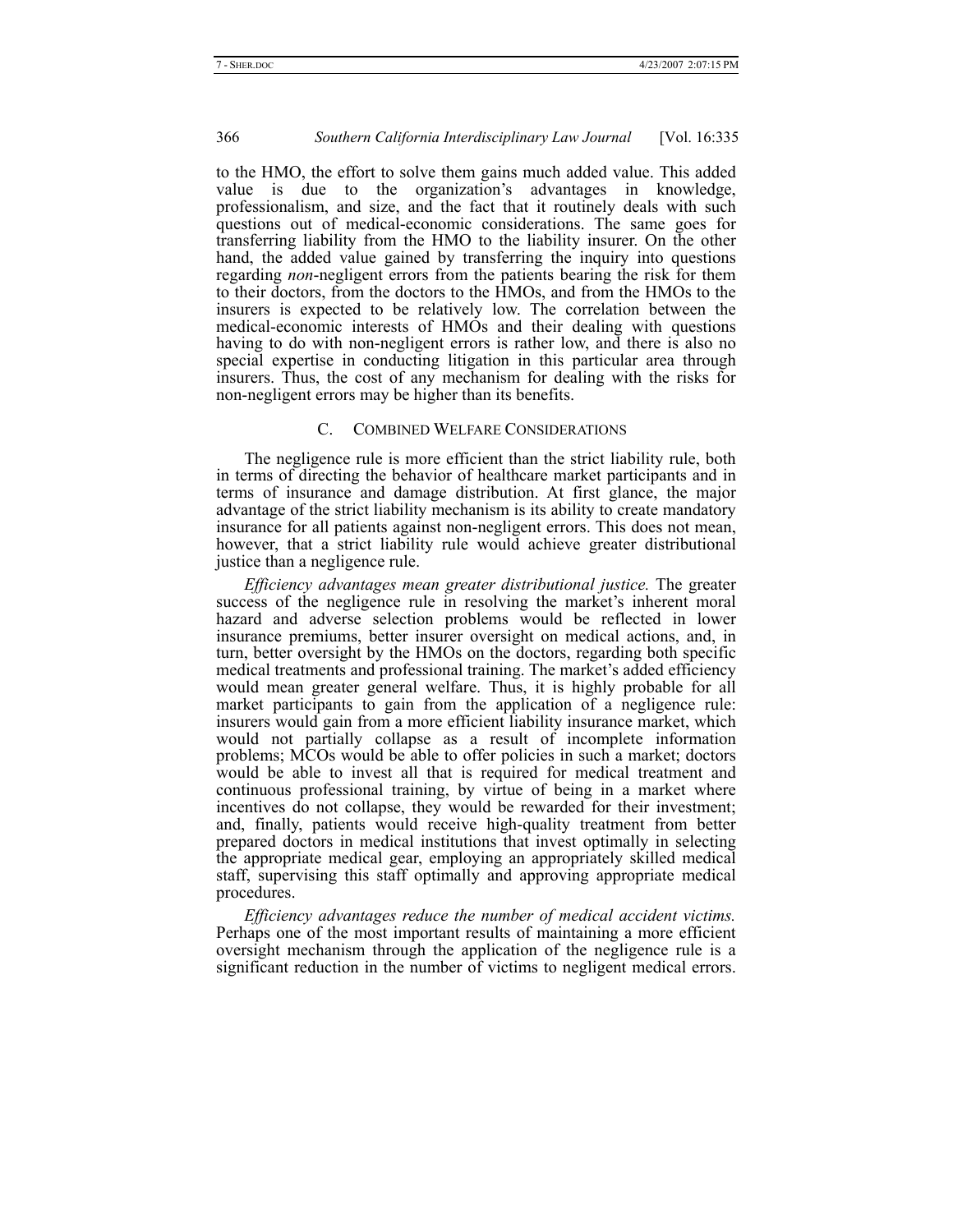to the HMO, the effort to solve them gains much added value. This added value is due to the organization's advantages in knowledge, professionalism, and size, and the fact that it routinely deals with such questions out of medical-economic considerations. The same goes for transferring liability from the HMO to the liability insurer. On the other hand, the added value gained by transferring the inquiry into questions regarding *non*-negligent errors from the patients bearing the risk for them to their doctors, from the doctors to the HMOs, and from the HMOs to the insurers is expected to be relatively low. The correlation between the medical-economic interests of HMOs and their dealing with questions having to do with non-negligent errors is rather low, and there is also no special expertise in conducting litigation in this particular area through insurers. Thus, the cost of any mechanism for dealing with the risks for non-negligent errors may be higher than its benefits.

### C. COMBINED WELFARE CONSIDERATIONS

The negligence rule is more efficient than the strict liability rule, both in terms of directing the behavior of healthcare market participants and in terms of insurance and damage distribution. At first glance, the major advantage of the strict liability mechanism is its ability to create mandatory insurance for all patients against non-negligent errors. This does not mean, however, that a strict liability rule would achieve greater distributional justice than a negligence rule.

*Efficiency advantages mean greater distributional justice.* The greater success of the negligence rule in resolving the market's inherent moral hazard and adverse selection problems would be reflected in lower insurance premiums, better insurer oversight on medical actions, and, in turn, better oversight by the HMOs on the doctors, regarding both specific medical treatments and professional training. The market's added efficiency would mean greater general welfare. Thus, it is highly probable for all market participants to gain from the application of a negligence rule: insurers would gain from a more efficient liability insurance market, which would not partially collapse as a result of incomplete information problems; MCOs would be able to offer policies in such a market; doctors would be able to invest all that is required for medical treatment and continuous professional training, by virtue of being in a market where incentives do not collapse, they would be rewarded for their investment; and, finally, patients would receive high-quality treatment from better prepared doctors in medical institutions that invest optimally in selecting the appropriate medical gear, employing an appropriately skilled medical staff, supervising this staff optimally and approving appropriate medical procedures.

*Efficiency advantages reduce the number of medical accident victims.* Perhaps one of the most important results of maintaining a more efficient oversight mechanism through the application of the negligence rule is a significant reduction in the number of victims to negligent medical errors.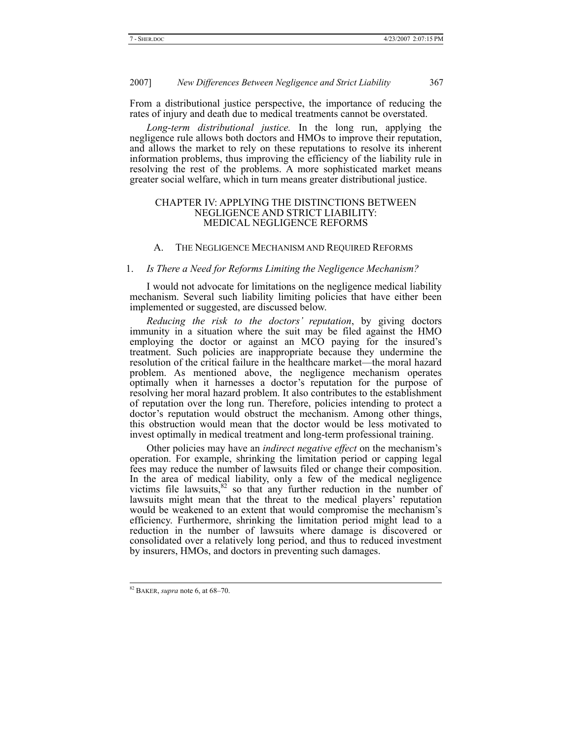From a distributional justice perspective, the importance of reducing the rates of injury and death due to medical treatments cannot be overstated.

*Long-term distributional justice.* In the long run, applying the negligence rule allows both doctors and HMOs to improve their reputation, and allows the market to rely on these reputations to resolve its inherent information problems, thus improving the efficiency of the liability rule in resolving the rest of the problems. A more sophisticated market means greater social welfare, which in turn means greater distributional justice.

## CHAPTER IV: APPLYING THE DISTINCTIONS BETWEEN NEGLIGENCE AND STRICT LIABILITY: MEDICAL NEGLIGENCE REFORMS

### A. THE NEGLIGENCE MECHANISM AND REQUIRED REFORMS

#### 1. *Is There a Need for Reforms Limiting the Negligence Mechanism?*

I would not advocate for limitations on the negligence medical liability mechanism. Several such liability limiting policies that have either been implemented or suggested, are discussed below.

*Reducing the risk to the doctors' reputation*, by giving doctors immunity in a situation where the suit may be filed against the HMO employing the doctor or against an MCO paying for the insured's treatment. Such policies are inappropriate because they undermine the resolution of the critical failure in the healthcare market—the moral hazard problem. As mentioned above, the negligence mechanism operates optimally when it harnesses a doctor's reputation for the purpose of resolving her moral hazard problem. It also contributes to the establishment of reputation over the long run. Therefore, policies intending to protect a doctor's reputation would obstruct the mechanism. Among other things, this obstruction would mean that the doctor would be less motivated to invest optimally in medical treatment and long-term professional training.

Other policies may have an *indirect negative effect* on the mechanism's operation. For example, shrinking the limitation period or capping legal fees may reduce the number of lawsuits filed or change their composition. In the area of medical liability, only a few of the medical negligence victims file lawsuits,[82] so that any further reduction in the number of lawsuits might mean that the threat to the medical players' reputation would be weakened to an extent that would compromise the mechanism's efficiency. Furthermore, shrinking the limitation period might lead to a reduction in the number of lawsuits where damage is discovered or consolidated over a relatively long period, and thus to reduced investment by insurers, HMOs, and doctors in preventing such damages.

[82] BAKER, *supra* note 6, at 68–70.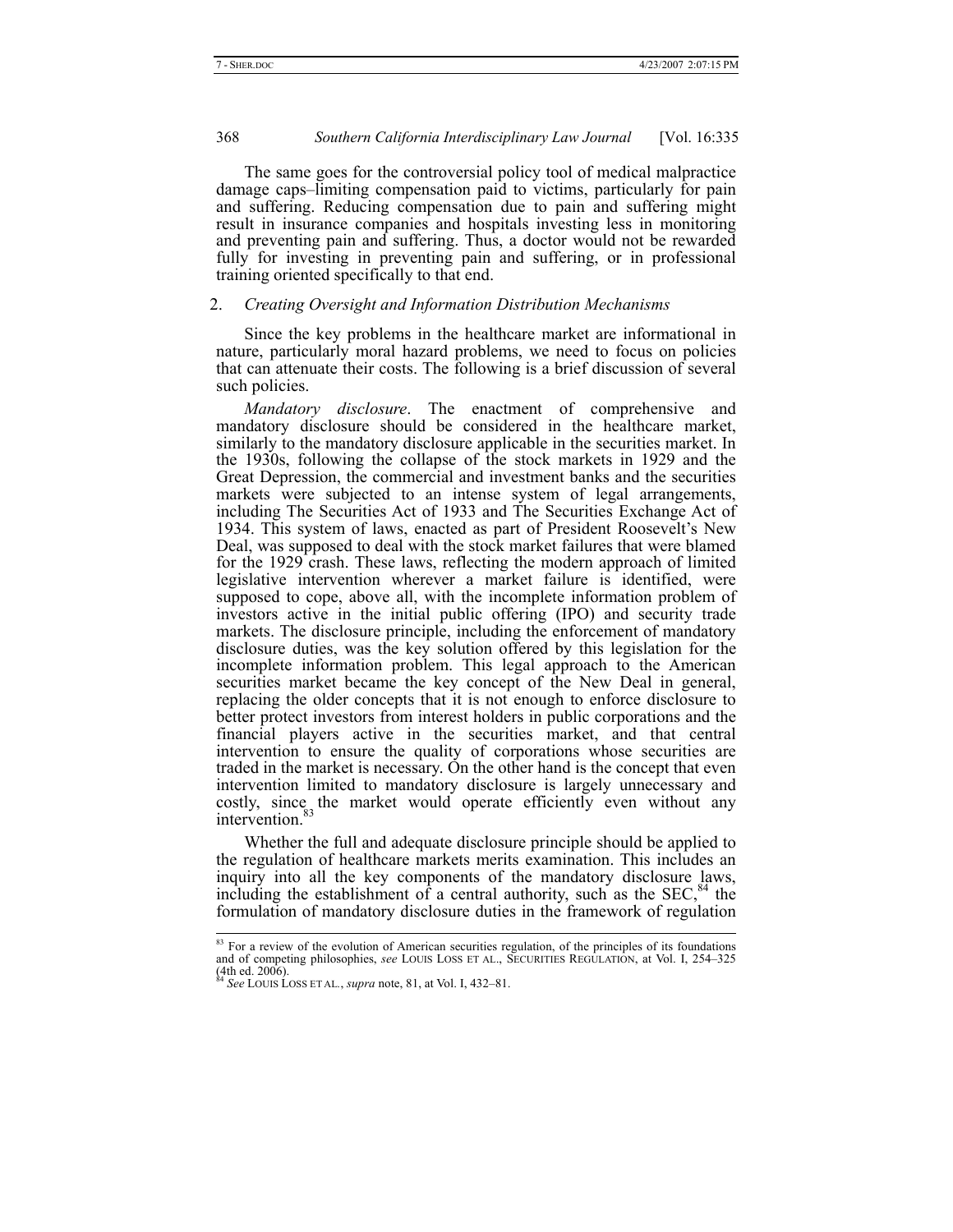The same goes for the controversial policy tool of medical malpractice damage caps–limiting compensation paid to victims, particularly for pain and suffering. Reducing compensation due to pain and suffering might result in insurance companies and hospitals investing less in monitoring and preventing pain and suffering. Thus, a doctor would not be rewarded fully for investing in preventing pain and suffering, or in professional training oriented specifically to that end.

### 2. *Creating Oversight and Information Distribution Mechanisms*

Since the key problems in the healthcare market are informational in nature, particularly moral hazard problems, we need to focus on policies that can attenuate their costs. The following is a brief discussion of several such policies.

*Mandatory disclosure*. The enactment of comprehensive and mandatory disclosure should be considered in the healthcare market, similarly to the mandatory disclosure applicable in the securities market. In the 1930s, following the collapse of the stock markets in 1929 and the Great Depression, the commercial and investment banks and the securities markets were subjected to an intense system of legal arrangements, including The Securities Act of 1933 and The Securities Exchange Act of 1934. This system of laws, enacted as part of President Roosevelt's New Deal, was supposed to deal with the stock market failures that were blamed for the 1929 crash. These laws, reflecting the modern approach of limited legislative intervention wherever a market failure is identified, were supposed to cope, above all, with the incomplete information problem of investors active in the initial public offering (IPO) and security trade markets. The disclosure principle, including the enforcement of mandatory disclosure duties, was the key solution offered by this legislation for the incomplete information problem. This legal approach to the American securities market became the key concept of the New Deal in general, replacing the older concepts that it is not enough to enforce disclosure to better protect investors from interest holders in public corporations and the financial players active in the securities market, and that central intervention to ensure the quality of corporations whose securities are traded in the market is necessary. On the other hand is the concept that even intervention limited to mandatory disclosure is largely unnecessary and costly, since the market would operate efficiently even without any intervention.[83]

Whether the full and adequate disclosure principle should be applied to the regulation of healthcare markets merits examination. This includes an inquiry into all the key components of the mandatory disclosure laws, including the establishment of a central authority, such as the SEC,[84] the formulation of mandatory disclosure duties in the framework of regulation

---

[83] For a review of the evolution of American securities regulation, of the principles of its foundations and of competing philosophies, *see* LOUIS LOSS ET AL., SECURITIES REGULATION, at Vol. I, 254–325 (4th ed. 2006).

[84] *See* LOUIS LOSS ET AL., *supra* note, 81, at Vol. I, 432–81.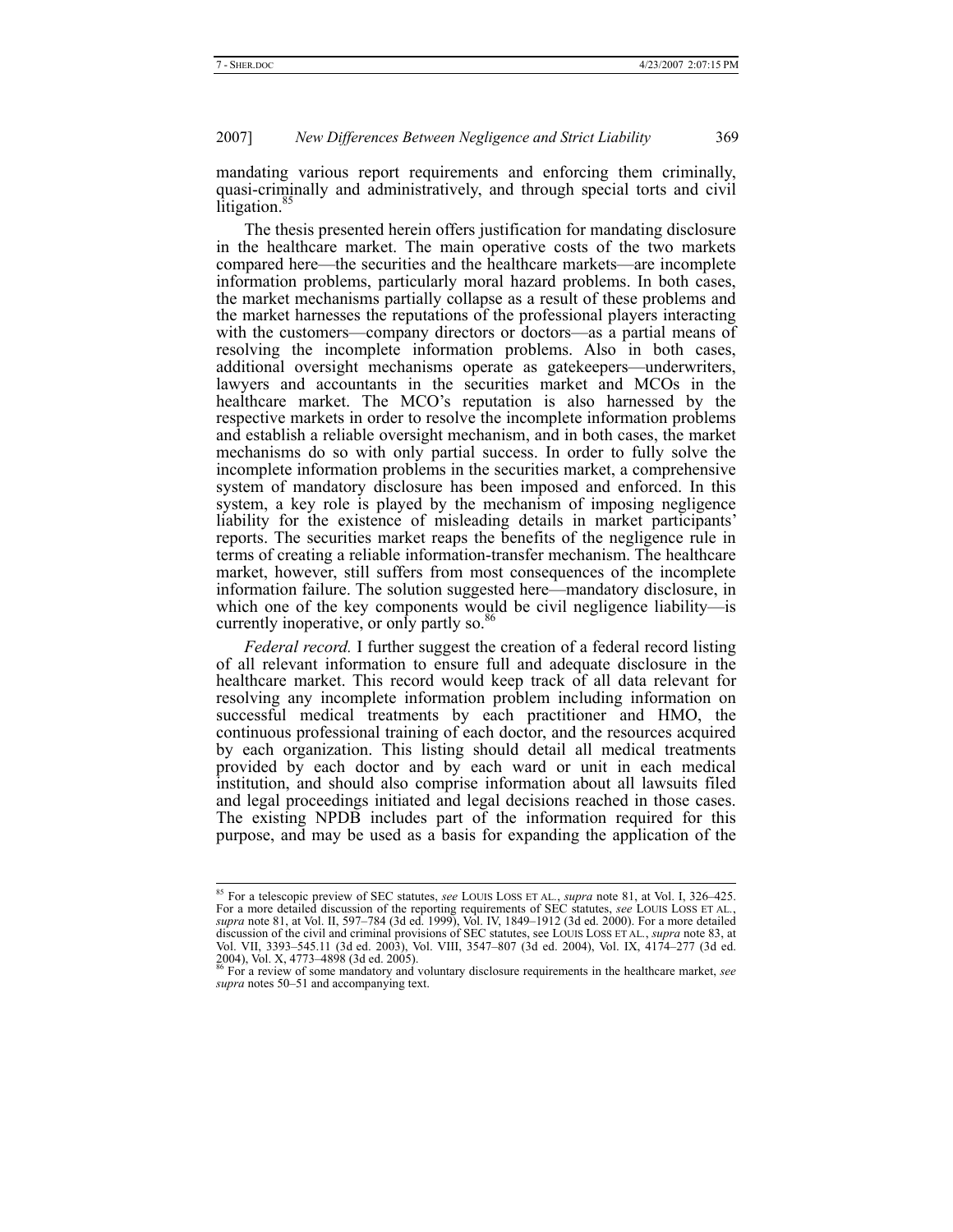mandating various report requirements and enforcing them criminally, quasi-criminally and administratively, and through special torts and civil litigation.[85]

The thesis presented herein offers justification for mandating disclosure in the healthcare market. The main operative costs of the two markets compared here—the securities and the healthcare markets—are incomplete information problems, particularly moral hazard problems. In both cases, the market mechanisms partially collapse as a result of these problems and the market harnesses the reputations of the professional players interacting with the customers—company directors or doctors—as a partial means of resolving the incomplete information problems. Also in both cases, additional oversight mechanisms operate as gatekeepers—underwriters, lawyers and accountants in the securities market and MCOs in the healthcare market. The MCO's reputation is also harnessed by the respective markets in order to resolve the incomplete information problems and establish a reliable oversight mechanism, and in both cases, the market mechanisms do so with only partial success. In order to fully solve the incomplete information problems in the securities market, a comprehensive system of mandatory disclosure has been imposed and enforced. In this system, a key role is played by the mechanism of imposing negligence liability for the existence of misleading details in market participants' reports. The securities market reaps the benefits of the negligence rule in terms of creating a reliable information-transfer mechanism. The healthcare market, however, still suffers from most consequences of the incomplete information failure. The solution suggested here—mandatory disclosure, in which one of the key components would be civil negligence liability—is currently inoperative, or only partly so.[86]

*Federal record.* I further suggest the creation of a federal record listing of all relevant information to ensure full and adequate disclosure in the healthcare market. This record would keep track of all data relevant for resolving any incomplete information problem including information on successful medical treatments by each practitioner and HMO, the continuous professional training of each doctor, and the resources acquired by each organization. This listing should detail all medical treatments provided by each doctor and by each ward or unit in each medical institution, and should also comprise information about all lawsuits filed and legal proceedings initiated and legal decisions reached in those cases. The existing NPDB includes part of the information required for this purpose, and may be used as a basis for expanding the application of the

---

[85] For a telescopic preview of SEC statutes, *see* LOUIS LOSS ET AL., *supra* note 81, at Vol. I, 326–425. For a more detailed discussion of the reporting requirements of SEC statutes, *see* LOUIS LOSS ET AL., *supra* note 81, at Vol. II, 597–784 (3d ed. 1999), Vol. IV, 1849–1912 (3d ed. 2000). For a more detailed discussion of the civil and criminal provisions of SEC statutes, see LOUIS LOSS ET AL., *supra* note 83, at Vol. VII, 3393–545.11 (3d ed. 2003), Vol. VIII, 3547–807 (3d ed. 2004), Vol. IX, 4174–277 (3d ed. 2004), Vol. X, 4773–4898 (3d ed. 2005).

[86] For a review of some mandatory and voluntary disclosure requirements in the healthcare market, *see supra* notes 50–51 and accompanying text.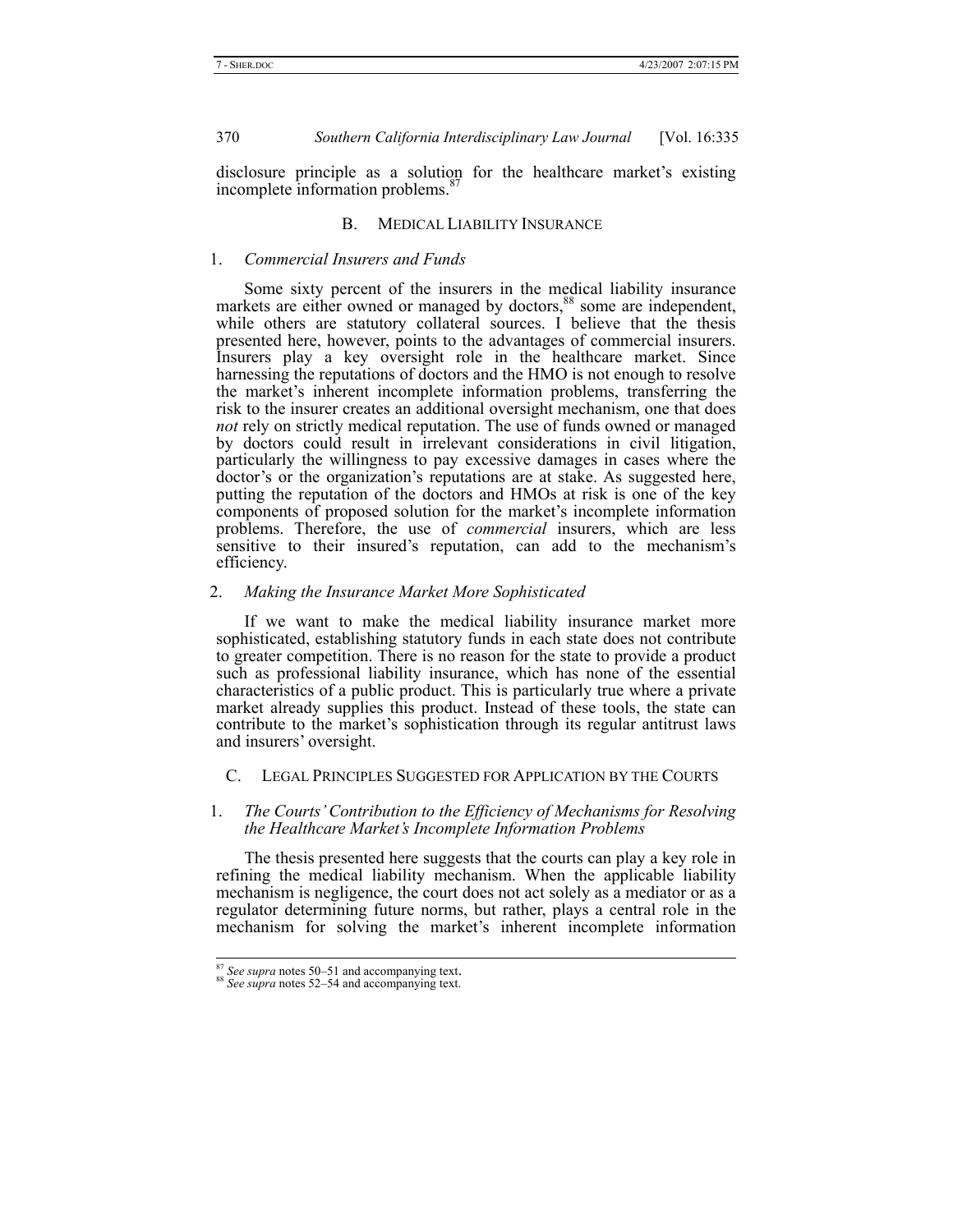disclosure principle as a solution for the healthcare market's existing incomplete information problems.[87]

## B. Medical Liability Insurance

### 1. *Commercial Insurers and Funds*

Some sixty percent of the insurers in the medical liability insurance markets are either owned or managed by doctors,[88] some are independent, while others are statutory collateral sources. I believe that the thesis presented here, however, points to the advantages of commercial insurers. Insurers play a key oversight role in the healthcare market. Since harnessing the reputations of doctors and the HMO is not enough to resolve the market's inherent incomplete information problems, transferring the risk to the insurer creates an additional oversight mechanism, one that does *not* rely on strictly medical reputation. The use of funds owned or managed by doctors could result in irrelevant considerations in civil litigation, particularly the willingness to pay excessive damages in cases where the doctor's or the organization's reputations are at stake. As suggested here, putting the reputation of the doctors and HMOs at risk is one of the key components of proposed solution for the market's incomplete information problems. Therefore, the use of *commercial* insurers, which are less sensitive to their insured's reputation, can add to the mechanism's efficiency.

### 2. *Making the Insurance Market More Sophisticated*

If we want to make the medical liability insurance market more sophisticated, establishing statutory funds in each state does not contribute to greater competition. There is no reason for the state to provide a product such as professional liability insurance, which has none of the essential characteristics of a public product. This is particularly true where a private market already supplies this product. Instead of these tools, the state can contribute to the market's sophistication through its regular antitrust laws and insurers' oversight.

## C. Legal Principles Suggested for Application by the Courts

### 1. *The Courts' Contribution to the Efficiency of Mechanisms for Resolving the Healthcare Market's Incomplete Information Problems*

The thesis presented here suggests that the courts can play a key role in refining the medical liability mechanism. When the applicable liability mechanism is negligence, the court does not act solely as a mediator or as a regulator determining future norms, but rather, plays a central role in the mechanism for solving the market's inherent incomplete information

---

[87] *See supra* notes 50–51 and accompanying text.

[88] *See supra* notes 52–54 and accompanying text.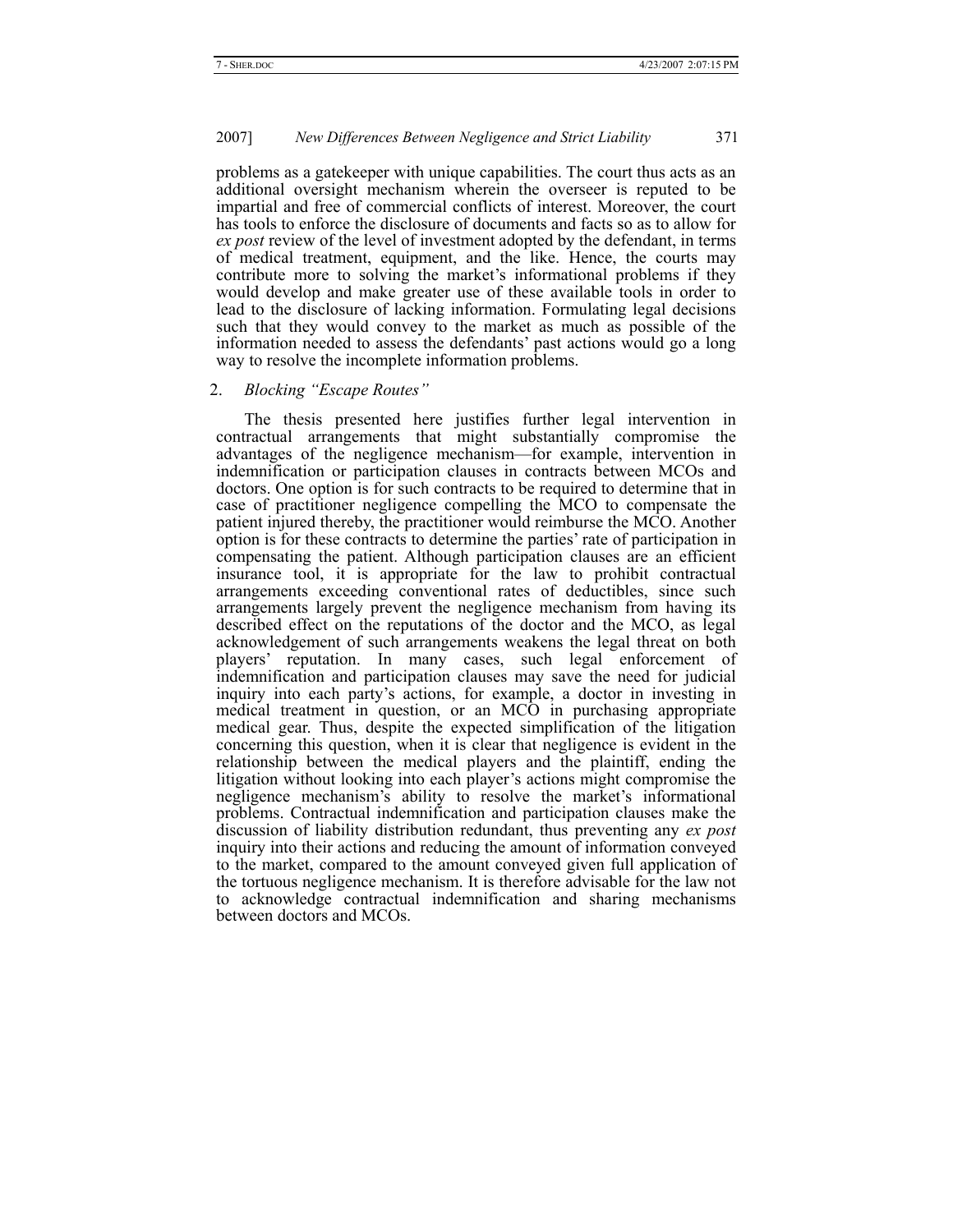problems as a gatekeeper with unique capabilities. The court thus acts as an additional oversight mechanism wherein the overseer is reputed to be impartial and free of commercial conflicts of interest. Moreover, the court has tools to enforce the disclosure of documents and facts so as to allow for *ex post* review of the level of investment adopted by the defendant, in terms of medical treatment, equipment, and the like. Hence, the courts may contribute more to solving the market's informational problems if they would develop and make greater use of these available tools in order to lead to the disclosure of lacking information. Formulating legal decisions such that they would convey to the market as much as possible of the information needed to assess the defendants' past actions would go a long way to resolve the incomplete information problems.

### 2. *Blocking "Escape Routes"*

The thesis presented here justifies further legal intervention in contractual arrangements that might substantially compromise the advantages of the negligence mechanism—for example, intervention in indemnification or participation clauses in contracts between MCOs and doctors. One option is for such contracts to be required to determine that in case of practitioner negligence compelling the MCO to compensate the patient injured thereby, the practitioner would reimburse the MCO. Another option is for these contracts to determine the parties' rate of participation in compensating the patient. Although participation clauses are an efficient insurance tool, it is appropriate for the law to prohibit contractual arrangements exceeding conventional rates of deductibles, since such arrangements largely prevent the negligence mechanism from having its described effect on the reputations of the doctor and the MCO, as legal acknowledgement of such arrangements weakens the legal threat on both players' reputation. In many cases, such legal enforcement of indemnification and participation clauses may save the need for judicial inquiry into each party's actions, for example, a doctor in investing in medical treatment in question, or an MCO in purchasing appropriate medical gear. Thus, despite the expected simplification of the litigation concerning this question, when it is clear that negligence is evident in the relationship between the medical players and the plaintiff, ending the litigation without looking into each player's actions might compromise the negligence mechanism's ability to resolve the market's informational problems. Contractual indemnification and participation clauses make the discussion of liability distribution redundant, thus preventing any *ex post* inquiry into their actions and reducing the amount of information conveyed to the market, compared to the amount conveyed given full application of the tortuous negligence mechanism. It is therefore advisable for the law not to acknowledge contractual indemnification and sharing mechanisms between doctors and MCOs.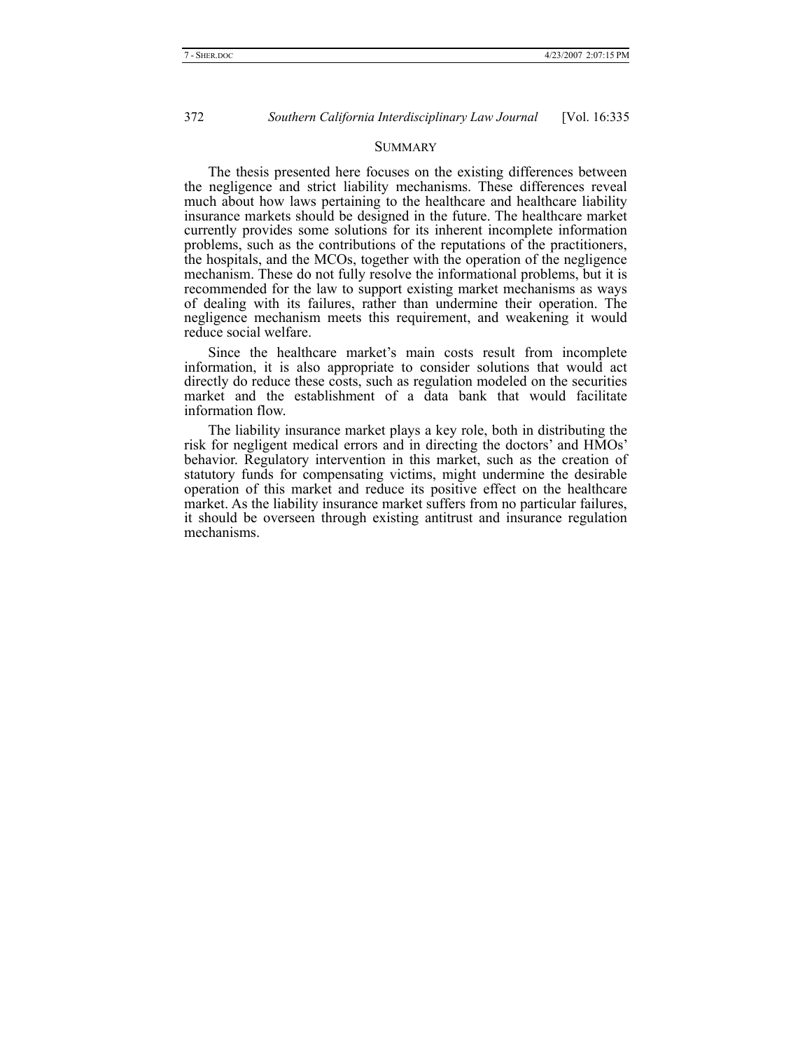## SUMMARY

The thesis presented here focuses on the existing differences between the negligence and strict liability mechanisms. These differences reveal much about how laws pertaining to the healthcare and healthcare liability insurance markets should be designed in the future. The healthcare market currently provides some solutions for its inherent incomplete information problems, such as the contributions of the reputations of the practitioners, the hospitals, and the MCOs, together with the operation of the negligence mechanism. These do not fully resolve the informational problems, but it is recommended for the law to support existing market mechanisms as ways of dealing with its failures, rather than undermine their operation. The negligence mechanism meets this requirement, and weakening it would reduce social welfare.

Since the healthcare market's main costs result from incomplete information, it is also appropriate to consider solutions that would act directly do reduce these costs, such as regulation modeled on the securities market and the establishment of a data bank that would facilitate information flow.

The liability insurance market plays a key role, both in distributing the risk for negligent medical errors and in directing the doctors' and HMOs' behavior. Regulatory intervention in this market, such as the creation of statutory funds for compensating victims, might undermine the desirable operation of this market and reduce its positive effect on the healthcare market. As the liability insurance market suffers from no particular failures, it should be overseen through existing antitrust and insurance regulation mechanisms.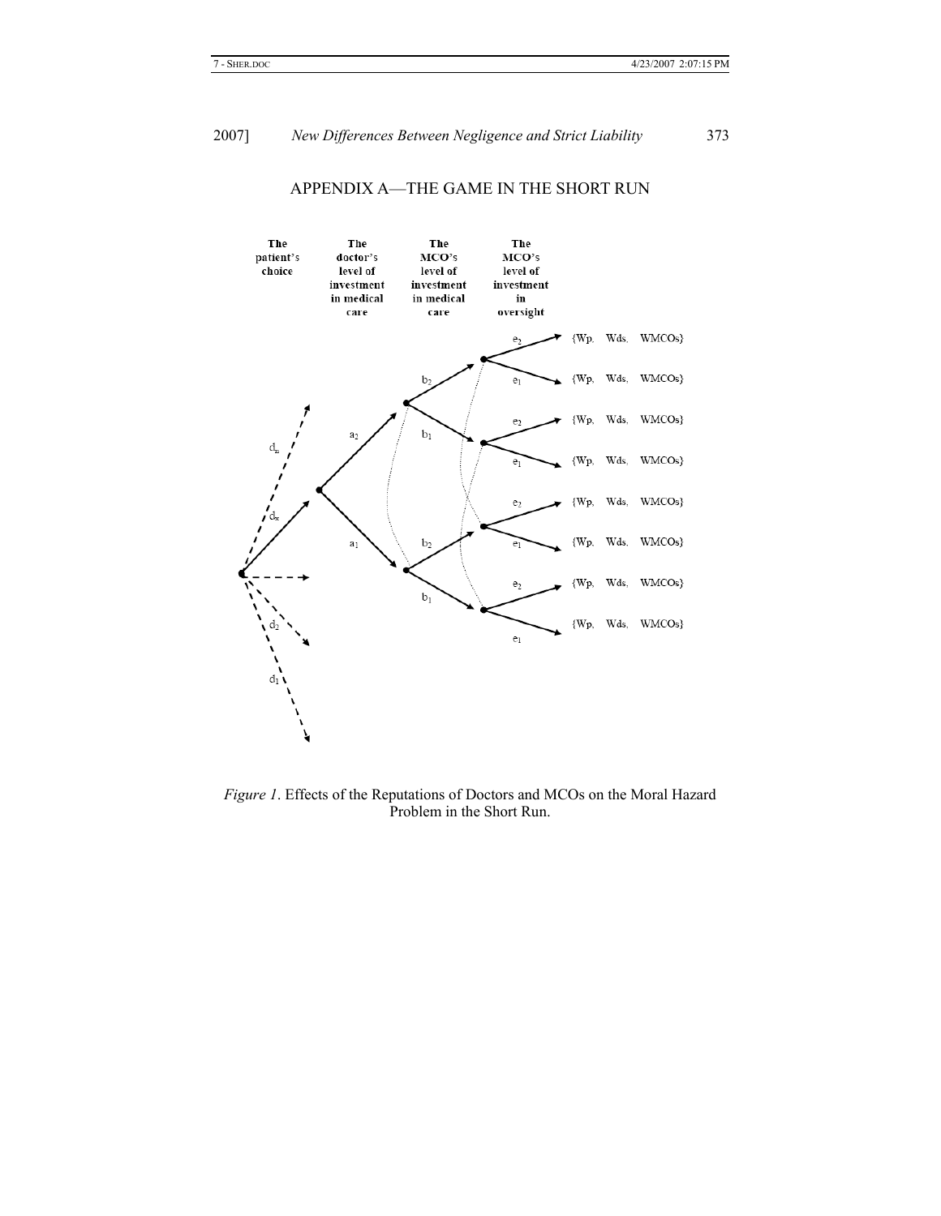## APPENDIX A—THE GAME IN THE SHORT RUN

| The patient's choice | The doctor's level of investment in medical care | The MCO's level of investment in medical care | The MCO's level of investment in oversight | |
|---|---|---|---|---|
| $d_x$ | $a_2$ | $b_2$ | $e_2$ | {Wp, Wds, WMCOs} |
| | | | $e_1$ | {Wp, Wds, WMCOs} |
| | | $b_1$ | $e_2$ | {Wp, Wds, WMCOs} |
| | | | $e_1$ | {Wp, Wds, WMCOs} |
| | $a_1$ | $b_2$ | $e_2$ | {Wp, Wds, WMCOs} |
| | | | $e_1$ | {Wp, Wds, WMCOs} |
| | | $b_1$ | $e_2$ | {Wp, Wds, WMCOs} |
| | | | $e_1$ | {Wp, Wds, WMCOs} |

Other patient choices (dashed branches): $d_n$, $d_2$, $d_1$

*Figure 1*. Effects of the Reputations of Doctors and MCOs on the Moral Hazard Problem in the Short Run.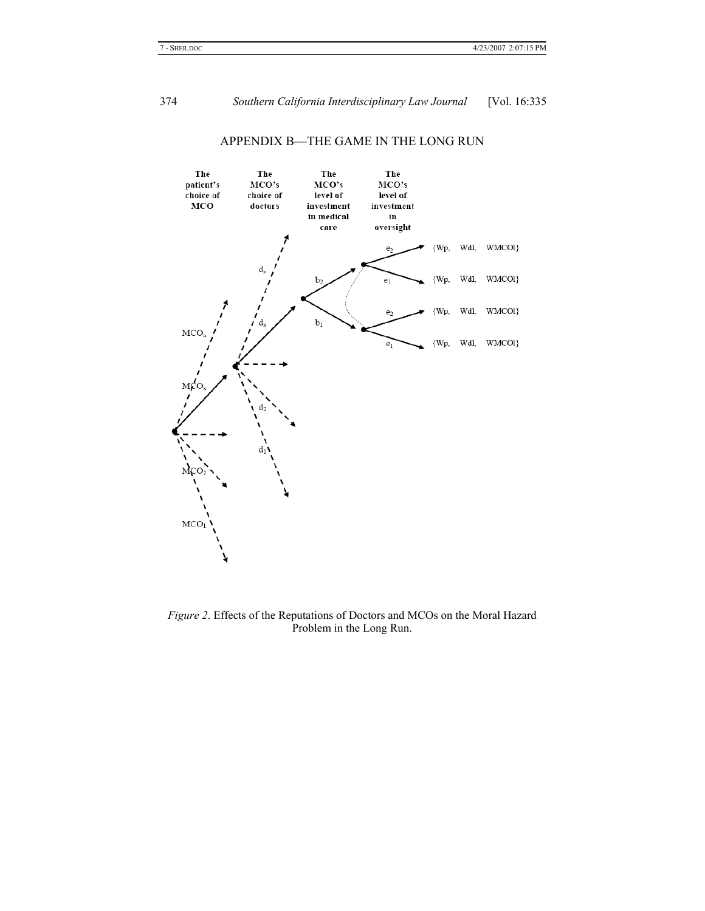## APPENDIX B—THE GAME IN THE LONG RUN

| The patient's choice of MCO | The MCO's choice of doctors | The MCO's level of investment in medical care | The MCO's level of investment in oversight | |
|---|---|---|---|---|
| | | $b_2$ | $e_2$ | {Wp, Wdl, WMCOl} |
| | | | $e_1$ | {Wp, Wdl, WMCOl} |
| | | $b_1$ | $e_2$ | {Wp, Wdl, WMCOl} |
| | | | $e_1$ | {Wp, Wdl, WMCOl} |

$MCO_n$, $MCO_x$, $MCO_2$, $MCO_1$

$d_n$, $d_x$, $d_2$, $d_1$

*Figure 2*. Effects of the Reputations of Doctors and MCOs on the Moral Hazard Problem in the Long Run.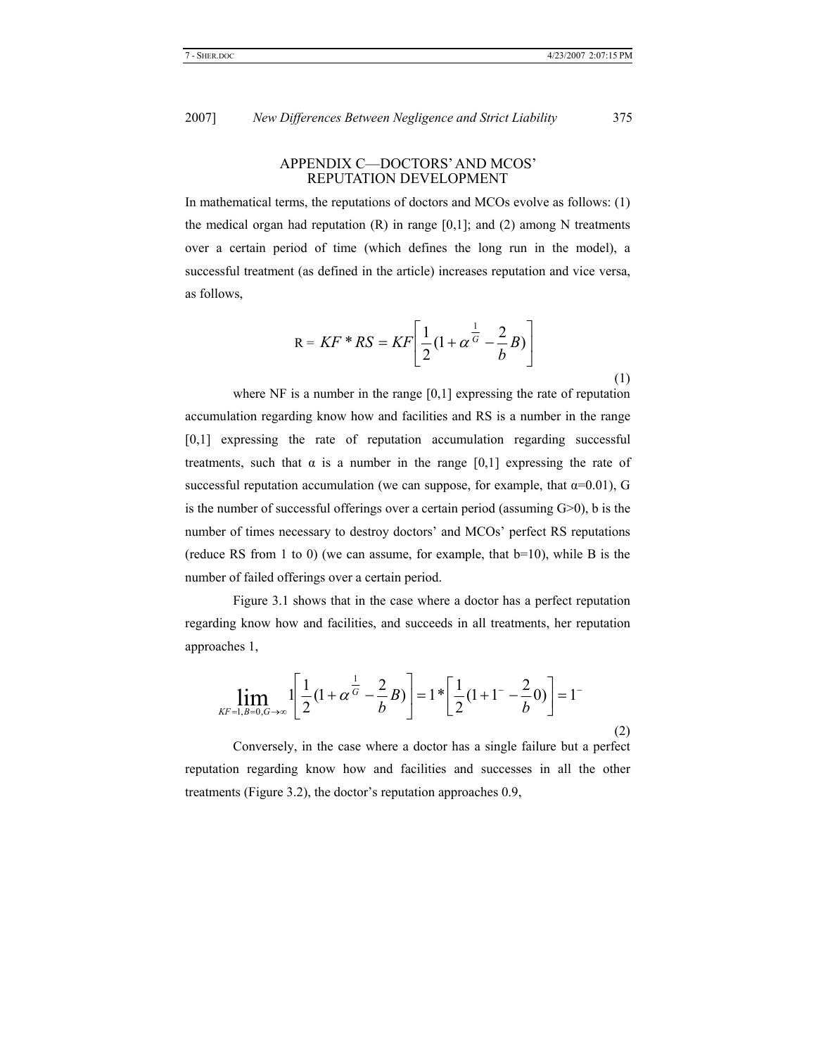## APPENDIX C—DOCTORS' AND MCOS' REPUTATION DEVELOPMENT

In mathematical terms, the reputations of doctors and MCOs evolve as follows: (1) the medical organ had reputation (R) in range [0,1]; and (2) among N treatments over a certain period of time (which defines the long run in the model), a successful treatment (as defined in the article) increases reputation and vice versa, as follows,

$$R = KF * RS = KF\left[\frac{1}{2}(1+\alpha^{\frac{1}{G}} - \frac{2}{b}B)\right] \tag{1}$$

where NF is a number in the range [0,1] expressing the rate of reputation accumulation regarding know how and facilities and RS is a number in the range [0,1] expressing the rate of reputation accumulation regarding successful treatments, such that α is a number in the range [0,1] expressing the rate of successful reputation accumulation (we can suppose, for example, that α=0.01), G is the number of successful offerings over a certain period (assuming G>0), b is the number of times necessary to destroy doctors' and MCOs' perfect RS reputations (reduce RS from 1 to 0) (we can assume, for example, that b=10), while B is the number of failed offerings over a certain period.

Figure 3.1 shows that in the case where a doctor has a perfect reputation regarding know how and facilities, and succeeds in all treatments, her reputation approaches 1,

$$\lim_{KF=1, B=0, G\to\infty} 1\left[\frac{1}{2}(1+\alpha^{\frac{1}{G}} - \frac{2}{b}B)\right] = 1 * \left[\frac{1}{2}(1+1^{-} - \frac{2}{b}0)\right] = 1^{-} \tag{2}$$

Conversely, in the case where a doctor has a single failure but a perfect reputation regarding know how and facilities and successes in all the other treatments (Figure 3.2), the doctor's reputation approaches 0.9,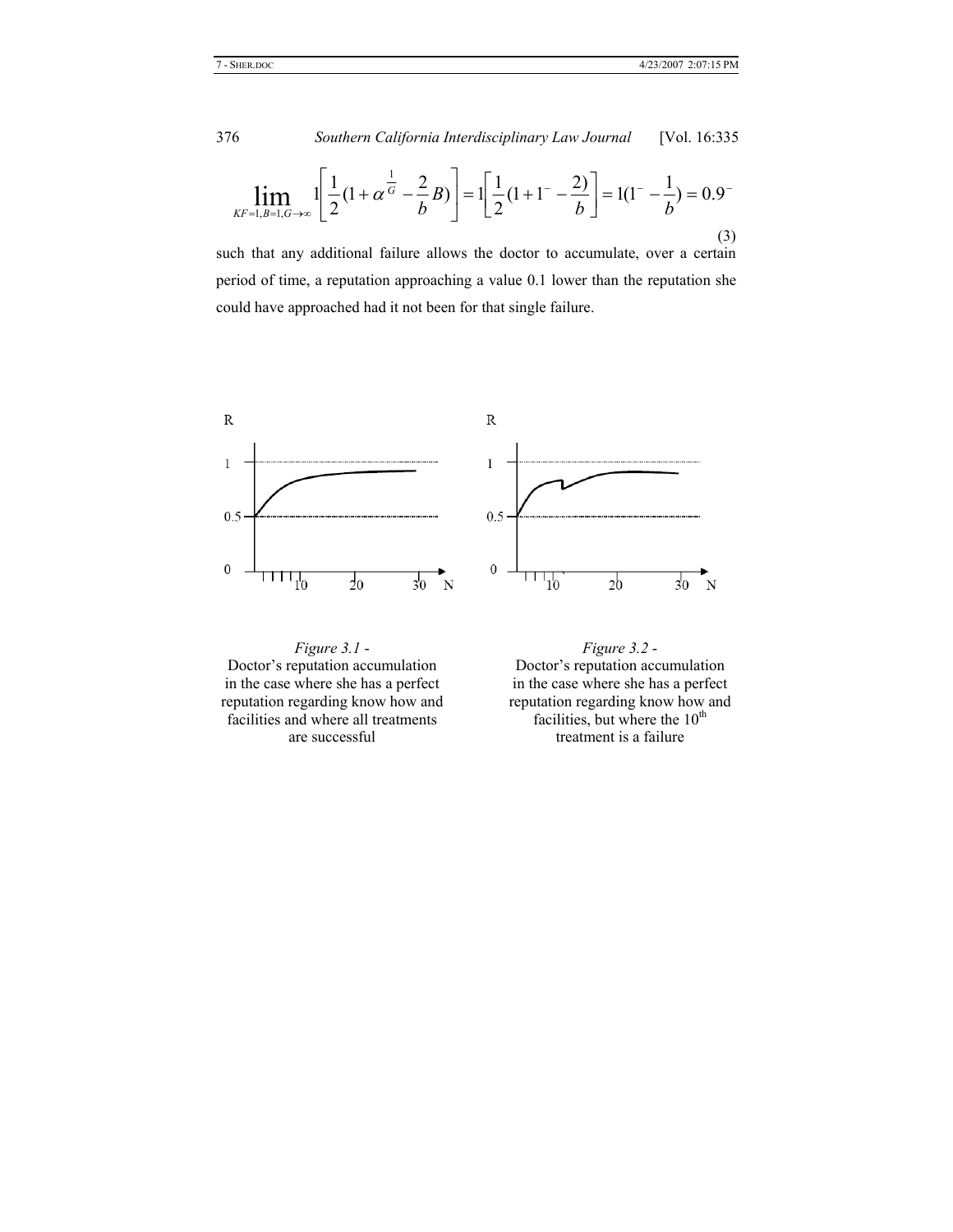$$\lim_{KF=1,B=1,G\to\infty} 1\left[\frac{1}{2}(1+\alpha^{\frac{1}{G}}-\frac{2}{b}B)\right] = 1\left[\frac{1}{2}(1+1^{-}-\frac{2)}{b}\right] = 1(1^{-}-\frac{1}{b}) = 0.9^{-} \tag{3}$$

such that any additional failure allows the doctor to accumulate, over a certain period of time, a reputation approaching a value 0.1 lower than the reputation she could have approached had it not been for that single failure.

*Figure 3.1* -
Doctor's reputation accumulation in the case where she has a perfect reputation regarding know how and facilities and where all treatments are successful

*Figure 3.2* -
Doctor's reputation accumulation in the case where she has a perfect reputation regarding know how and facilities, but where the 10th treatment is a failure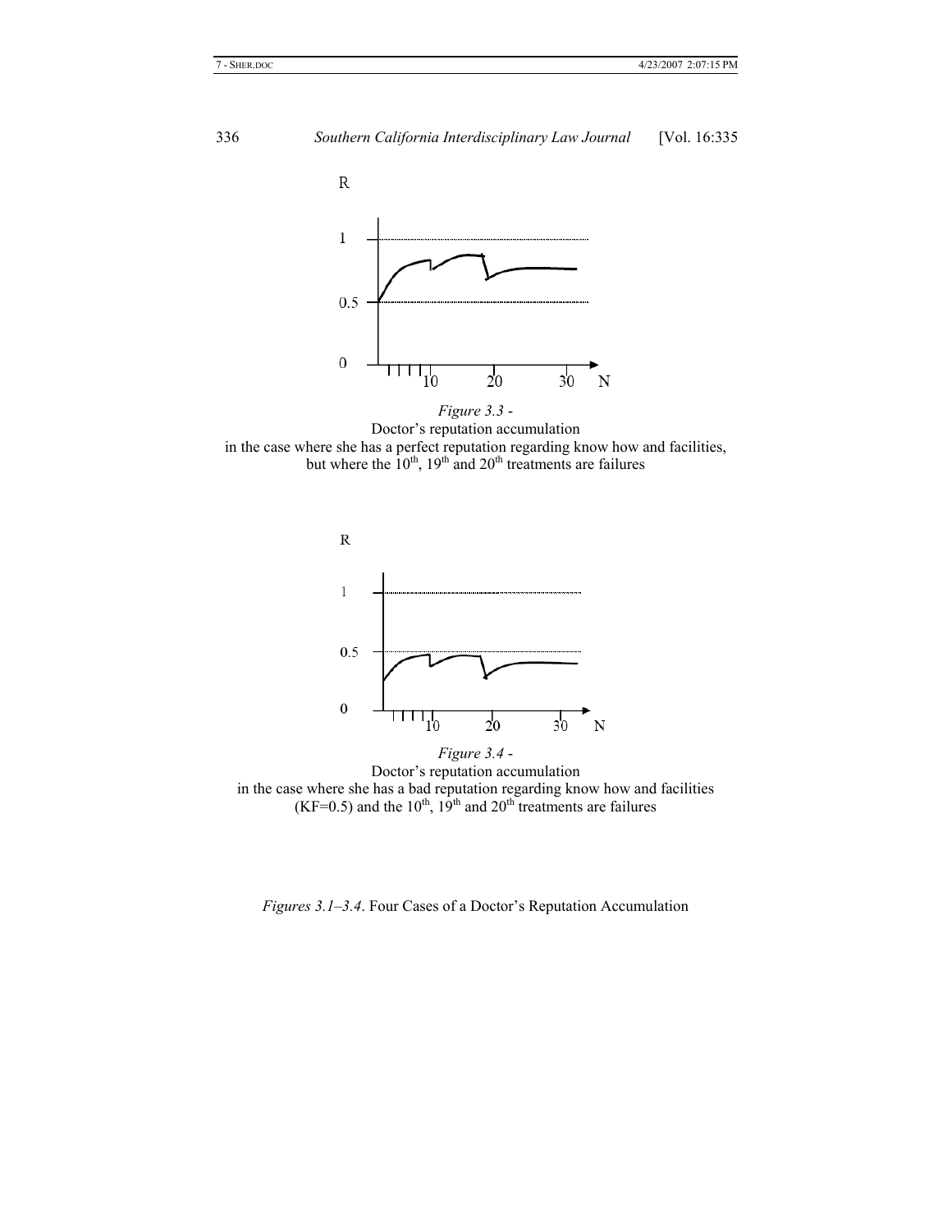R

1

0.5

0

10 20 30 N

*Figure 3.3* -
Doctor's reputation accumulation
in the case where she has a perfect reputation regarding know how and facilities, but where the 10th, 19th and 20th treatments are failures

R

1

0.5

0

10 20 30 N

*Figure 3.4* -
Doctor's reputation accumulation
in the case where she has a bad reputation regarding know how and facilities (KF=0.5) and the 10th, 19th and 20th treatments are failures

*Figures 3.1–3.4*. Four Cases of a Doctor's Reputation Accumulation